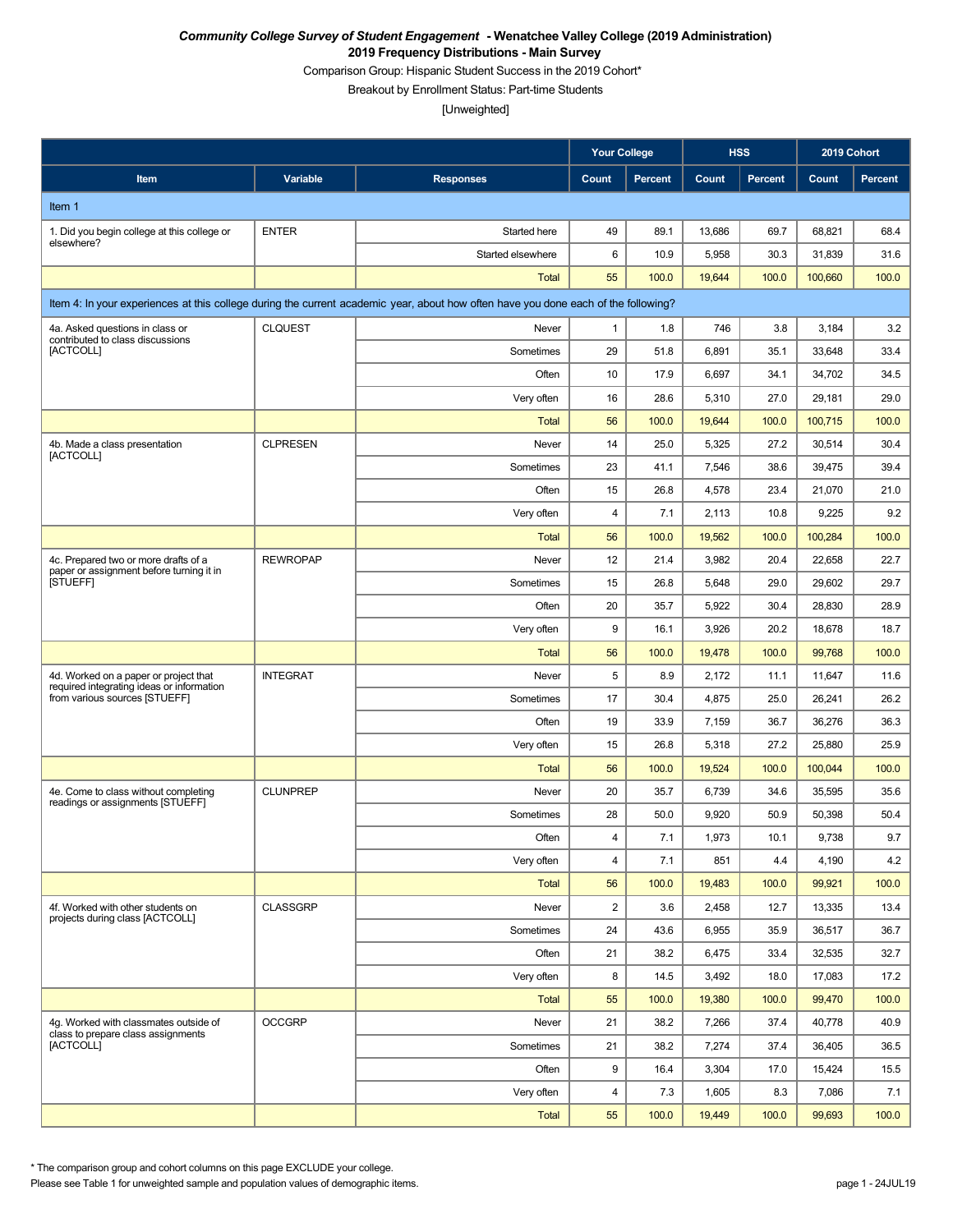***Community College Survey of Student Engagement* - Wenatchee Valley College (2019 Administration)**

**2019 Frequency Distributions - Main Survey**

Comparison Group: Hispanic Student Success in the 2019 Cohort*

Breakout by Enrollment Status: Part-time Students

[Unweighted]

| Item | Variable | Responses | Your College Count | Your College Percent | HSS Count | HSS Percent | 2019 Cohort Count | 2019 Cohort Percent |
|---|---|---|---|---|---|---|---|---|
| **Item 1** | | | | | | | | |
| 1. Did you begin college at this college or elsewhere? | ENTER | Started here | 49 | 89.1 | 13,686 | 69.7 | 68,821 | 68.4 |
| | | Started elsewhere | 6 | 10.9 | 5,958 | 30.3 | 31,839 | 31.6 |
| | | Total | 55 | 100.0 | 19,644 | 100.0 | 100,660 | 100.0 |
| **Item 4: In your experiences at this college during the current academic year, about how often have you done each of the following?** | | | | | | | | |
| 4a. Asked questions in class or contributed to class discussions [ACTCOLL] | CLQUEST | Never | 1 | 1.8 | 746 | 3.8 | 3,184 | 3.2 |
| | | Sometimes | 29 | 51.8 | 6,891 | 35.1 | 33,648 | 33.4 |
| | | Often | 10 | 17.9 | 6,697 | 34.1 | 34,702 | 34.5 |
| | | Very often | 16 | 28.6 | 5,310 | 27.0 | 29,181 | 29.0 |
| | | Total | 56 | 100.0 | 19,644 | 100.0 | 100,715 | 100.0 |
| 4b. Made a class presentation [ACTCOLL] | CLPRESEN | Never | 14 | 25.0 | 5,325 | 27.2 | 30,514 | 30.4 |
| | | Sometimes | 23 | 41.1 | 7,546 | 38.6 | 39,475 | 39.4 |
| | | Often | 15 | 26.8 | 4,578 | 23.4 | 21,070 | 21.0 |
| | | Very often | 4 | 7.1 | 2,113 | 10.8 | 9,225 | 9.2 |
| | | Total | 56 | 100.0 | 19,562 | 100.0 | 100,284 | 100.0 |
| 4c. Prepared two or more drafts of a paper or assignment before turning it in [STUEFF] | REWROPAP | Never | 12 | 21.4 | 3,982 | 20.4 | 22,658 | 22.7 |
| | | Sometimes | 15 | 26.8 | 5,648 | 29.0 | 29,602 | 29.7 |
| | | Often | 20 | 35.7 | 5,922 | 30.4 | 28,830 | 28.9 |
| | | Very often | 9 | 16.1 | 3,926 | 20.2 | 18,678 | 18.7 |
| | | Total | 56 | 100.0 | 19,478 | 100.0 | 99,768 | 100.0 |
| 4d. Worked on a paper or project that required integrating ideas or information from various sources [STUEFF] | INTEGRAT | Never | 5 | 8.9 | 2,172 | 11.1 | 11,647 | 11.6 |
| | | Sometimes | 17 | 30.4 | 4,875 | 25.0 | 26,241 | 26.2 |
| | | Often | 19 | 33.9 | 7,159 | 36.7 | 36,276 | 36.3 |
| | | Very often | 15 | 26.8 | 5,318 | 27.2 | 25,880 | 25.9 |
| | | Total | 56 | 100.0 | 19,524 | 100.0 | 100,044 | 100.0 |
| 4e. Come to class without completing readings or assignments [STUEFF] | CLUNPREP | Never | 20 | 35.7 | 6,739 | 34.6 | 35,595 | 35.6 |
| | | Sometimes | 28 | 50.0 | 9,920 | 50.9 | 50,398 | 50.4 |
| | | Often | 4 | 7.1 | 1,973 | 10.1 | 9,738 | 9.7 |
| | | Very often | 4 | 7.1 | 851 | 4.4 | 4,190 | 4.2 |
| | | Total | 56 | 100.0 | 19,483 | 100.0 | 99,921 | 100.0 |
| 4f. Worked with other students on projects during class [ACTCOLL] | CLASSGRP | Never | 2 | 3.6 | 2,458 | 12.7 | 13,335 | 13.4 |
| | | Sometimes | 24 | 43.6 | 6,955 | 35.9 | 36,517 | 36.7 |
| | | Often | 21 | 38.2 | 6,475 | 33.4 | 32,535 | 32.7 |
| | | Very often | 8 | 14.5 | 3,492 | 18.0 | 17,083 | 17.2 |
| | | Total | 55 | 100.0 | 19,380 | 100.0 | 99,470 | 100.0 |
| 4g. Worked with classmates outside of class to prepare class assignments [ACTCOLL] | OCCGRP | Never | 21 | 38.2 | 7,266 | 37.4 | 40,778 | 40.9 |
| | | Sometimes | 21 | 38.2 | 7,274 | 37.4 | 36,405 | 36.5 |
| | | Often | 9 | 16.4 | 3,304 | 17.0 | 15,424 | 15.5 |
| | | Very often | 4 | 7.3 | 1,605 | 8.3 | 7,086 | 7.1 |
| | | Total | 55 | 100.0 | 19,449 | 100.0 | 99,693 | 100.0 |

* The comparison group and cohort columns on this page EXCLUDE your college.

Please see Table 1 for unweighted sample and population values of demographic items.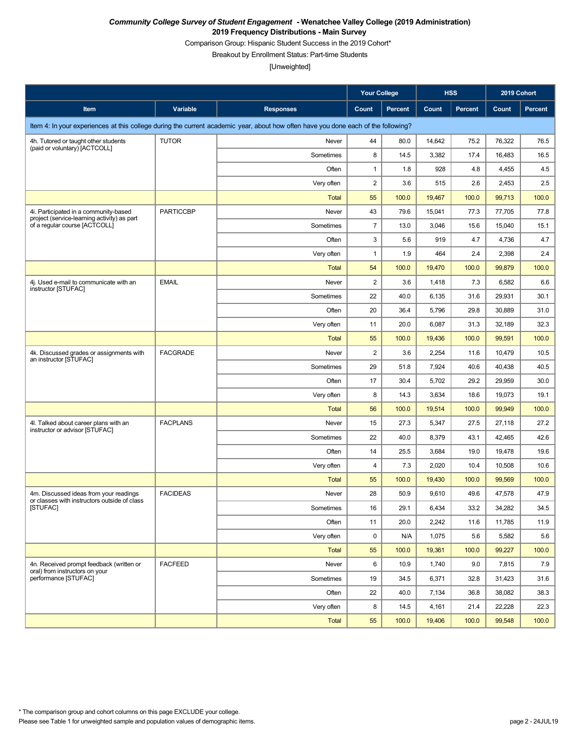*Community College Survey of Student Engagement* **- Wenatchee Valley College (2019 Administration)**
**2019 Frequency Distributions - Main Survey**
Comparison Group: Hispanic Student Success in the 2019 Cohort*
Breakout by Enrollment Status: Part-time Students
[Unweighted]

| | | | Your College | | HSS | | 2019 Cohort | |
|---|---|---|---|---|---|---|---|---|
| **Item** | **Variable** | **Responses** | **Count** | **Percent** | **Count** | **Percent** | **Count** | **Percent** |
| Item 4: In your experiences at this college during the current academic year, about how often have you done each of the following? | | | | | | | | |
| 4h. Tutored or taught other students (paid or voluntary) [ACTCOLL] | TUTOR | Never | 44 | 80.0 | 14,642 | 75.2 | 76,322 | 76.5 |
| | | Sometimes | 8 | 14.5 | 3,382 | 17.4 | 16,483 | 16.5 |
| | | Often | 1 | 1.8 | 928 | 4.8 | 4,455 | 4.5 |
| | | Very often | 2 | 3.6 | 515 | 2.6 | 2,453 | 2.5 |
| | | Total | 55 | 100.0 | 19,467 | 100.0 | 99,713 | 100.0 |
| 4i. Participated in a community-based project (service-learning activity) as part of a regular course [ACTCOLL] | PARTICCBP | Never | 43 | 79.6 | 15,041 | 77.3 | 77,705 | 77.8 |
| | | Sometimes | 7 | 13.0 | 3,046 | 15.6 | 15,040 | 15.1 |
| | | Often | 3 | 5.6 | 919 | 4.7 | 4,736 | 4.7 |
| | | Very often | 1 | 1.9 | 464 | 2.4 | 2,398 | 2.4 |
| | | Total | 54 | 100.0 | 19,470 | 100.0 | 99,879 | 100.0 |
| 4j. Used e-mail to communicate with an instructor [STUFAC] | EMAIL | Never | 2 | 3.6 | 1,418 | 7.3 | 6,582 | 6.6 |
| | | Sometimes | 22 | 40.0 | 6,135 | 31.6 | 29,931 | 30.1 |
| | | Often | 20 | 36.4 | 5,796 | 29.8 | 30,889 | 31.0 |
| | | Very often | 11 | 20.0 | 6,087 | 31.3 | 32,189 | 32.3 |
| | | Total | 55 | 100.0 | 19,436 | 100.0 | 99,591 | 100.0 |
| 4k. Discussed grades or assignments with an instructor [STUFAC] | FACGRADE | Never | 2 | 3.6 | 2,254 | 11.6 | 10,479 | 10.5 |
| | | Sometimes | 29 | 51.8 | 7,924 | 40.6 | 40,438 | 40.5 |
| | | Often | 17 | 30.4 | 5,702 | 29.2 | 29,959 | 30.0 |
| | | Very often | 8 | 14.3 | 3,634 | 18.6 | 19,073 | 19.1 |
| | | Total | 56 | 100.0 | 19,514 | 100.0 | 99,949 | 100.0 |
| 4l. Talked about career plans with an instructor or advisor [STUFAC] | FACPLANS | Never | 15 | 27.3 | 5,347 | 27.5 | 27,118 | 27.2 |
| | | Sometimes | 22 | 40.0 | 8,379 | 43.1 | 42,465 | 42.6 |
| | | Often | 14 | 25.5 | 3,684 | 19.0 | 19,478 | 19.6 |
| | | Very often | 4 | 7.3 | 2,020 | 10.4 | 10,508 | 10.6 |
| | | Total | 55 | 100.0 | 19,430 | 100.0 | 99,569 | 100.0 |
| 4m. Discussed ideas from your readings or classes with instructors outside of class [STUFAC] | FACIDEAS | Never | 28 | 50.9 | 9,610 | 49.6 | 47,578 | 47.9 |
| | | Sometimes | 16 | 29.1 | 6,434 | 33.2 | 34,282 | 34.5 |
| | | Often | 11 | 20.0 | 2,242 | 11.6 | 11,785 | 11.9 |
| | | Very often | 0 | N/A | 1,075 | 5.6 | 5,582 | 5.6 |
| | | Total | 55 | 100.0 | 19,361 | 100.0 | 99,227 | 100.0 |
| 4n. Received prompt feedback (written or oral) from instructors on your performance [STUFAC] | FACFEED | Never | 6 | 10.9 | 1,740 | 9.0 | 7,815 | 7.9 |
| | | Sometimes | 19 | 34.5 | 6,371 | 32.8 | 31,423 | 31.6 |
| | | Often | 22 | 40.0 | 7,134 | 36.8 | 38,082 | 38.3 |
| | | Very often | 8 | 14.5 | 4,161 | 21.4 | 22,228 | 22.3 |
| | | Total | 55 | 100.0 | 19,406 | 100.0 | 99,548 | 100.0 |

* The comparison group and cohort columns on this page EXCLUDE your college.
Please see Table 1 for unweighted sample and population values of demographic items.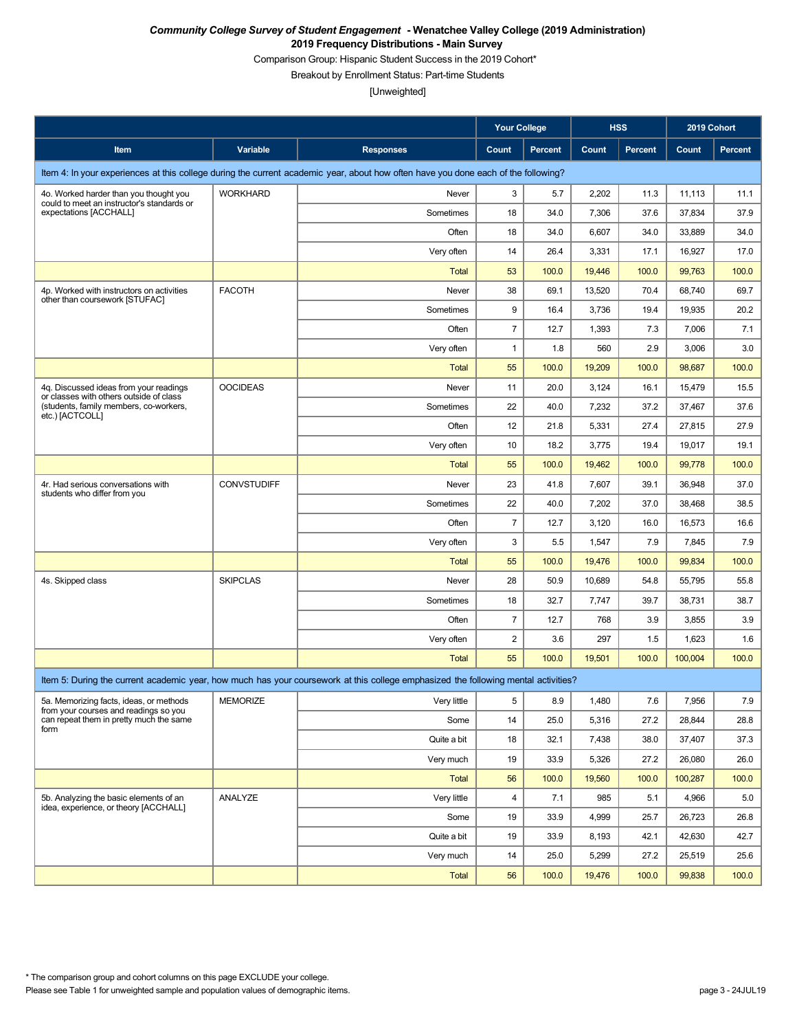***Community College Survey of Student Engagement* - Wenatchee Valley College (2019 Administration)**
**2019 Frequency Distributions - Main Survey**

Comparison Group: Hispanic Student Success in the 2019 Cohort*

Breakout by Enrollment Status: Part-time Students

[Unweighted]

| Item | Variable | Responses | Your College | | HSS | | 2019 Cohort | |
|---|---|---|---|---|---|---|---|---|
| | | | Count | Percent | Count | Percent | Count | Percent |
| Item 4: In your experiences at this college during the current academic year, about how often have you done each of the following? | | | | | | | | |
| 4o. Worked harder than you thought you could to meet an instructor's standards or expectations [ACCHALL] | WORKHARD | Never | 3 | 5.7 | 2,202 | 11.3 | 11,113 | 11.1 |
| | | Sometimes | 18 | 34.0 | 7,306 | 37.6 | 37,834 | 37.9 |
| | | Often | 18 | 34.0 | 6,607 | 34.0 | 33,889 | 34.0 |
| | | Very often | 14 | 26.4 | 3,331 | 17.1 | 16,927 | 17.0 |
| | | Total | 53 | 100.0 | 19,446 | 100.0 | 99,763 | 100.0 |
| 4p. Worked with instructors on activities other than coursework [STUFAC] | FACOTH | Never | 38 | 69.1 | 13,520 | 70.4 | 68,740 | 69.7 |
| | | Sometimes | 9 | 16.4 | 3,736 | 19.4 | 19,935 | 20.2 |
| | | Often | 7 | 12.7 | 1,393 | 7.3 | 7,006 | 7.1 |
| | | Very often | 1 | 1.8 | 560 | 2.9 | 3,006 | 3.0 |
| | | Total | 55 | 100.0 | 19,209 | 100.0 | 98,687 | 100.0 |
| 4q. Discussed ideas from your readings or classes with others outside of class (students, family members, co-workers, etc.) [ACTCOLL] | OOCIDEAS | Never | 11 | 20.0 | 3,124 | 16.1 | 15,479 | 15.5 |
| | | Sometimes | 22 | 40.0 | 7,232 | 37.2 | 37,467 | 37.6 |
| | | Often | 12 | 21.8 | 5,331 | 27.4 | 27,815 | 27.9 |
| | | Very often | 10 | 18.2 | 3,775 | 19.4 | 19,017 | 19.1 |
| | | Total | 55 | 100.0 | 19,462 | 100.0 | 99,778 | 100.0 |
| 4r. Had serious conversations with students who differ from you | CONVSTUDIFF | Never | 23 | 41.8 | 7,607 | 39.1 | 36,948 | 37.0 |
| | | Sometimes | 22 | 40.0 | 7,202 | 37.0 | 38,468 | 38.5 |
| | | Often | 7 | 12.7 | 3,120 | 16.0 | 16,573 | 16.6 |
| | | Very often | 3 | 5.5 | 1,547 | 7.9 | 7,845 | 7.9 |
| | | Total | 55 | 100.0 | 19,476 | 100.0 | 99,834 | 100.0 |
| 4s. Skipped class | SKIPCLAS | Never | 28 | 50.9 | 10,689 | 54.8 | 55,795 | 55.8 |
| | | Sometimes | 18 | 32.7 | 7,747 | 39.7 | 38,731 | 38.7 |
| | | Often | 7 | 12.7 | 768 | 3.9 | 3,855 | 3.9 |
| | | Very often | 2 | 3.6 | 297 | 1.5 | 1,623 | 1.6 |
| | | Total | 55 | 100.0 | 19,501 | 100.0 | 100,004 | 100.0 |
| Item 5: During the current academic year, how much has your coursework at this college emphasized the following mental activities? | | | | | | | | |
| 5a. Memorizing facts, ideas, or methods from your courses and readings so you can repeat them in pretty much the same form | MEMORIZE | Very little | 5 | 8.9 | 1,480 | 7.6 | 7,956 | 7.9 |
| | | Some | 14 | 25.0 | 5,316 | 27.2 | 28,844 | 28.8 |
| | | Quite a bit | 18 | 32.1 | 7,438 | 38.0 | 37,407 | 37.3 |
| | | Very much | 19 | 33.9 | 5,326 | 27.2 | 26,080 | 26.0 |
| | | Total | 56 | 100.0 | 19,560 | 100.0 | 100,287 | 100.0 |
| 5b. Analyzing the basic elements of an idea, experience, or theory [ACCHALL] | ANALYZE | Very little | 4 | 7.1 | 985 | 5.1 | 4,966 | 5.0 |
| | | Some | 19 | 33.9 | 4,999 | 25.7 | 26,723 | 26.8 |
| | | Quite a bit | 19 | 33.9 | 8,193 | 42.1 | 42,630 | 42.7 |
| | | Very much | 14 | 25.0 | 5,299 | 27.2 | 25,519 | 25.6 |
| | | Total | 56 | 100.0 | 19,476 | 100.0 | 99,838 | 100.0 |

* The comparison group and cohort columns on this page EXCLUDE your college.

Please see Table 1 for unweighted sample and population values of demographic items.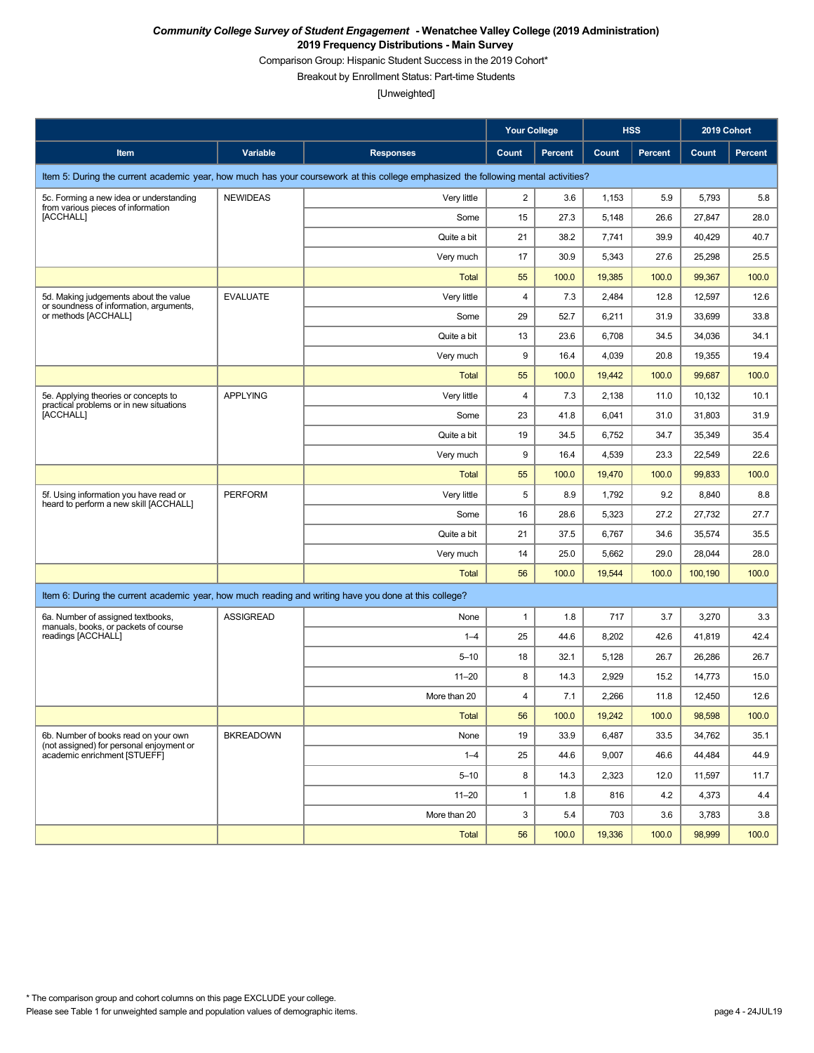***Community College Survey of Student Engagement* - Wenatchee Valley College (2019 Administration)**

**2019 Frequency Distributions - Main Survey**

Comparison Group: Hispanic Student Success in the 2019 Cohort*

Breakout by Enrollment Status: Part-time Students

[Unweighted]

| | | | Your College | | HSS | | 2019 Cohort | |
|---|---|---|---|---|---|---|---|---|
| **Item** | **Variable** | **Responses** | **Count** | **Percent** | **Count** | **Percent** | **Count** | **Percent** |
| Item 5: During the current academic year, how much has your coursework at this college emphasized the following mental activities? | | | | | | | | |
| 5c. Forming a new idea or understanding from various pieces of information [ACCHALL] | NEWIDEAS | Very little | 2 | 3.6 | 1,153 | 5.9 | 5,793 | 5.8 |
| | | Some | 15 | 27.3 | 5,148 | 26.6 | 27,847 | 28.0 |
| | | Quite a bit | 21 | 38.2 | 7,741 | 39.9 | 40,429 | 40.7 |
| | | Very much | 17 | 30.9 | 5,343 | 27.6 | 25,298 | 25.5 |
| | | Total | 55 | 100.0 | 19,385 | 100.0 | 99,367 | 100.0 |
| 5d. Making judgements about the value or soundness of information, arguments, or methods [ACCHALL] | EVALUATE | Very little | 4 | 7.3 | 2,484 | 12.8 | 12,597 | 12.6 |
| | | Some | 29 | 52.7 | 6,211 | 31.9 | 33,699 | 33.8 |
| | | Quite a bit | 13 | 23.6 | 6,708 | 34.5 | 34,036 | 34.1 |
| | | Very much | 9 | 16.4 | 4,039 | 20.8 | 19,355 | 19.4 |
| | | Total | 55 | 100.0 | 19,442 | 100.0 | 99,687 | 100.0 |
| 5e. Applying theories or concepts to practical problems or in new situations [ACCHALL] | APPLYING | Very little | 4 | 7.3 | 2,138 | 11.0 | 10,132 | 10.1 |
| | | Some | 23 | 41.8 | 6,041 | 31.0 | 31,803 | 31.9 |
| | | Quite a bit | 19 | 34.5 | 6,752 | 34.7 | 35,349 | 35.4 |
| | | Very much | 9 | 16.4 | 4,539 | 23.3 | 22,549 | 22.6 |
| | | Total | 55 | 100.0 | 19,470 | 100.0 | 99,833 | 100.0 |
| 5f. Using information you have read or heard to perform a new skill [ACCHALL] | PERFORM | Very little | 5 | 8.9 | 1,792 | 9.2 | 8,840 | 8.8 |
| | | Some | 16 | 28.6 | 5,323 | 27.2 | 27,732 | 27.7 |
| | | Quite a bit | 21 | 37.5 | 6,767 | 34.6 | 35,574 | 35.5 |
| | | Very much | 14 | 25.0 | 5,662 | 29.0 | 28,044 | 28.0 |
| | | Total | 56 | 100.0 | 19,544 | 100.0 | 100,190 | 100.0 |
| Item 6: During the current academic year, how much reading and writing have you done at this college? | | | | | | | | |
| 6a. Number of assigned textbooks, manuals, books, or packets of course readings [ACCHALL] | ASSIGREAD | None | 1 | 1.8 | 717 | 3.7 | 3,270 | 3.3 |
| | | 1–4 | 25 | 44.6 | 8,202 | 42.6 | 41,819 | 42.4 |
| | | 5–10 | 18 | 32.1 | 5,128 | 26.7 | 26,286 | 26.7 |
| | | 11–20 | 8 | 14.3 | 2,929 | 15.2 | 14,773 | 15.0 |
| | | More than 20 | 4 | 7.1 | 2,266 | 11.8 | 12,450 | 12.6 |
| | | Total | 56 | 100.0 | 19,242 | 100.0 | 98,598 | 100.0 |
| 6b. Number of books read on your own (not assigned) for personal enjoyment or academic enrichment [STUEFF] | BKREADOWN | None | 19 | 33.9 | 6,487 | 33.5 | 34,762 | 35.1 |
| | | 1–4 | 25 | 44.6 | 9,007 | 46.6 | 44,484 | 44.9 |
| | | 5–10 | 8 | 14.3 | 2,323 | 12.0 | 11,597 | 11.7 |
| | | 11–20 | 1 | 1.8 | 816 | 4.2 | 4,373 | 4.4 |
| | | More than 20 | 3 | 5.4 | 703 | 3.6 | 3,783 | 3.8 |
| | | Total | 56 | 100.0 | 19,336 | 100.0 | 98,999 | 100.0 |

\* The comparison group and cohort columns on this page EXCLUDE your college.

Please see Table 1 for unweighted sample and population values of demographic items.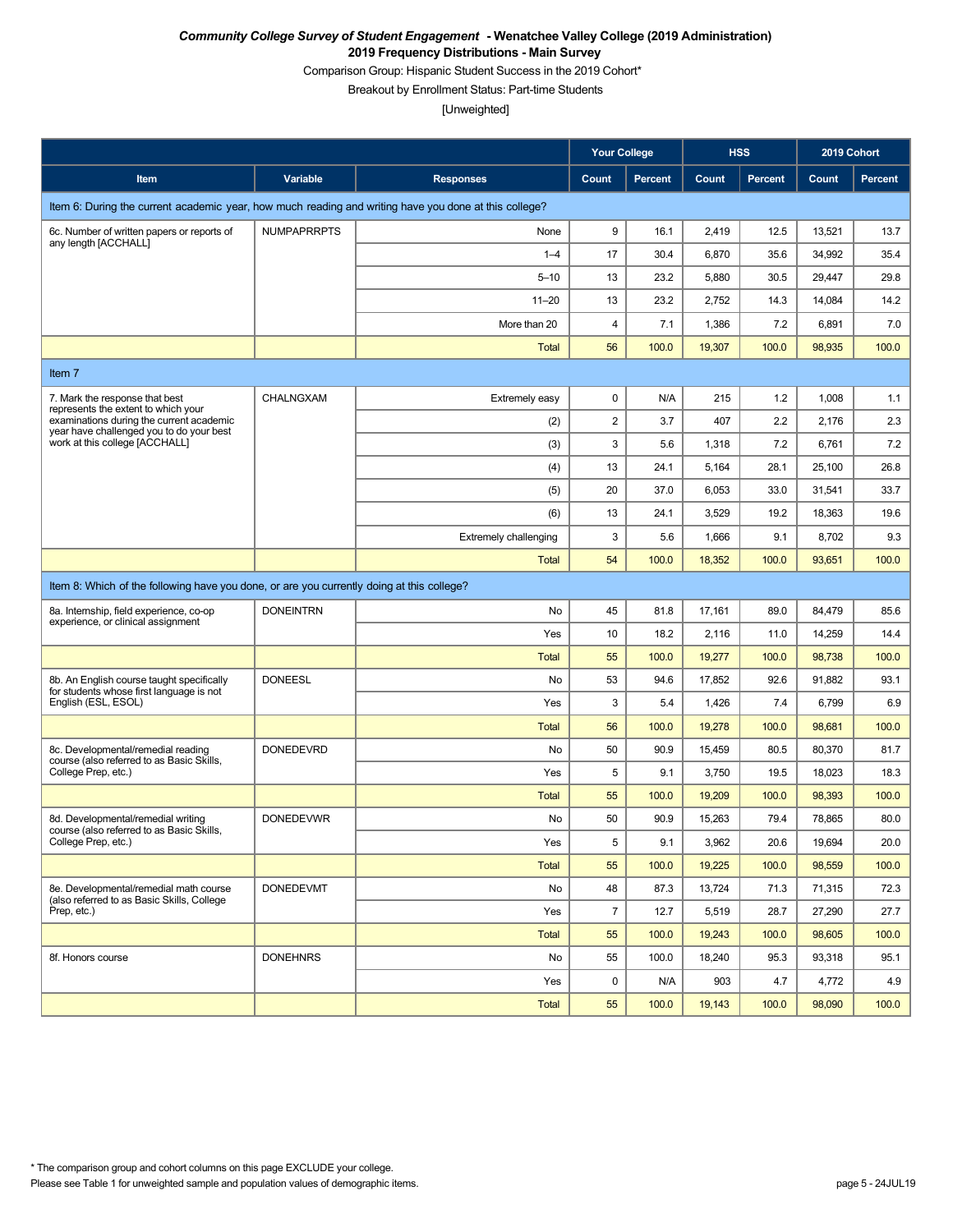***Community College Survey of Student Engagement* - Wenatchee Valley College (2019 Administration)**
**2019 Frequency Distributions - Main Survey**
Comparison Group: Hispanic Student Success in the 2019 Cohort*
Breakout by Enrollment Status: Part-time Students
[Unweighted]

| | | | Your College | | HSS | | 2019 Cohort | |
|---|---|---|---|---|---|---|---|---|
| **Item** | **Variable** | **Responses** | **Count** | **Percent** | **Count** | **Percent** | **Count** | **Percent** |
| Item 6: During the current academic year, how much reading and writing have you done at this college? | | | | | | | | |
| 6c. Number of written papers or reports of any length [ACCHALL] | NUMPAPRRPTS | None | 9 | 16.1 | 2,419 | 12.5 | 13,521 | 13.7 |
| | | 1–4 | 17 | 30.4 | 6,870 | 35.6 | 34,992 | 35.4 |
| | | 5–10 | 13 | 23.2 | 5,880 | 30.5 | 29,447 | 29.8 |
| | | 11–20 | 13 | 23.2 | 2,752 | 14.3 | 14,084 | 14.2 |
| | | More than 20 | 4 | 7.1 | 1,386 | 7.2 | 6,891 | 7.0 |
| | | Total | 56 | 100.0 | 19,307 | 100.0 | 98,935 | 100.0 |
| Item 7 | | | | | | | | |
| 7. Mark the response that best represents the extent to which your examinations during the current academic year have challenged you to do your best work at this college [ACCHALL] | CHALNGXAM | Extremely easy | 0 | N/A | 215 | 1.2 | 1,008 | 1.1 |
| | | (2) | 2 | 3.7 | 407 | 2.2 | 2,176 | 2.3 |
| | | (3) | 3 | 5.6 | 1,318 | 7.2 | 6,761 | 7.2 |
| | | (4) | 13 | 24.1 | 5,164 | 28.1 | 25,100 | 26.8 |
| | | (5) | 20 | 37.0 | 6,053 | 33.0 | 31,541 | 33.7 |
| | | (6) | 13 | 24.1 | 3,529 | 19.2 | 18,363 | 19.6 |
| | | Extremely challenging | 3 | 5.6 | 1,666 | 9.1 | 8,702 | 9.3 |
| | | Total | 54 | 100.0 | 18,352 | 100.0 | 93,651 | 100.0 |
| Item 8: Which of the following have you done, or are you currently doing at this college? | | | | | | | | |
| 8a. Internship, field experience, co-op experience, or clinical assignment | DONEINTRN | No | 45 | 81.8 | 17,161 | 89.0 | 84,479 | 85.6 |
| | | Yes | 10 | 18.2 | 2,116 | 11.0 | 14,259 | 14.4 |
| | | Total | 55 | 100.0 | 19,277 | 100.0 | 98,738 | 100.0 |
| 8b. An English course taught specifically for students whose first language is not English (ESL, ESOL) | DONEESL | No | 53 | 94.6 | 17,852 | 92.6 | 91,882 | 93.1 |
| | | Yes | 3 | 5.4 | 1,426 | 7.4 | 6,799 | 6.9 |
| | | Total | 56 | 100.0 | 19,278 | 100.0 | 98,681 | 100.0 |
| 8c. Developmental/remedial reading course (also referred to as Basic Skills, College Prep, etc.) | DONEDEVRD | No | 50 | 90.9 | 15,459 | 80.5 | 80,370 | 81.7 |
| | | Yes | 5 | 9.1 | 3,750 | 19.5 | 18,023 | 18.3 |
| | | Total | 55 | 100.0 | 19,209 | 100.0 | 98,393 | 100.0 |
| 8d. Developmental/remedial writing course (also referred to as Basic Skills, College Prep, etc.) | DONEDEVWR | No | 50 | 90.9 | 15,263 | 79.4 | 78,865 | 80.0 |
| | | Yes | 5 | 9.1 | 3,962 | 20.6 | 19,694 | 20.0 |
| | | Total | 55 | 100.0 | 19,225 | 100.0 | 98,559 | 100.0 |
| 8e. Developmental/remedial math course (also referred to as Basic Skills, College Prep, etc.) | DONEDEVMT | No | 48 | 87.3 | 13,724 | 71.3 | 71,315 | 72.3 |
| | | Yes | 7 | 12.7 | 5,519 | 28.7 | 27,290 | 27.7 |
| | | Total | 55 | 100.0 | 19,243 | 100.0 | 98,605 | 100.0 |
| 8f. Honors course | DONEHNRS | No | 55 | 100.0 | 18,240 | 95.3 | 93,318 | 95.1 |
| | | Yes | 0 | N/A | 903 | 4.7 | 4,772 | 4.9 |
| | | Total | 55 | 100.0 | 19,143 | 100.0 | 98,090 | 100.0 |

* The comparison group and cohort columns on this page EXCLUDE your college.
Please see Table 1 for unweighted sample and population values of demographic items.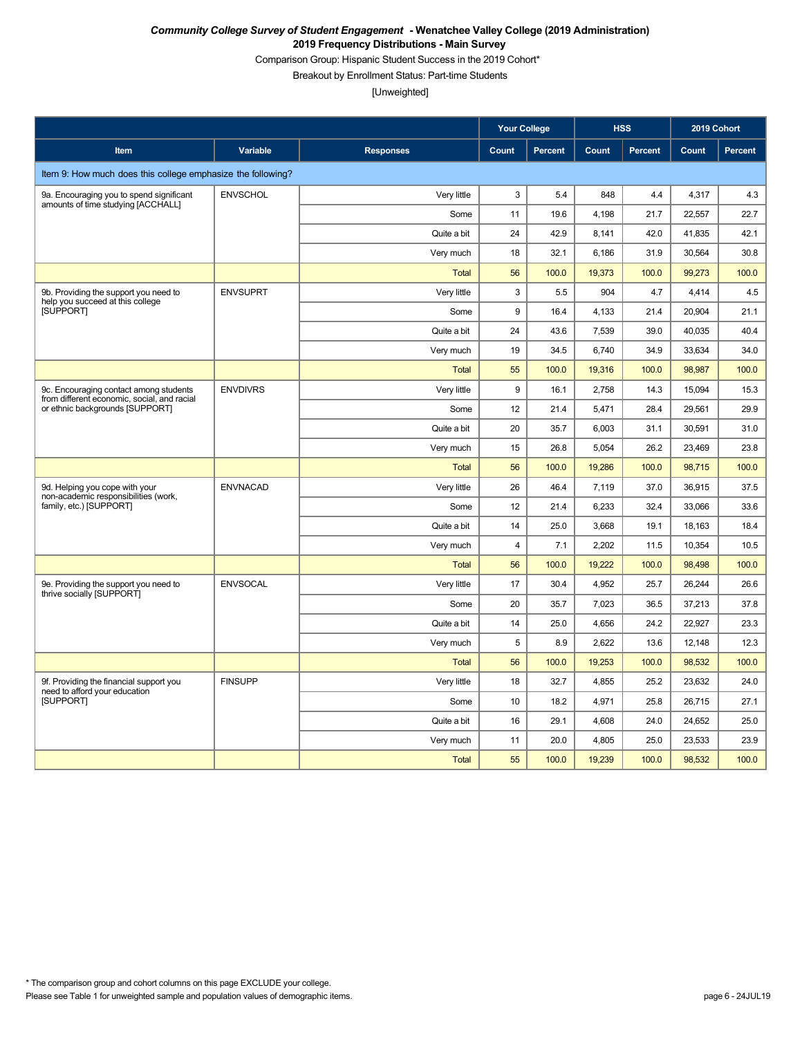***Community College Survey of Student Engagement* - Wenatchee Valley College (2019 Administration)**
**2019 Frequency Distributions - Main Survey**

Comparison Group: Hispanic Student Success in the 2019 Cohort*

Breakout by Enrollment Status: Part-time Students

[Unweighted]

| | | | Your College | | HSS | | 2019 Cohort | |
|---|---|---|---|---|---|---|---|---|
| Item | Variable | Responses | Count | Percent | Count | Percent | Count | Percent |
| Item 9: How much does this college emphasize the following? | | | | | | | | |
| 9a. Encouraging you to spend significant amounts of time studying [ACCHALL] | ENVSCHOL | Very little | 3 | 5.4 | 848 | 4.4 | 4,317 | 4.3 |
| | | Some | 11 | 19.6 | 4,198 | 21.7 | 22,557 | 22.7 |
| | | Quite a bit | 24 | 42.9 | 8,141 | 42.0 | 41,835 | 42.1 |
| | | Very much | 18 | 32.1 | 6,186 | 31.9 | 30,564 | 30.8 |
| | | Total | 56 | 100.0 | 19,373 | 100.0 | 99,273 | 100.0 |
| 9b. Providing the support you need to help you succeed at this college [SUPPORT] | ENVSUPRT | Very little | 3 | 5.5 | 904 | 4.7 | 4,414 | 4.5 |
| | | Some | 9 | 16.4 | 4,133 | 21.4 | 20,904 | 21.1 |
| | | Quite a bit | 24 | 43.6 | 7,539 | 39.0 | 40,035 | 40.4 |
| | | Very much | 19 | 34.5 | 6,740 | 34.9 | 33,634 | 34.0 |
| | | Total | 55 | 100.0 | 19,316 | 100.0 | 98,987 | 100.0 |
| 9c. Encouraging contact among students from different economic, social, and racial or ethnic backgrounds [SUPPORT] | ENVDIVRS | Very little | 9 | 16.1 | 2,758 | 14.3 | 15,094 | 15.3 |
| | | Some | 12 | 21.4 | 5,471 | 28.4 | 29,561 | 29.9 |
| | | Quite a bit | 20 | 35.7 | 6,003 | 31.1 | 30,591 | 31.0 |
| | | Very much | 15 | 26.8 | 5,054 | 26.2 | 23,469 | 23.8 |
| | | Total | 56 | 100.0 | 19,286 | 100.0 | 98,715 | 100.0 |
| 9d. Helping you cope with your non-academic responsibilities (work, family, etc.) [SUPPORT] | ENVNACAD | Very little | 26 | 46.4 | 7,119 | 37.0 | 36,915 | 37.5 |
| | | Some | 12 | 21.4 | 6,233 | 32.4 | 33,066 | 33.6 |
| | | Quite a bit | 14 | 25.0 | 3,668 | 19.1 | 18,163 | 18.4 |
| | | Very much | 4 | 7.1 | 2,202 | 11.5 | 10,354 | 10.5 |
| | | Total | 56 | 100.0 | 19,222 | 100.0 | 98,498 | 100.0 |
| 9e. Providing the support you need to thrive socially [SUPPORT] | ENVSOCAL | Very little | 17 | 30.4 | 4,952 | 25.7 | 26,244 | 26.6 |
| | | Some | 20 | 35.7 | 7,023 | 36.5 | 37,213 | 37.8 |
| | | Quite a bit | 14 | 25.0 | 4,656 | 24.2 | 22,927 | 23.3 |
| | | Very much | 5 | 8.9 | 2,622 | 13.6 | 12,148 | 12.3 |
| | | Total | 56 | 100.0 | 19,253 | 100.0 | 98,532 | 100.0 |
| 9f. Providing the financial support you need to afford your education [SUPPORT] | FINSUPP | Very little | 18 | 32.7 | 4,855 | 25.2 | 23,632 | 24.0 |
| | | Some | 10 | 18.2 | 4,971 | 25.8 | 26,715 | 27.1 |
| | | Quite a bit | 16 | 29.1 | 4,608 | 24.0 | 24,652 | 25.0 |
| | | Very much | 11 | 20.0 | 4,805 | 25.0 | 23,533 | 23.9 |
| | | Total | 55 | 100.0 | 19,239 | 100.0 | 98,532 | 100.0 |

* The comparison group and cohort columns on this page EXCLUDE your college.
Please see Table 1 for unweighted sample and population values of demographic items.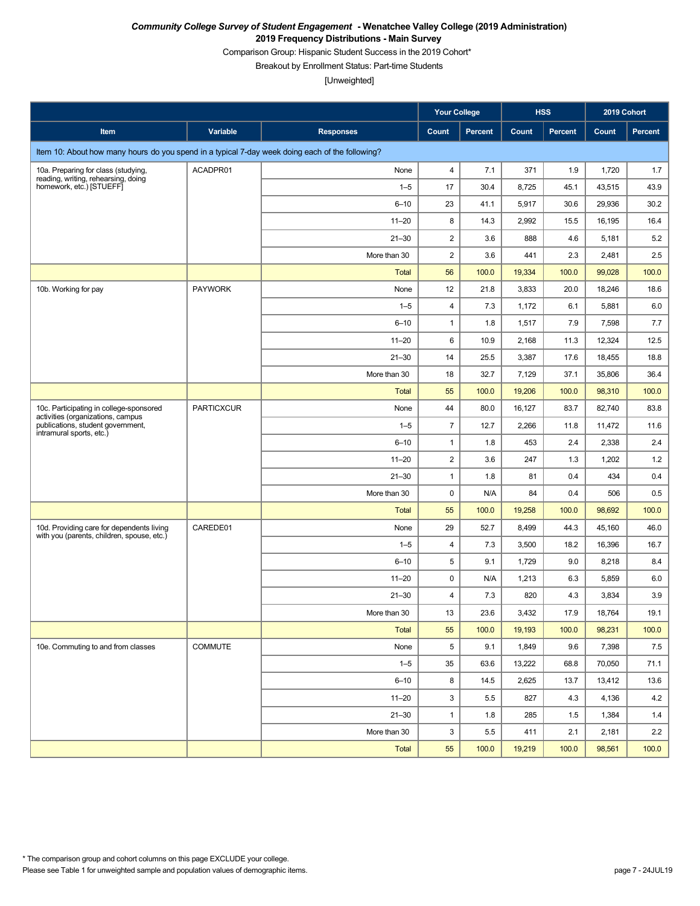***Community College Survey of Student Engagement* - Wenatchee Valley College (2019 Administration)**

**2019 Frequency Distributions - Main Survey**

Comparison Group: Hispanic Student Success in the 2019 Cohort*

Breakout by Enrollment Status: Part-time Students

[Unweighted]

| | | | Your College | | HSS | | 2019 Cohort | |
|---|---|---|---|---|---|---|---|---|
| Item | Variable | Responses | Count | Percent | Count | Percent | Count | Percent |
| Item 10: About how many hours do you spend in a typical 7-day week doing each of the following? | | | | | | | | |
| 10a. Preparing for class (studying, reading, writing, rehearsing, doing homework, etc.) [STUEFF] | ACADPR01 | None | 4 | 7.1 | 371 | 1.9 | 1,720 | 1.7 |
| | | 1–5 | 17 | 30.4 | 8,725 | 45.1 | 43,515 | 43.9 |
| | | 6–10 | 23 | 41.1 | 5,917 | 30.6 | 29,936 | 30.2 |
| | | 11–20 | 8 | 14.3 | 2,992 | 15.5 | 16,195 | 16.4 |
| | | 21–30 | 2 | 3.6 | 888 | 4.6 | 5,181 | 5.2 |
| | | More than 30 | 2 | 3.6 | 441 | 2.3 | 2,481 | 2.5 |
| | | Total | 56 | 100.0 | 19,334 | 100.0 | 99,028 | 100.0 |
| 10b. Working for pay | PAYWORK | None | 12 | 21.8 | 3,833 | 20.0 | 18,246 | 18.6 |
| | | 1–5 | 4 | 7.3 | 1,172 | 6.1 | 5,881 | 6.0 |
| | | 6–10 | 1 | 1.8 | 1,517 | 7.9 | 7,598 | 7.7 |
| | | 11–20 | 6 | 10.9 | 2,168 | 11.3 | 12,324 | 12.5 |
| | | 21–30 | 14 | 25.5 | 3,387 | 17.6 | 18,455 | 18.8 |
| | | More than 30 | 18 | 32.7 | 7,129 | 37.1 | 35,806 | 36.4 |
| | | Total | 55 | 100.0 | 19,206 | 100.0 | 98,310 | 100.0 |
| 10c. Participating in college-sponsored activities (organizations, campus publications, student government, intramural sports, etc.) | PARTICXCUR | None | 44 | 80.0 | 16,127 | 83.7 | 82,740 | 83.8 |
| | | 1–5 | 7 | 12.7 | 2,266 | 11.8 | 11,472 | 11.6 |
| | | 6–10 | 1 | 1.8 | 453 | 2.4 | 2,338 | 2.4 |
| | | 11–20 | 2 | 3.6 | 247 | 1.3 | 1,202 | 1.2 |
| | | 21–30 | 1 | 1.8 | 81 | 0.4 | 434 | 0.4 |
| | | More than 30 | 0 | N/A | 84 | 0.4 | 506 | 0.5 |
| | | Total | 55 | 100.0 | 19,258 | 100.0 | 98,692 | 100.0 |
| 10d. Providing care for dependents living with you (parents, children, spouse, etc.) | CAREDE01 | None | 29 | 52.7 | 8,499 | 44.3 | 45,160 | 46.0 |
| | | 1–5 | 4 | 7.3 | 3,500 | 18.2 | 16,396 | 16.7 |
| | | 6–10 | 5 | 9.1 | 1,729 | 9.0 | 8,218 | 8.4 |
| | | 11–20 | 0 | N/A | 1,213 | 6.3 | 5,859 | 6.0 |
| | | 21–30 | 4 | 7.3 | 820 | 4.3 | 3,834 | 3.9 |
| | | More than 30 | 13 | 23.6 | 3,432 | 17.9 | 18,764 | 19.1 |
| | | Total | 55 | 100.0 | 19,193 | 100.0 | 98,231 | 100.0 |
| 10e. Commuting to and from classes | COMMUTE | None | 5 | 9.1 | 1,849 | 9.6 | 7,398 | 7.5 |
| | | 1–5 | 35 | 63.6 | 13,222 | 68.8 | 70,050 | 71.1 |
| | | 6–10 | 8 | 14.5 | 2,625 | 13.7 | 13,412 | 13.6 |
| | | 11–20 | 3 | 5.5 | 827 | 4.3 | 4,136 | 4.2 |
| | | 21–30 | 1 | 1.8 | 285 | 1.5 | 1,384 | 1.4 |
| | | More than 30 | 3 | 5.5 | 411 | 2.1 | 2,181 | 2.2 |
| | | Total | 55 | 100.0 | 19,219 | 100.0 | 98,561 | 100.0 |

* The comparison group and cohort columns on this page EXCLUDE your college.

Please see Table 1 for unweighted sample and population values of demographic items.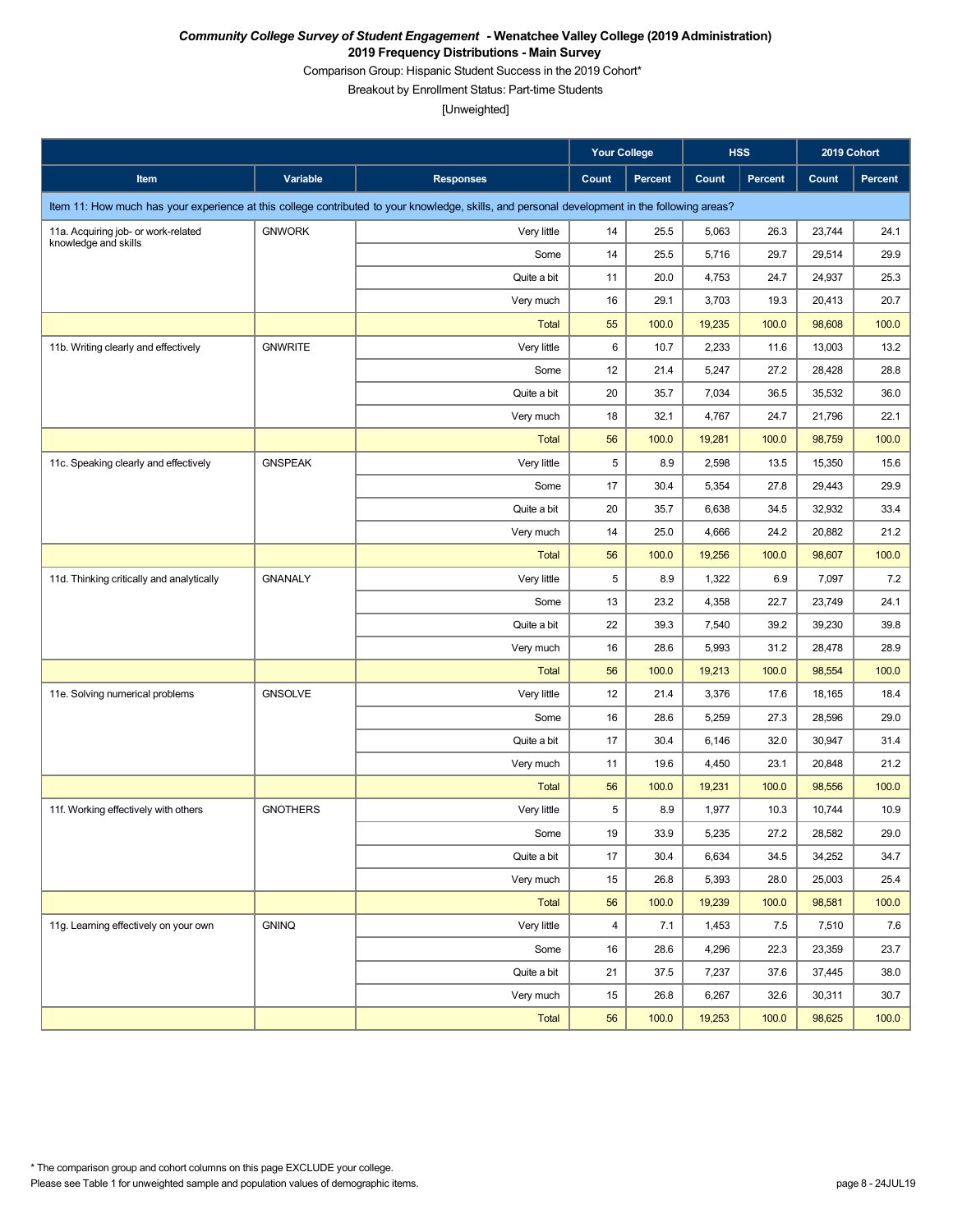***Community College Survey of Student Engagement* - Wenatchee Valley College (2019 Administration)**

**2019 Frequency Distributions - Main Survey**

Comparison Group: Hispanic Student Success in the 2019 Cohort*

Breakout by Enrollment Status: Part-time Students

[Unweighted]

| | | | Your College | | HSS | | 2019 Cohort | |
|---|---|---|---|---|---|---|---|---|
| **Item** | **Variable** | **Responses** | **Count** | **Percent** | **Count** | **Percent** | **Count** | **Percent** |
| Item 11: How much has your experience at this college contributed to your knowledge, skills, and personal development in the following areas? | | | | | | | | |
| 11a. Acquiring job- or work-related knowledge and skills | GNWORK | Very little | 14 | 25.5 | 5,063 | 26.3 | 23,744 | 24.1 |
| | | Some | 14 | 25.5 | 5,716 | 29.7 | 29,514 | 29.9 |
| | | Quite a bit | 11 | 20.0 | 4,753 | 24.7 | 24,937 | 25.3 |
| | | Very much | 16 | 29.1 | 3,703 | 19.3 | 20,413 | 20.7 |
| | | Total | 55 | 100.0 | 19,235 | 100.0 | 98,608 | 100.0 |
| 11b. Writing clearly and effectively | GNWRITE | Very little | 6 | 10.7 | 2,233 | 11.6 | 13,003 | 13.2 |
| | | Some | 12 | 21.4 | 5,247 | 27.2 | 28,428 | 28.8 |
| | | Quite a bit | 20 | 35.7 | 7,034 | 36.5 | 35,532 | 36.0 |
| | | Very much | 18 | 32.1 | 4,767 | 24.7 | 21,796 | 22.1 |
| | | Total | 56 | 100.0 | 19,281 | 100.0 | 98,759 | 100.0 |
| 11c. Speaking clearly and effectively | GNSPEAK | Very little | 5 | 8.9 | 2,598 | 13.5 | 15,350 | 15.6 |
| | | Some | 17 | 30.4 | 5,354 | 27.8 | 29,443 | 29.9 |
| | | Quite a bit | 20 | 35.7 | 6,638 | 34.5 | 32,932 | 33.4 |
| | | Very much | 14 | 25.0 | 4,666 | 24.2 | 20,882 | 21.2 |
| | | Total | 56 | 100.0 | 19,256 | 100.0 | 98,607 | 100.0 |
| 11d. Thinking critically and analytically | GNANALY | Very little | 5 | 8.9 | 1,322 | 6.9 | 7,097 | 7.2 |
| | | Some | 13 | 23.2 | 4,358 | 22.7 | 23,749 | 24.1 |
| | | Quite a bit | 22 | 39.3 | 7,540 | 39.2 | 39,230 | 39.8 |
| | | Very much | 16 | 28.6 | 5,993 | 31.2 | 28,478 | 28.9 |
| | | Total | 56 | 100.0 | 19,213 | 100.0 | 98,554 | 100.0 |
| 11e. Solving numerical problems | GNSOLVE | Very little | 12 | 21.4 | 3,376 | 17.6 | 18,165 | 18.4 |
| | | Some | 16 | 28.6 | 5,259 | 27.3 | 28,596 | 29.0 |
| | | Quite a bit | 17 | 30.4 | 6,146 | 32.0 | 30,947 | 31.4 |
| | | Very much | 11 | 19.6 | 4,450 | 23.1 | 20,848 | 21.2 |
| | | Total | 56 | 100.0 | 19,231 | 100.0 | 98,556 | 100.0 |
| 11f. Working effectively with others | GNOTHERS | Very little | 5 | 8.9 | 1,977 | 10.3 | 10,744 | 10.9 |
| | | Some | 19 | 33.9 | 5,235 | 27.2 | 28,582 | 29.0 |
| | | Quite a bit | 17 | 30.4 | 6,634 | 34.5 | 34,252 | 34.7 |
| | | Very much | 15 | 26.8 | 5,393 | 28.0 | 25,003 | 25.4 |
| | | Total | 56 | 100.0 | 19,239 | 100.0 | 98,581 | 100.0 |
| 11g. Learning effectively on your own | GNINQ | Very little | 4 | 7.1 | 1,453 | 7.5 | 7,510 | 7.6 |
| | | Some | 16 | 28.6 | 4,296 | 22.3 | 23,359 | 23.7 |
| | | Quite a bit | 21 | 37.5 | 7,237 | 37.6 | 37,445 | 38.0 |
| | | Very much | 15 | 26.8 | 6,267 | 32.6 | 30,311 | 30.7 |
| | | Total | 56 | 100.0 | 19,253 | 100.0 | 98,625 | 100.0 |

* The comparison group and cohort columns on this page EXCLUDE your college.

Please see Table 1 for unweighted sample and population values of demographic items.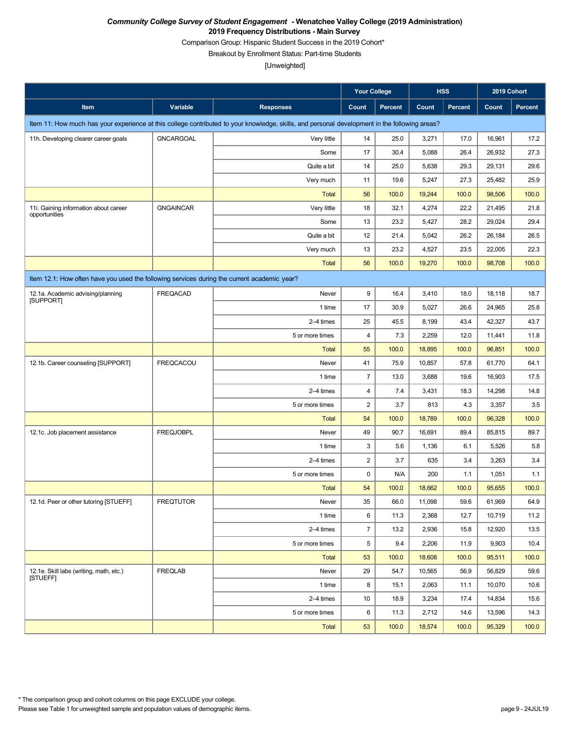***Community College Survey of Student Engagement* - Wenatchee Valley College (2019 Administration)**

**2019 Frequency Distributions - Main Survey**

Comparison Group: Hispanic Student Success in the 2019 Cohort*

Breakout by Enrollment Status: Part-time Students

[Unweighted]

| | | | Your College | | HSS | | 2019 Cohort | |
|---|---|---|---|---|---|---|---|---|
| **Item** | **Variable** | **Responses** | **Count** | **Percent** | **Count** | **Percent** | **Count** | **Percent** |
| Item 11: How much has your experience at this college contributed to your knowledge, skills, and personal development in the following areas? | | | | | | | | |
| 11h. Developing clearer career goals | GNCARGOAL | Very little | 14 | 25.0 | 3,271 | 17.0 | 16,961 | 17.2 |
| | | Some | 17 | 30.4 | 5,088 | 26.4 | 26,932 | 27.3 |
| | | Quite a bit | 14 | 25.0 | 5,638 | 29.3 | 29,131 | 29.6 |
| | | Very much | 11 | 19.6 | 5,247 | 27.3 | 25,482 | 25.9 |
| | | Total | 56 | 100.0 | 19,244 | 100.0 | 98,506 | 100.0 |
| 11i. Gaining information about career opportunities | GNGAINCAR | Very little | 18 | 32.1 | 4,274 | 22.2 | 21,495 | 21.8 |
| | | Some | 13 | 23.2 | 5,427 | 28.2 | 29,024 | 29.4 |
| | | Quite a bit | 12 | 21.4 | 5,042 | 26.2 | 26,184 | 26.5 |
| | | Very much | 13 | 23.2 | 4,527 | 23.5 | 22,005 | 22.3 |
| | | Total | 56 | 100.0 | 19,270 | 100.0 | 98,708 | 100.0 |
| Item 12.1: How often have you used the following services during the current academic year? | | | | | | | | |
| 12.1a. Academic advising/planning [SUPPORT] | FREQACAD | Never | 9 | 16.4 | 3,410 | 18.0 | 18,118 | 18.7 |
| | | 1 time | 17 | 30.9 | 5,027 | 26.6 | 24,965 | 25.8 |
| | | 2–4 times | 25 | 45.5 | 8,199 | 43.4 | 42,327 | 43.7 |
| | | 5 or more times | 4 | 7.3 | 2,259 | 12.0 | 11,441 | 11.8 |
| | | Total | 55 | 100.0 | 18,895 | 100.0 | 96,851 | 100.0 |
| 12.1b. Career counseling [SUPPORT] | FREQCACOU | Never | 41 | 75.9 | 10,857 | 57.8 | 61,770 | 64.1 |
| | | 1 time | 7 | 13.0 | 3,688 | 19.6 | 16,903 | 17.5 |
| | | 2–4 times | 4 | 7.4 | 3,431 | 18.3 | 14,298 | 14.8 |
| | | 5 or more times | 2 | 3.7 | 813 | 4.3 | 3,357 | 3.5 |
| | | Total | 54 | 100.0 | 18,789 | 100.0 | 96,328 | 100.0 |
| 12.1c. Job placement assistance | FREQJOBPL | Never | 49 | 90.7 | 16,691 | 89.4 | 85,815 | 89.7 |
| | | 1 time | 3 | 5.6 | 1,136 | 6.1 | 5,526 | 5.8 |
| | | 2–4 times | 2 | 3.7 | 635 | 3.4 | 3,263 | 3.4 |
| | | 5 or more times | 0 | N/A | 200 | 1.1 | 1,051 | 1.1 |
| | | Total | 54 | 100.0 | 18,662 | 100.0 | 95,655 | 100.0 |
| 12.1d. Peer or other tutoring [STUEFF] | FREQTUTOR | Never | 35 | 66.0 | 11,098 | 59.6 | 61,969 | 64.9 |
| | | 1 time | 6 | 11.3 | 2,368 | 12.7 | 10,719 | 11.2 |
| | | 2–4 times | 7 | 13.2 | 2,936 | 15.8 | 12,920 | 13.5 |
| | | 5 or more times | 5 | 9.4 | 2,206 | 11.9 | 9,903 | 10.4 |
| | | Total | 53 | 100.0 | 18,608 | 100.0 | 95,511 | 100.0 |
| 12.1e. Skill labs (writing, math, etc.) [STUEFF] | FREQLAB | Never | 29 | 54.7 | 10,565 | 56.9 | 56,829 | 59.6 |
| | | 1 time | 8 | 15.1 | 2,063 | 11.1 | 10,070 | 10.6 |
| | | 2–4 times | 10 | 18.9 | 3,234 | 17.4 | 14,834 | 15.6 |
| | | 5 or more times | 6 | 11.3 | 2,712 | 14.6 | 13,596 | 14.3 |
| | | Total | 53 | 100.0 | 18,574 | 100.0 | 95,329 | 100.0 |

* The comparison group and cohort columns on this page EXCLUDE your college.

Please see Table 1 for unweighted sample and population values of demographic items.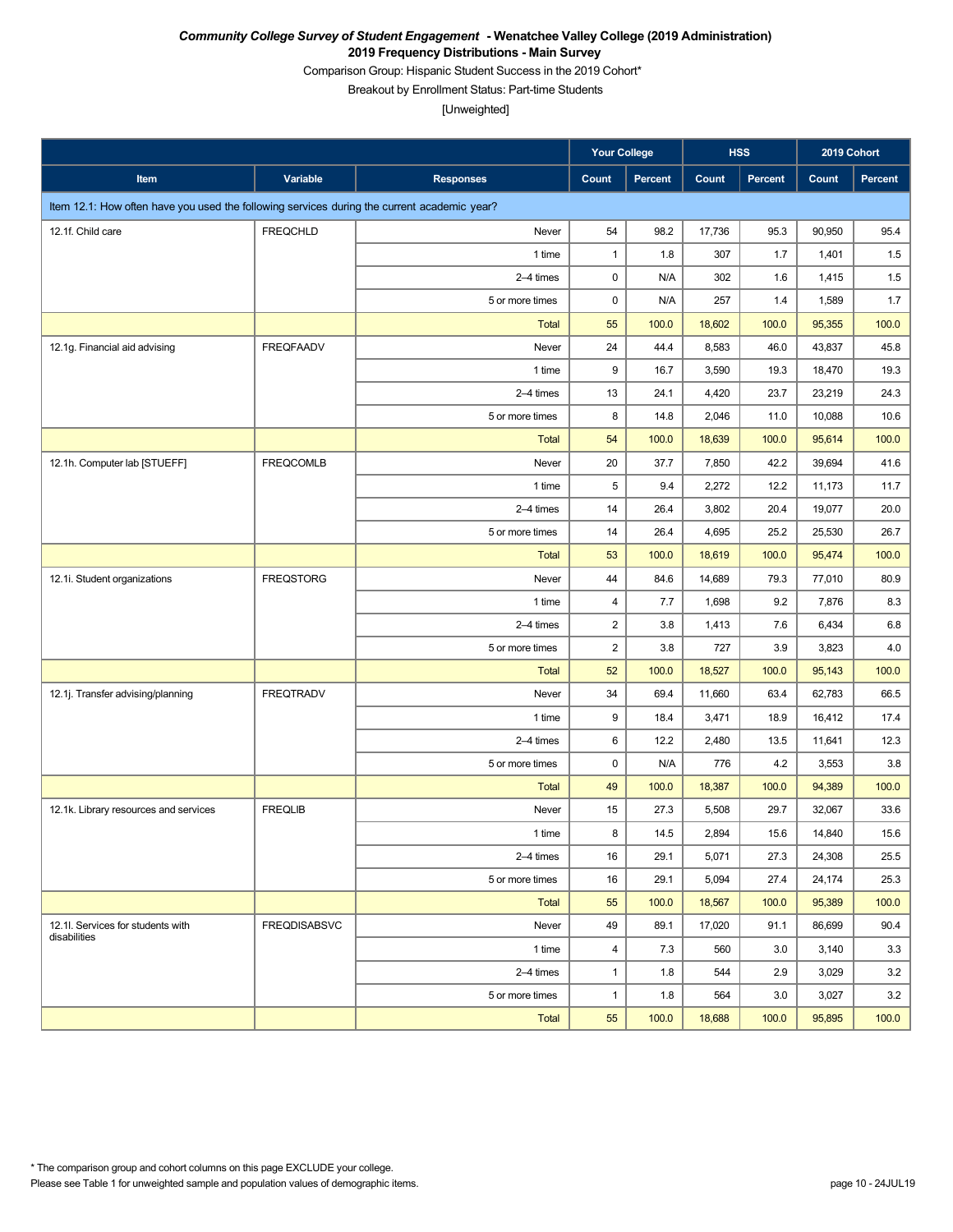***Community College Survey of Student Engagement* - Wenatchee Valley College (2019 Administration)**

**2019 Frequency Distributions - Main Survey**

Comparison Group: Hispanic Student Success in the 2019 Cohort*

Breakout by Enrollment Status: Part-time Students

[Unweighted]

| Item | Variable | Responses | Your College Count | Your College Percent | HSS Count | HSS Percent | 2019 Cohort Count | 2019 Cohort Percent |
|---|---|---|---|---|---|---|---|---|
| Item 12.1: How often have you used the following services during the current academic year? | | | | | | | | |
| 12.1f. Child care | FREQCHLD | Never | 54 | 98.2 | 17,736 | 95.3 | 90,950 | 95.4 |
| | | 1 time | 1 | 1.8 | 307 | 1.7 | 1,401 | 1.5 |
| | | 2–4 times | 0 | N/A | 302 | 1.6 | 1,415 | 1.5 |
| | | 5 or more times | 0 | N/A | 257 | 1.4 | 1,589 | 1.7 |
| | | Total | 55 | 100.0 | 18,602 | 100.0 | 95,355 | 100.0 |
| 12.1g. Financial aid advising | FREQFAADV | Never | 24 | 44.4 | 8,583 | 46.0 | 43,837 | 45.8 |
| | | 1 time | 9 | 16.7 | 3,590 | 19.3 | 18,470 | 19.3 |
| | | 2–4 times | 13 | 24.1 | 4,420 | 23.7 | 23,219 | 24.3 |
| | | 5 or more times | 8 | 14.8 | 2,046 | 11.0 | 10,088 | 10.6 |
| | | Total | 54 | 100.0 | 18,639 | 100.0 | 95,614 | 100.0 |
| 12.1h. Computer lab [STUEFF] | FREQCOMLB | Never | 20 | 37.7 | 7,850 | 42.2 | 39,694 | 41.6 |
| | | 1 time | 5 | 9.4 | 2,272 | 12.2 | 11,173 | 11.7 |
| | | 2–4 times | 14 | 26.4 | 3,802 | 20.4 | 19,077 | 20.0 |
| | | 5 or more times | 14 | 26.4 | 4,695 | 25.2 | 25,530 | 26.7 |
| | | Total | 53 | 100.0 | 18,619 | 100.0 | 95,474 | 100.0 |
| 12.1i. Student organizations | FREQSTORG | Never | 44 | 84.6 | 14,689 | 79.3 | 77,010 | 80.9 |
| | | 1 time | 4 | 7.7 | 1,698 | 9.2 | 7,876 | 8.3 |
| | | 2–4 times | 2 | 3.8 | 1,413 | 7.6 | 6,434 | 6.8 |
| | | 5 or more times | 2 | 3.8 | 727 | 3.9 | 3,823 | 4.0 |
| | | Total | 52 | 100.0 | 18,527 | 100.0 | 95,143 | 100.0 |
| 12.1j. Transfer advising/planning | FREQTRADV | Never | 34 | 69.4 | 11,660 | 63.4 | 62,783 | 66.5 |
| | | 1 time | 9 | 18.4 | 3,471 | 18.9 | 16,412 | 17.4 |
| | | 2–4 times | 6 | 12.2 | 2,480 | 13.5 | 11,641 | 12.3 |
| | | 5 or more times | 0 | N/A | 776 | 4.2 | 3,553 | 3.8 |
| | | Total | 49 | 100.0 | 18,387 | 100.0 | 94,389 | 100.0 |
| 12.1k. Library resources and services | FREQLIB | Never | 15 | 27.3 | 5,508 | 29.7 | 32,067 | 33.6 |
| | | 1 time | 8 | 14.5 | 2,894 | 15.6 | 14,840 | 15.6 |
| | | 2–4 times | 16 | 29.1 | 5,071 | 27.3 | 24,308 | 25.5 |
| | | 5 or more times | 16 | 29.1 | 5,094 | 27.4 | 24,174 | 25.3 |
| | | Total | 55 | 100.0 | 18,567 | 100.0 | 95,389 | 100.0 |
| 12.1l. Services for students with disabilities | FREQDISABSVC | Never | 49 | 89.1 | 17,020 | 91.1 | 86,699 | 90.4 |
| | | 1 time | 4 | 7.3 | 560 | 3.0 | 3,140 | 3.3 |
| | | 2–4 times | 1 | 1.8 | 544 | 2.9 | 3,029 | 3.2 |
| | | 5 or more times | 1 | 1.8 | 564 | 3.0 | 3,027 | 3.2 |
| | | Total | 55 | 100.0 | 18,688 | 100.0 | 95,895 | 100.0 |

* The comparison group and cohort columns on this page EXCLUDE your college.

Please see Table 1 for unweighted sample and population values of demographic items.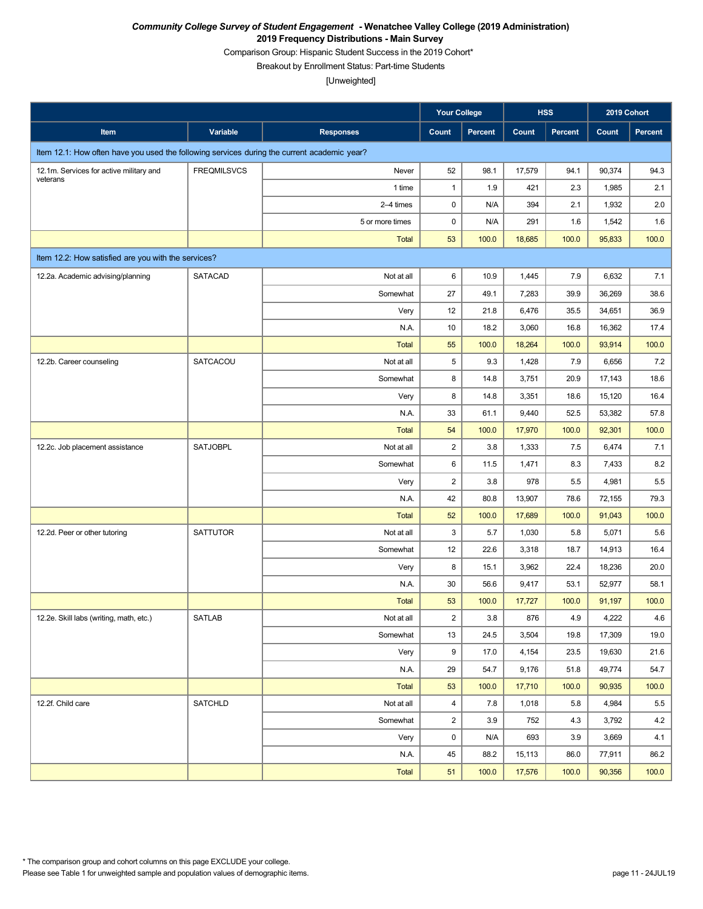***Community College Survey of Student Engagement* - Wenatchee Valley College (2019 Administration)**
**2019 Frequency Distributions - Main Survey**

Comparison Group: Hispanic Student Success in the 2019 Cohort*

Breakout by Enrollment Status: Part-time Students

[Unweighted]

| Item | Variable | Responses | Your College | | HSS | | 2019 Cohort | |
|---|---|---|---|---|---|---|---|---|
| | | | Count | Percent | Count | Percent | Count | Percent |
| Item 12.1: How often have you used the following services during the current academic year? | | | | | | | | |
| 12.1m. Services for active military and veterans | FREQMILSVCS | Never | 52 | 98.1 | 17,579 | 94.1 | 90,374 | 94.3 |
| | | 1 time | 1 | 1.9 | 421 | 2.3 | 1,985 | 2.1 |
| | | 2–4 times | 0 | N/A | 394 | 2.1 | 1,932 | 2.0 |
| | | 5 or more times | 0 | N/A | 291 | 1.6 | 1,542 | 1.6 |
| | | Total | 53 | 100.0 | 18,685 | 100.0 | 95,833 | 100.0 |
| Item 12.2: How satisfied are you with the services? | | | | | | | | |
| 12.2a. Academic advising/planning | SATACAD | Not at all | 6 | 10.9 | 1,445 | 7.9 | 6,632 | 7.1 |
| | | Somewhat | 27 | 49.1 | 7,283 | 39.9 | 36,269 | 38.6 |
| | | Very | 12 | 21.8 | 6,476 | 35.5 | 34,651 | 36.9 |
| | | N.A. | 10 | 18.2 | 3,060 | 16.8 | 16,362 | 17.4 |
| | | Total | 55 | 100.0 | 18,264 | 100.0 | 93,914 | 100.0 |
| 12.2b. Career counseling | SATCACOU | Not at all | 5 | 9.3 | 1,428 | 7.9 | 6,656 | 7.2 |
| | | Somewhat | 8 | 14.8 | 3,751 | 20.9 | 17,143 | 18.6 |
| | | Very | 8 | 14.8 | 3,351 | 18.6 | 15,120 | 16.4 |
| | | N.A. | 33 | 61.1 | 9,440 | 52.5 | 53,382 | 57.8 |
| | | Total | 54 | 100.0 | 17,970 | 100.0 | 92,301 | 100.0 |
| 12.2c. Job placement assistance | SATJOBPL | Not at all | 2 | 3.8 | 1,333 | 7.5 | 6,474 | 7.1 |
| | | Somewhat | 6 | 11.5 | 1,471 | 8.3 | 7,433 | 8.2 |
| | | Very | 2 | 3.8 | 978 | 5.5 | 4,981 | 5.5 |
| | | N.A. | 42 | 80.8 | 13,907 | 78.6 | 72,155 | 79.3 |
| | | Total | 52 | 100.0 | 17,689 | 100.0 | 91,043 | 100.0 |
| 12.2d. Peer or other tutoring | SATTUTOR | Not at all | 3 | 5.7 | 1,030 | 5.8 | 5,071 | 5.6 |
| | | Somewhat | 12 | 22.6 | 3,318 | 18.7 | 14,913 | 16.4 |
| | | Very | 8 | 15.1 | 3,962 | 22.4 | 18,236 | 20.0 |
| | | N.A. | 30 | 56.6 | 9,417 | 53.1 | 52,977 | 58.1 |
| | | Total | 53 | 100.0 | 17,727 | 100.0 | 91,197 | 100.0 |
| 12.2e. Skill labs (writing, math, etc.) | SATLAB | Not at all | 2 | 3.8 | 876 | 4.9 | 4,222 | 4.6 |
| | | Somewhat | 13 | 24.5 | 3,504 | 19.8 | 17,309 | 19.0 |
| | | Very | 9 | 17.0 | 4,154 | 23.5 | 19,630 | 21.6 |
| | | N.A. | 29 | 54.7 | 9,176 | 51.8 | 49,774 | 54.7 |
| | | Total | 53 | 100.0 | 17,710 | 100.0 | 90,935 | 100.0 |
| 12.2f. Child care | SATCHLD | Not at all | 4 | 7.8 | 1,018 | 5.8 | 4,984 | 5.5 |
| | | Somewhat | 2 | 3.9 | 752 | 4.3 | 3,792 | 4.2 |
| | | Very | 0 | N/A | 693 | 3.9 | 3,669 | 4.1 |
| | | N.A. | 45 | 88.2 | 15,113 | 86.0 | 77,911 | 86.2 |
| | | Total | 51 | 100.0 | 17,576 | 100.0 | 90,356 | 100.0 |

* The comparison group and cohort columns on this page EXCLUDE your college.

Please see Table 1 for unweighted sample and population values of demographic items.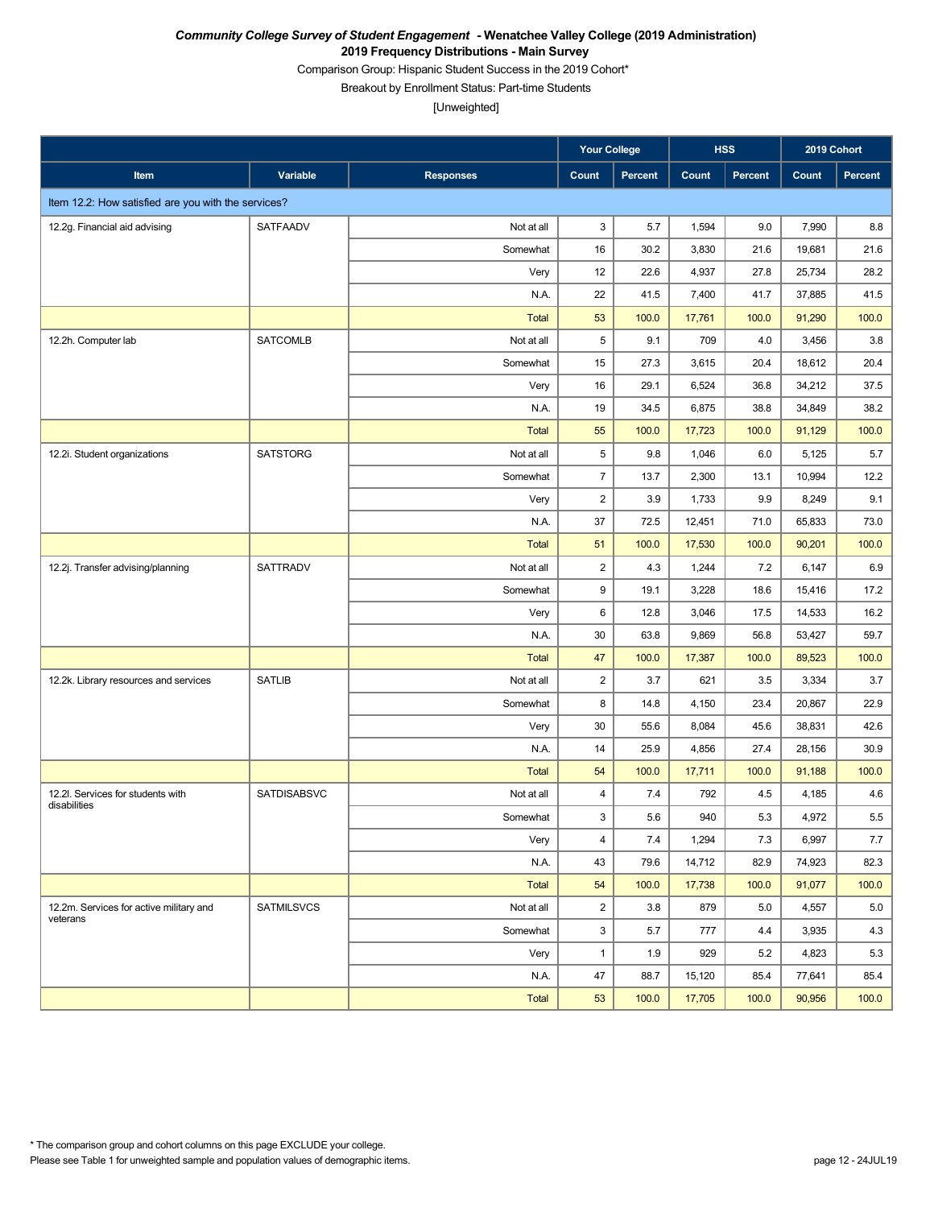***Community College Survey of Student Engagement*** **- Wenatchee Valley College (2019 Administration)**
**2019 Frequency Distributions - Main Survey**
Comparison Group: Hispanic Student Success in the 2019 Cohort*
Breakout by Enrollment Status: Part-time Students
[Unweighted]

| | | | Your College | | HSS | | 2019 Cohort | |
|---|---|---|---|---|---|---|---|---|
| **Item** | **Variable** | **Responses** | **Count** | **Percent** | **Count** | **Percent** | **Count** | **Percent** |
| Item 12.2: How satisfied are you with the services? | | | | | | | | |
| 12.2g. Financial aid advising | SATFAADV | Not at all | 3 | 5.7 | 1,594 | 9.0 | 7,990 | 8.8 |
| | | Somewhat | 16 | 30.2 | 3,830 | 21.6 | 19,681 | 21.6 |
| | | Very | 12 | 22.6 | 4,937 | 27.8 | 25,734 | 28.2 |
| | | N.A. | 22 | 41.5 | 7,400 | 41.7 | 37,885 | 41.5 |
| | | Total | 53 | 100.0 | 17,761 | 100.0 | 91,290 | 100.0 |
| 12.2h. Computer lab | SATCOMLB | Not at all | 5 | 9.1 | 709 | 4.0 | 3,456 | 3.8 |
| | | Somewhat | 15 | 27.3 | 3,615 | 20.4 | 18,612 | 20.4 |
| | | Very | 16 | 29.1 | 6,524 | 36.8 | 34,212 | 37.5 |
| | | N.A. | 19 | 34.5 | 6,875 | 38.8 | 34,849 | 38.2 |
| | | Total | 55 | 100.0 | 17,723 | 100.0 | 91,129 | 100.0 |
| 12.2i. Student organizations | SATSTORG | Not at all | 5 | 9.8 | 1,046 | 6.0 | 5,125 | 5.7 |
| | | Somewhat | 7 | 13.7 | 2,300 | 13.1 | 10,994 | 12.2 |
| | | Very | 2 | 3.9 | 1,733 | 9.9 | 8,249 | 9.1 |
| | | N.A. | 37 | 72.5 | 12,451 | 71.0 | 65,833 | 73.0 |
| | | Total | 51 | 100.0 | 17,530 | 100.0 | 90,201 | 100.0 |
| 12.2j. Transfer advising/planning | SATTRADV | Not at all | 2 | 4.3 | 1,244 | 7.2 | 6,147 | 6.9 |
| | | Somewhat | 9 | 19.1 | 3,228 | 18.6 | 15,416 | 17.2 |
| | | Very | 6 | 12.8 | 3,046 | 17.5 | 14,533 | 16.2 |
| | | N.A. | 30 | 63.8 | 9,869 | 56.8 | 53,427 | 59.7 |
| | | Total | 47 | 100.0 | 17,387 | 100.0 | 89,523 | 100.0 |
| 12.2k. Library resources and services | SATLIB | Not at all | 2 | 3.7 | 621 | 3.5 | 3,334 | 3.7 |
| | | Somewhat | 8 | 14.8 | 4,150 | 23.4 | 20,867 | 22.9 |
| | | Very | 30 | 55.6 | 8,084 | 45.6 | 38,831 | 42.6 |
| | | N.A. | 14 | 25.9 | 4,856 | 27.4 | 28,156 | 30.9 |
| | | Total | 54 | 100.0 | 17,711 | 100.0 | 91,188 | 100.0 |
| 12.2l. Services for students with disabilities | SATDISABSVC | Not at all | 4 | 7.4 | 792 | 4.5 | 4,185 | 4.6 |
| | | Somewhat | 3 | 5.6 | 940 | 5.3 | 4,972 | 5.5 |
| | | Very | 4 | 7.4 | 1,294 | 7.3 | 6,997 | 7.7 |
| | | N.A. | 43 | 79.6 | 14,712 | 82.9 | 74,923 | 82.3 |
| | | Total | 54 | 100.0 | 17,738 | 100.0 | 91,077 | 100.0 |
| 12.2m. Services for active military and veterans | SATMILSVCS | Not at all | 2 | 3.8 | 879 | 5.0 | 4,557 | 5.0 |
| | | Somewhat | 3 | 5.7 | 777 | 4.4 | 3,935 | 4.3 |
| | | Very | 1 | 1.9 | 929 | 5.2 | 4,823 | 5.3 |
| | | N.A. | 47 | 88.7 | 15,120 | 85.4 | 77,641 | 85.4 |
| | | Total | 53 | 100.0 | 17,705 | 100.0 | 90,956 | 100.0 |

\* The comparison group and cohort columns on this page EXCLUDE your college.
Please see Table 1 for unweighted sample and population values of demographic items.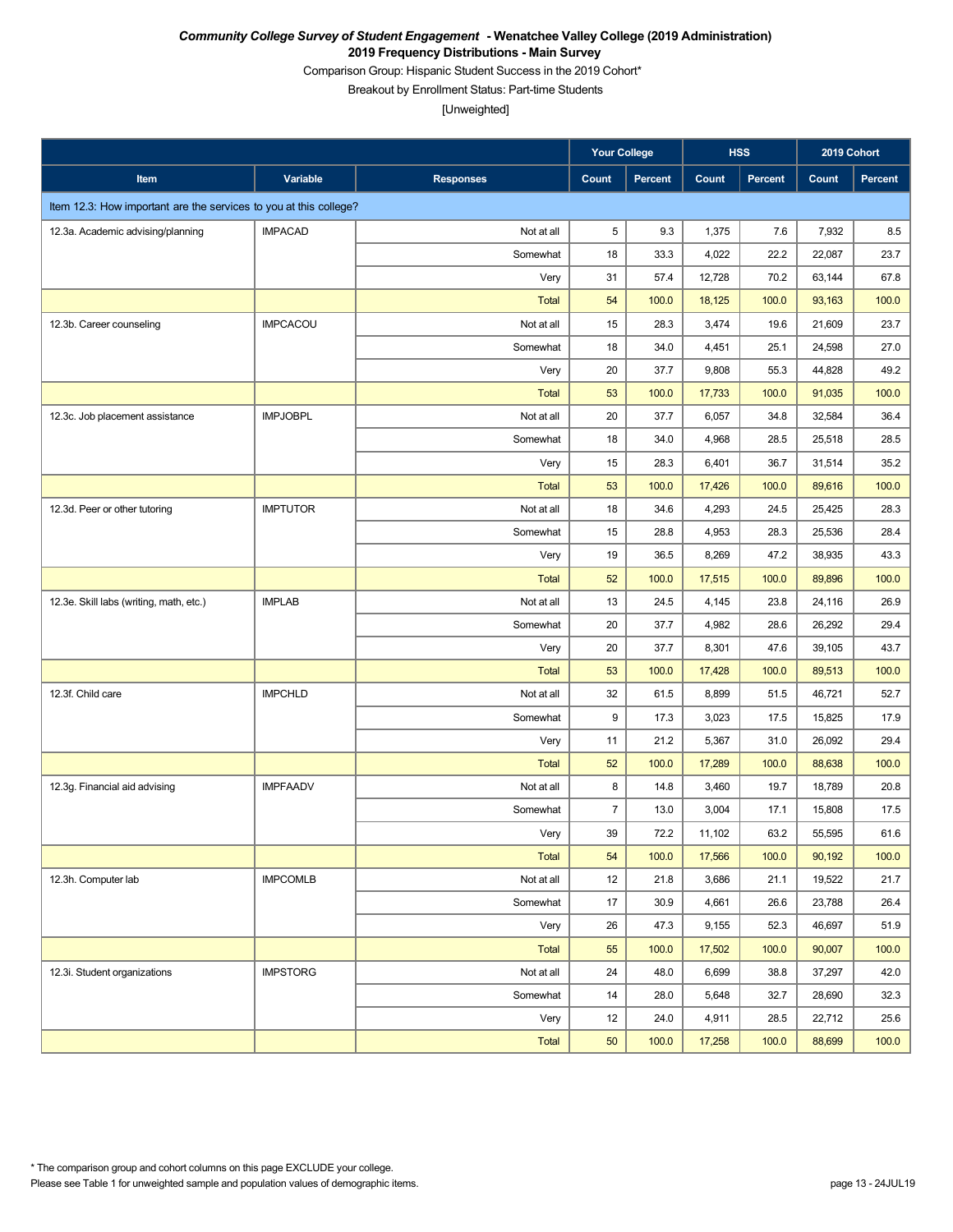***Community College Survey of Student Engagement* - Wenatchee Valley College (2019 Administration)**

**2019 Frequency Distributions - Main Survey**

Comparison Group: Hispanic Student Success in the 2019 Cohort*

Breakout by Enrollment Status: Part-time Students

[Unweighted]

| | | | Your College | | HSS | | 2019 Cohort | |
|---|---|---|---|---|---|---|---|---|
| Item | Variable | Responses | Count | Percent | Count | Percent | Count | Percent |
| Item 12.3: How important are the services to you at this college? | | | | | | | | |
| 12.3a. Academic advising/planning | IMPACAD | Not at all | 5 | 9.3 | 1,375 | 7.6 | 7,932 | 8.5 |
| | | Somewhat | 18 | 33.3 | 4,022 | 22.2 | 22,087 | 23.7 |
| | | Very | 31 | 57.4 | 12,728 | 70.2 | 63,144 | 67.8 |
| | | Total | 54 | 100.0 | 18,125 | 100.0 | 93,163 | 100.0 |
| 12.3b. Career counseling | IMPCACOU | Not at all | 15 | 28.3 | 3,474 | 19.6 | 21,609 | 23.7 |
| | | Somewhat | 18 | 34.0 | 4,451 | 25.1 | 24,598 | 27.0 |
| | | Very | 20 | 37.7 | 9,808 | 55.3 | 44,828 | 49.2 |
| | | Total | 53 | 100.0 | 17,733 | 100.0 | 91,035 | 100.0 |
| 12.3c. Job placement assistance | IMPJOBPL | Not at all | 20 | 37.7 | 6,057 | 34.8 | 32,584 | 36.4 |
| | | Somewhat | 18 | 34.0 | 4,968 | 28.5 | 25,518 | 28.5 |
| | | Very | 15 | 28.3 | 6,401 | 36.7 | 31,514 | 35.2 |
| | | Total | 53 | 100.0 | 17,426 | 100.0 | 89,616 | 100.0 |
| 12.3d. Peer or other tutoring | IMPTUTOR | Not at all | 18 | 34.6 | 4,293 | 24.5 | 25,425 | 28.3 |
| | | Somewhat | 15 | 28.8 | 4,953 | 28.3 | 25,536 | 28.4 |
| | | Very | 19 | 36.5 | 8,269 | 47.2 | 38,935 | 43.3 |
| | | Total | 52 | 100.0 | 17,515 | 100.0 | 89,896 | 100.0 |
| 12.3e. Skill labs (writing, math, etc.) | IMPLAB | Not at all | 13 | 24.5 | 4,145 | 23.8 | 24,116 | 26.9 |
| | | Somewhat | 20 | 37.7 | 4,982 | 28.6 | 26,292 | 29.4 |
| | | Very | 20 | 37.7 | 8,301 | 47.6 | 39,105 | 43.7 |
| | | Total | 53 | 100.0 | 17,428 | 100.0 | 89,513 | 100.0 |
| 12.3f. Child care | IMPCHLD | Not at all | 32 | 61.5 | 8,899 | 51.5 | 46,721 | 52.7 |
| | | Somewhat | 9 | 17.3 | 3,023 | 17.5 | 15,825 | 17.9 |
| | | Very | 11 | 21.2 | 5,367 | 31.0 | 26,092 | 29.4 |
| | | Total | 52 | 100.0 | 17,289 | 100.0 | 88,638 | 100.0 |
| 12.3g. Financial aid advising | IMPFAADV | Not at all | 8 | 14.8 | 3,460 | 19.7 | 18,789 | 20.8 |
| | | Somewhat | 7 | 13.0 | 3,004 | 17.1 | 15,808 | 17.5 |
| | | Very | 39 | 72.2 | 11,102 | 63.2 | 55,595 | 61.6 |
| | | Total | 54 | 100.0 | 17,566 | 100.0 | 90,192 | 100.0 |
| 12.3h. Computer lab | IMPCOMLB | Not at all | 12 | 21.8 | 3,686 | 21.1 | 19,522 | 21.7 |
| | | Somewhat | 17 | 30.9 | 4,661 | 26.6 | 23,788 | 26.4 |
| | | Very | 26 | 47.3 | 9,155 | 52.3 | 46,697 | 51.9 |
| | | Total | 55 | 100.0 | 17,502 | 100.0 | 90,007 | 100.0 |
| 12.3i. Student organizations | IMPSTORG | Not at all | 24 | 48.0 | 6,699 | 38.8 | 37,297 | 42.0 |
| | | Somewhat | 14 | 28.0 | 5,648 | 32.7 | 28,690 | 32.3 |
| | | Very | 12 | 24.0 | 4,911 | 28.5 | 22,712 | 25.6 |
| | | Total | 50 | 100.0 | 17,258 | 100.0 | 88,699 | 100.0 |

* The comparison group and cohort columns on this page EXCLUDE your college.

Please see Table 1 for unweighted sample and population values of demographic items.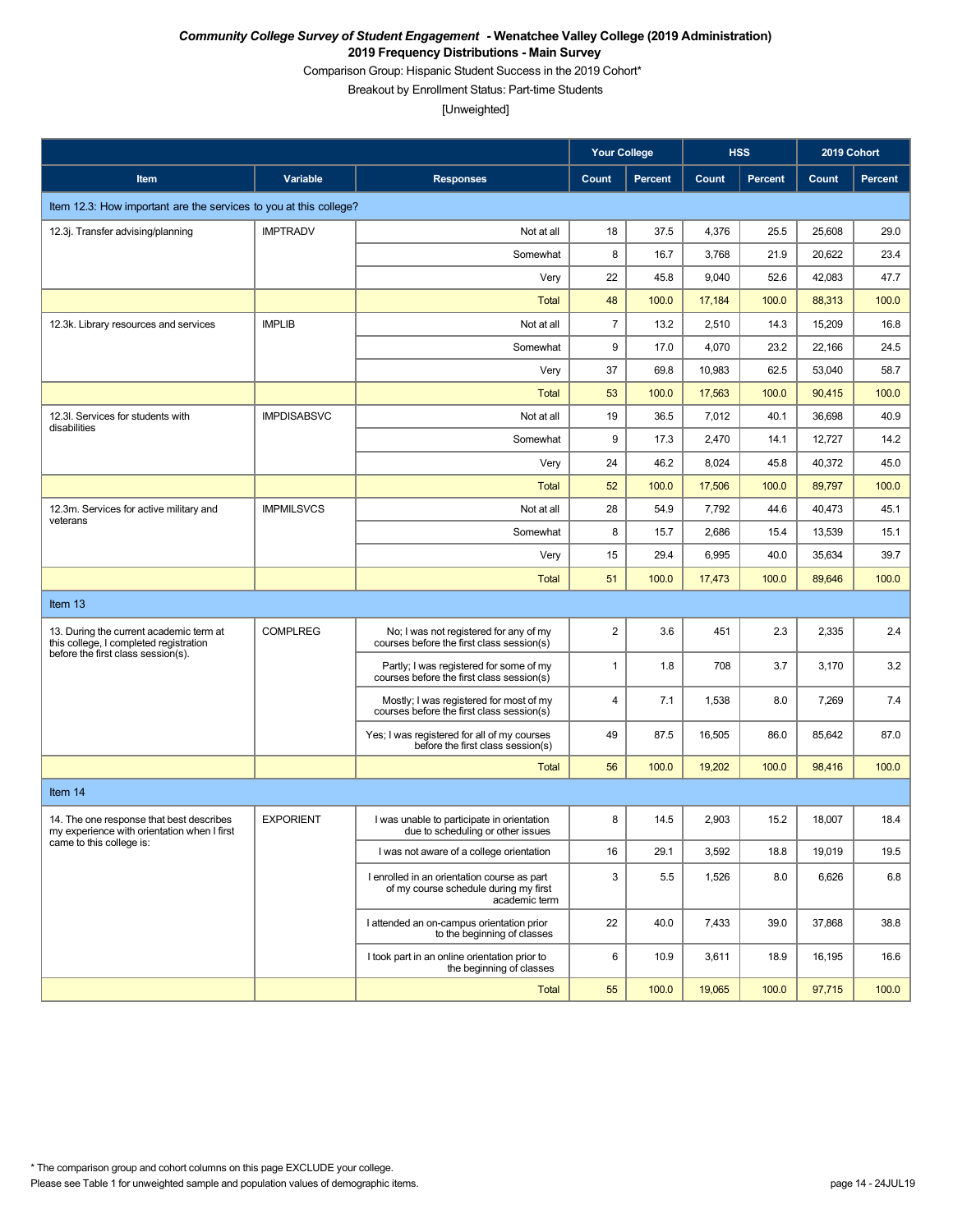***Community College Survey of Student Engagement* - Wenatchee Valley College (2019 Administration)**

**2019 Frequency Distributions - Main Survey**

Comparison Group: Hispanic Student Success in the 2019 Cohort*

Breakout by Enrollment Status: Part-time Students

[Unweighted]

| | | | Your College | | HSS | | 2019 Cohort | |
|---|---|---|---|---|---|---|---|---|
| **Item** | **Variable** | **Responses** | **Count** | **Percent** | **Count** | **Percent** | **Count** | **Percent** |
| Item 12.3: How important are the services to you at this college? | | | | | | | | |
| 12.3j. Transfer advising/planning | IMPTRADV | Not at all | 18 | 37.5 | 4,376 | 25.5 | 25,608 | 29.0 |
| | | Somewhat | 8 | 16.7 | 3,768 | 21.9 | 20,622 | 23.4 |
| | | Very | 22 | 45.8 | 9,040 | 52.6 | 42,083 | 47.7 |
| | | Total | 48 | 100.0 | 17,184 | 100.0 | 88,313 | 100.0 |
| 12.3k. Library resources and services | IMPLIB | Not at all | 7 | 13.2 | 2,510 | 14.3 | 15,209 | 16.8 |
| | | Somewhat | 9 | 17.0 | 4,070 | 23.2 | 22,166 | 24.5 |
| | | Very | 37 | 69.8 | 10,983 | 62.5 | 53,040 | 58.7 |
| | | Total | 53 | 100.0 | 17,563 | 100.0 | 90,415 | 100.0 |
| 12.3l. Services for students with disabilities | IMPDISABSVC | Not at all | 19 | 36.5 | 7,012 | 40.1 | 36,698 | 40.9 |
| | | Somewhat | 9 | 17.3 | 2,470 | 14.1 | 12,727 | 14.2 |
| | | Very | 24 | 46.2 | 8,024 | 45.8 | 40,372 | 45.0 |
| | | Total | 52 | 100.0 | 17,506 | 100.0 | 89,797 | 100.0 |
| 12.3m. Services for active military and veterans | IMPMILSVCS | Not at all | 28 | 54.9 | 7,792 | 44.6 | 40,473 | 45.1 |
| | | Somewhat | 8 | 15.7 | 2,686 | 15.4 | 13,539 | 15.1 |
| | | Very | 15 | 29.4 | 6,995 | 40.0 | 35,634 | 39.7 |
| | | Total | 51 | 100.0 | 17,473 | 100.0 | 89,646 | 100.0 |
| Item 13 | | | | | | | | |
| 13. During the current academic term at this college, I completed registration before the first class session(s). | COMPLREG | No; I was not registered for any of my courses before the first class session(s) | 2 | 3.6 | 451 | 2.3 | 2,335 | 2.4 |
| | | Partly; I was registered for some of my courses before the first class session(s) | 1 | 1.8 | 708 | 3.7 | 3,170 | 3.2 |
| | | Mostly; I was registered for most of my courses before the first class session(s) | 4 | 7.1 | 1,538 | 8.0 | 7,269 | 7.4 |
| | | Yes; I was registered for all of my courses before the first class session(s) | 49 | 87.5 | 16,505 | 86.0 | 85,642 | 87.0 |
| | | Total | 56 | 100.0 | 19,202 | 100.0 | 98,416 | 100.0 |
| Item 14 | | | | | | | | |
| 14. The one response that best describes my experience with orientation when I first came to this college is: | EXPORIENT | I was unable to participate in orientation due to scheduling or other issues | 8 | 14.5 | 2,903 | 15.2 | 18,007 | 18.4 |
| | | I was not aware of a college orientation | 16 | 29.1 | 3,592 | 18.8 | 19,019 | 19.5 |
| | | I enrolled in an orientation course as part of my course schedule during my first academic term | 3 | 5.5 | 1,526 | 8.0 | 6,626 | 6.8 |
| | | I attended an on-campus orientation prior to the beginning of classes | 22 | 40.0 | 7,433 | 39.0 | 37,868 | 38.8 |
| | | I took part in an online orientation prior to the beginning of classes | 6 | 10.9 | 3,611 | 18.9 | 16,195 | 16.6 |
| | | Total | 55 | 100.0 | 19,065 | 100.0 | 97,715 | 100.0 |

* The comparison group and cohort columns on this page EXCLUDE your college.

Please see Table 1 for unweighted sample and population values of demographic items.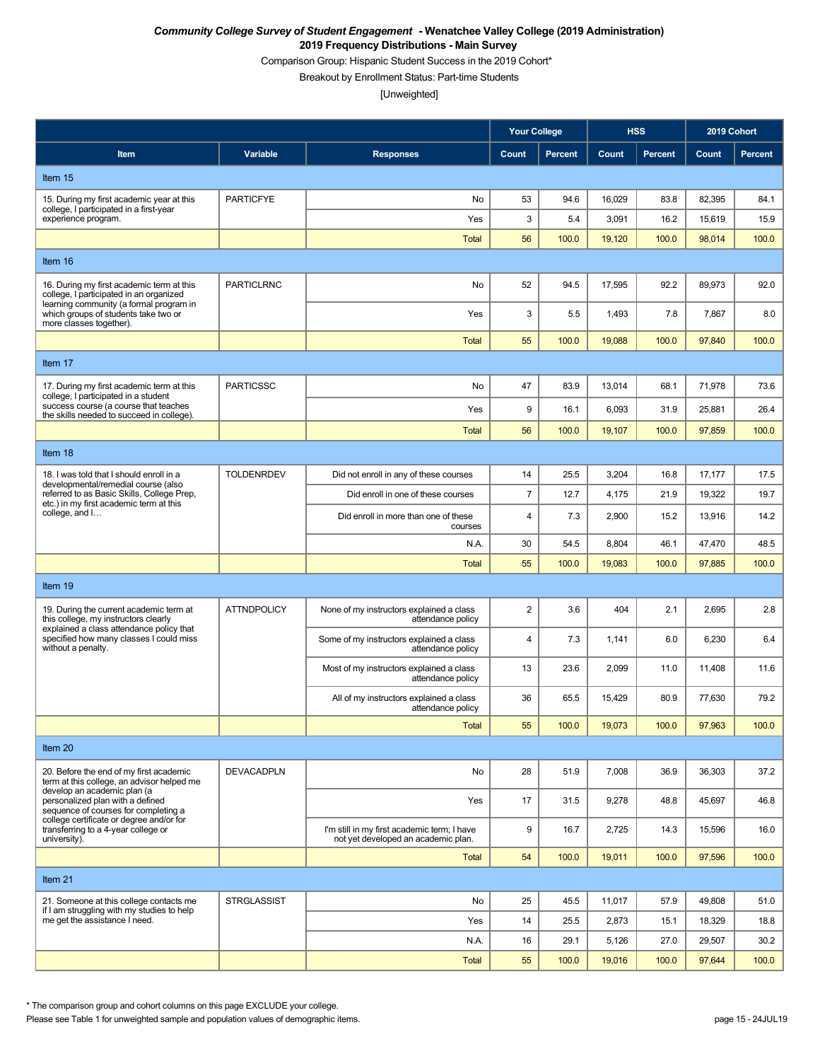***Community College Survey of Student Engagement* - Wenatchee Valley College (2019 Administration)**

**2019 Frequency Distributions - Main Survey**

Comparison Group: Hispanic Student Success in the 2019 Cohort*

Breakout by Enrollment Status: Part-time Students

[Unweighted]

| Item | Variable | Responses | Your College | | HSS | | 2019 Cohort | |
|---|---|---|---|---|---|---|---|---|
| | | | Count | Percent | Count | Percent | Count | Percent |
| **Item 15** | | | | | | | | |
| 15. During my first academic year at this college, I participated in a first-year experience program. | PARTICFYE | No | 53 | 94.6 | 16,029 | 83.8 | 82,395 | 84.1 |
| | | Yes | 3 | 5.4 | 3,091 | 16.2 | 15,619 | 15.9 |
| | | Total | 56 | 100.0 | 19,120 | 100.0 | 98,014 | 100.0 |
| **Item 16** | | | | | | | | |
| 16. During my first academic term at this college, I participated in an organized learning community (a formal program in which groups of students take two or more classes together). | PARTICLRNC | No | 52 | 94.5 | 17,595 | 92.2 | 89,973 | 92.0 |
| | | Yes | 3 | 5.5 | 1,493 | 7.8 | 7,867 | 8.0 |
| | | Total | 55 | 100.0 | 19,088 | 100.0 | 97,840 | 100.0 |
| **Item 17** | | | | | | | | |
| 17. During my first academic term at this college, I participated in a student success course (a course that teaches the skills needed to succeed in college). | PARTICSSC | No | 47 | 83.9 | 13,014 | 68.1 | 71,978 | 73.6 |
| | | Yes | 9 | 16.1 | 6,093 | 31.9 | 25,881 | 26.4 |
| | | Total | 56 | 100.0 | 19,107 | 100.0 | 97,859 | 100.0 |
| **Item 18** | | | | | | | | |
| 18. I was told that I should enroll in a developmental/remedial course (also referred to as Basic Skills, College Prep, etc.) in my first academic term at this college, and I… | TOLDENRDEV | Did not enroll in any of these courses | 14 | 25.5 | 3,204 | 16.8 | 17,177 | 17.5 |
| | | Did enroll in one of these courses | 7 | 12.7 | 4,175 | 21.9 | 19,322 | 19.7 |
| | | Did enroll in more than one of these courses | 4 | 7.3 | 2,900 | 15.2 | 13,916 | 14.2 |
| | | N.A. | 30 | 54.5 | 8,804 | 46.1 | 47,470 | 48.5 |
| | | Total | 55 | 100.0 | 19,083 | 100.0 | 97,885 | 100.0 |
| **Item 19** | | | | | | | | |
| 19. During the current academic term at this college, my instructors clearly explained a class attendance policy that specified how many classes I could miss without a penalty. | ATTNDPOLICY | None of my instructors explained a class attendance policy | 2 | 3.6 | 404 | 2.1 | 2,695 | 2.8 |
| | | Some of my instructors explained a class attendance policy | 4 | 7.3 | 1,141 | 6.0 | 6,230 | 6.4 |
| | | Most of my instructors explained a class attendance policy | 13 | 23.6 | 2,099 | 11.0 | 11,408 | 11.6 |
| | | All of my instructors explained a class attendance policy | 36 | 65.5 | 15,429 | 80.9 | 77,630 | 79.2 |
| | | Total | 55 | 100.0 | 19,073 | 100.0 | 97,963 | 100.0 |
| **Item 20** | | | | | | | | |
| 20. Before the end of my first academic term at this college, an advisor helped me develop an academic plan (a personalized plan with a defined sequence of courses for completing a college certificate or degree and/or for transferring to a 4-year college or university). | DEVACADPLN | No | 28 | 51.9 | 7,008 | 36.9 | 36,303 | 37.2 |
| | | Yes | 17 | 31.5 | 9,278 | 48.8 | 45,697 | 46.8 |
| | | I'm still in my first academic term; I have not yet developed an academic plan. | 9 | 16.7 | 2,725 | 14.3 | 15,596 | 16.0 |
| | | Total | 54 | 100.0 | 19,011 | 100.0 | 97,596 | 100.0 |
| **Item 21** | | | | | | | | |
| 21. Someone at this college contacts me if I am struggling with my studies to help me get the assistance I need. | STRGLASSIST | No | 25 | 45.5 | 11,017 | 57.9 | 49,808 | 51.0 |
| | | Yes | 14 | 25.5 | 2,873 | 15.1 | 18,329 | 18.8 |
| | | N.A. | 16 | 29.1 | 5,126 | 27.0 | 29,507 | 30.2 |
| | | Total | 55 | 100.0 | 19,016 | 100.0 | 97,644 | 100.0 |

* The comparison group and cohort columns on this page EXCLUDE your college.

Please see Table 1 for unweighted sample and population values of demographic items.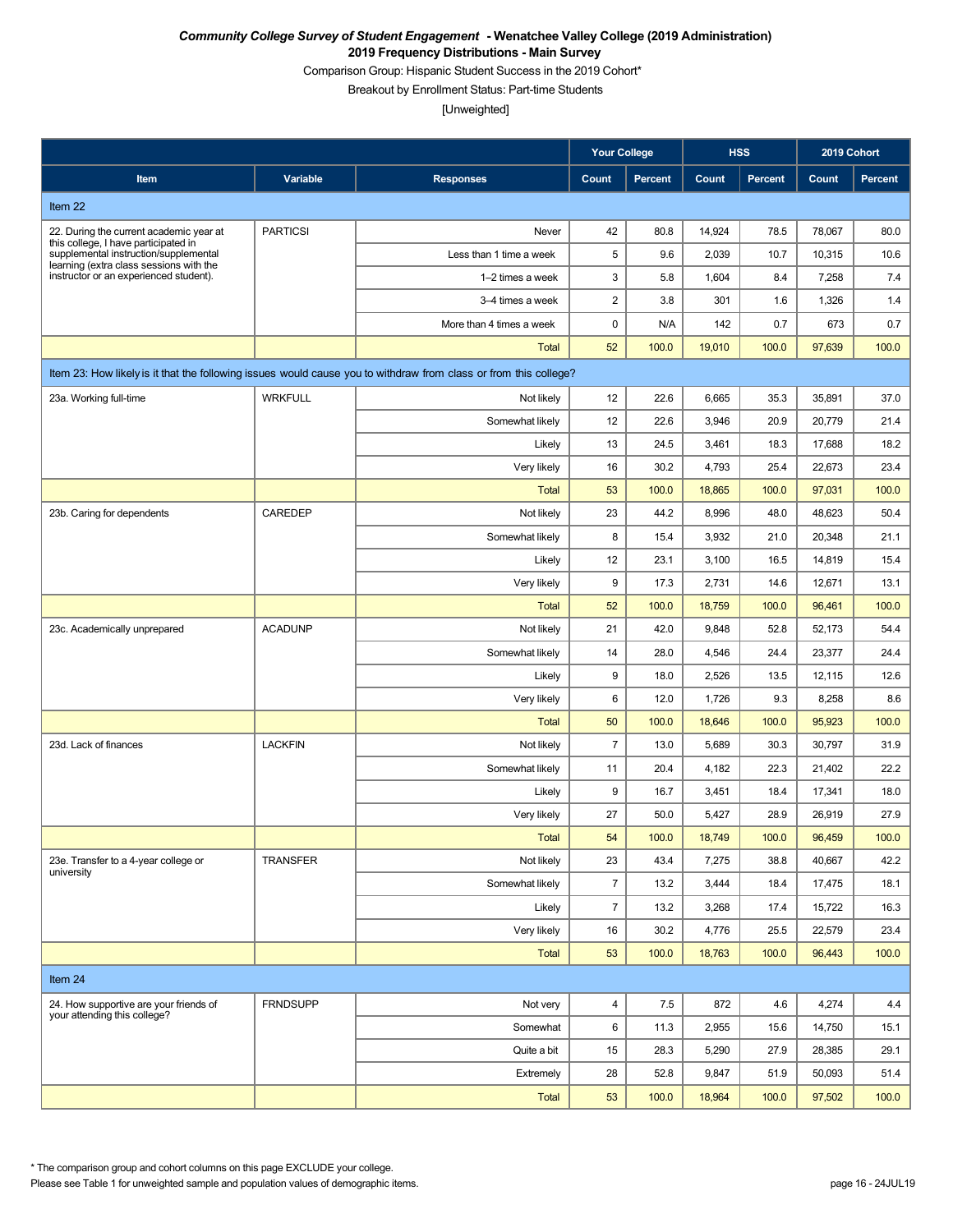***Community College Survey of Student Engagement* - Wenatchee Valley College (2019 Administration)**

**2019 Frequency Distributions - Main Survey**

Comparison Group: Hispanic Student Success in the 2019 Cohort*

Breakout by Enrollment Status: Part-time Students

[Unweighted]

| | | | Your College | | HSS | | 2019 Cohort | |
|---|---|---|---|---|---|---|---|---|
| **Item** | **Variable** | **Responses** | **Count** | **Percent** | **Count** | **Percent** | **Count** | **Percent** |
| **Item 22** | | | | | | | | |
| 22. During the current academic year at this college, I have participated in supplemental instruction/supplemental learning (extra class sessions with the instructor or an experienced student). | PARTICSI | Never | 42 | 80.8 | 14,924 | 78.5 | 78,067 | 80.0 |
| | | Less than 1 time a week | 5 | 9.6 | 2,039 | 10.7 | 10,315 | 10.6 |
| | | 1–2 times a week | 3 | 5.8 | 1,604 | 8.4 | 7,258 | 7.4 |
| | | 3–4 times a week | 2 | 3.8 | 301 | 1.6 | 1,326 | 1.4 |
| | | More than 4 times a week | 0 | N/A | 142 | 0.7 | 673 | 0.7 |
| | | Total | 52 | 100.0 | 19,010 | 100.0 | 97,639 | 100.0 |
| **Item 23: How likely is it that the following issues would cause you to withdraw from class or from this college?** | | | | | | | | |
| 23a. Working full-time | WRKFULL | Not likely | 12 | 22.6 | 6,665 | 35.3 | 35,891 | 37.0 |
| | | Somewhat likely | 12 | 22.6 | 3,946 | 20.9 | 20,779 | 21.4 |
| | | Likely | 13 | 24.5 | 3,461 | 18.3 | 17,688 | 18.2 |
| | | Very likely | 16 | 30.2 | 4,793 | 25.4 | 22,673 | 23.4 |
| | | Total | 53 | 100.0 | 18,865 | 100.0 | 97,031 | 100.0 |
| 23b. Caring for dependents | CAREDEP | Not likely | 23 | 44.2 | 8,996 | 48.0 | 48,623 | 50.4 |
| | | Somewhat likely | 8 | 15.4 | 3,932 | 21.0 | 20,348 | 21.1 |
| | | Likely | 12 | 23.1 | 3,100 | 16.5 | 14,819 | 15.4 |
| | | Very likely | 9 | 17.3 | 2,731 | 14.6 | 12,671 | 13.1 |
| | | Total | 52 | 100.0 | 18,759 | 100.0 | 96,461 | 100.0 |
| 23c. Academically unprepared | ACADUNP | Not likely | 21 | 42.0 | 9,848 | 52.8 | 52,173 | 54.4 |
| | | Somewhat likely | 14 | 28.0 | 4,546 | 24.4 | 23,377 | 24.4 |
| | | Likely | 9 | 18.0 | 2,526 | 13.5 | 12,115 | 12.6 |
| | | Very likely | 6 | 12.0 | 1,726 | 9.3 | 8,258 | 8.6 |
| | | Total | 50 | 100.0 | 18,646 | 100.0 | 95,923 | 100.0 |
| 23d. Lack of finances | LACKFIN | Not likely | 7 | 13.0 | 5,689 | 30.3 | 30,797 | 31.9 |
| | | Somewhat likely | 11 | 20.4 | 4,182 | 22.3 | 21,402 | 22.2 |
| | | Likely | 9 | 16.7 | 3,451 | 18.4 | 17,341 | 18.0 |
| | | Very likely | 27 | 50.0 | 5,427 | 28.9 | 26,919 | 27.9 |
| | | Total | 54 | 100.0 | 18,749 | 100.0 | 96,459 | 100.0 |
| 23e. Transfer to a 4-year college or university | TRANSFER | Not likely | 23 | 43.4 | 7,275 | 38.8 | 40,667 | 42.2 |
| | | Somewhat likely | 7 | 13.2 | 3,444 | 18.4 | 17,475 | 18.1 |
| | | Likely | 7 | 13.2 | 3,268 | 17.4 | 15,722 | 16.3 |
| | | Very likely | 16 | 30.2 | 4,776 | 25.5 | 22,579 | 23.4 |
| | | Total | 53 | 100.0 | 18,763 | 100.0 | 96,443 | 100.0 |
| **Item 24** | | | | | | | | |
| 24. How supportive are your friends of your attending this college? | FRNDSUPP | Not very | 4 | 7.5 | 872 | 4.6 | 4,274 | 4.4 |
| | | Somewhat | 6 | 11.3 | 2,955 | 15.6 | 14,750 | 15.1 |
| | | Quite a bit | 15 | 28.3 | 5,290 | 27.9 | 28,385 | 29.1 |
| | | Extremely | 28 | 52.8 | 9,847 | 51.9 | 50,093 | 51.4 |
| | | Total | 53 | 100.0 | 18,964 | 100.0 | 97,502 | 100.0 |

\* The comparison group and cohort columns on this page EXCLUDE your college.

Please see Table 1 for unweighted sample and population values of demographic items.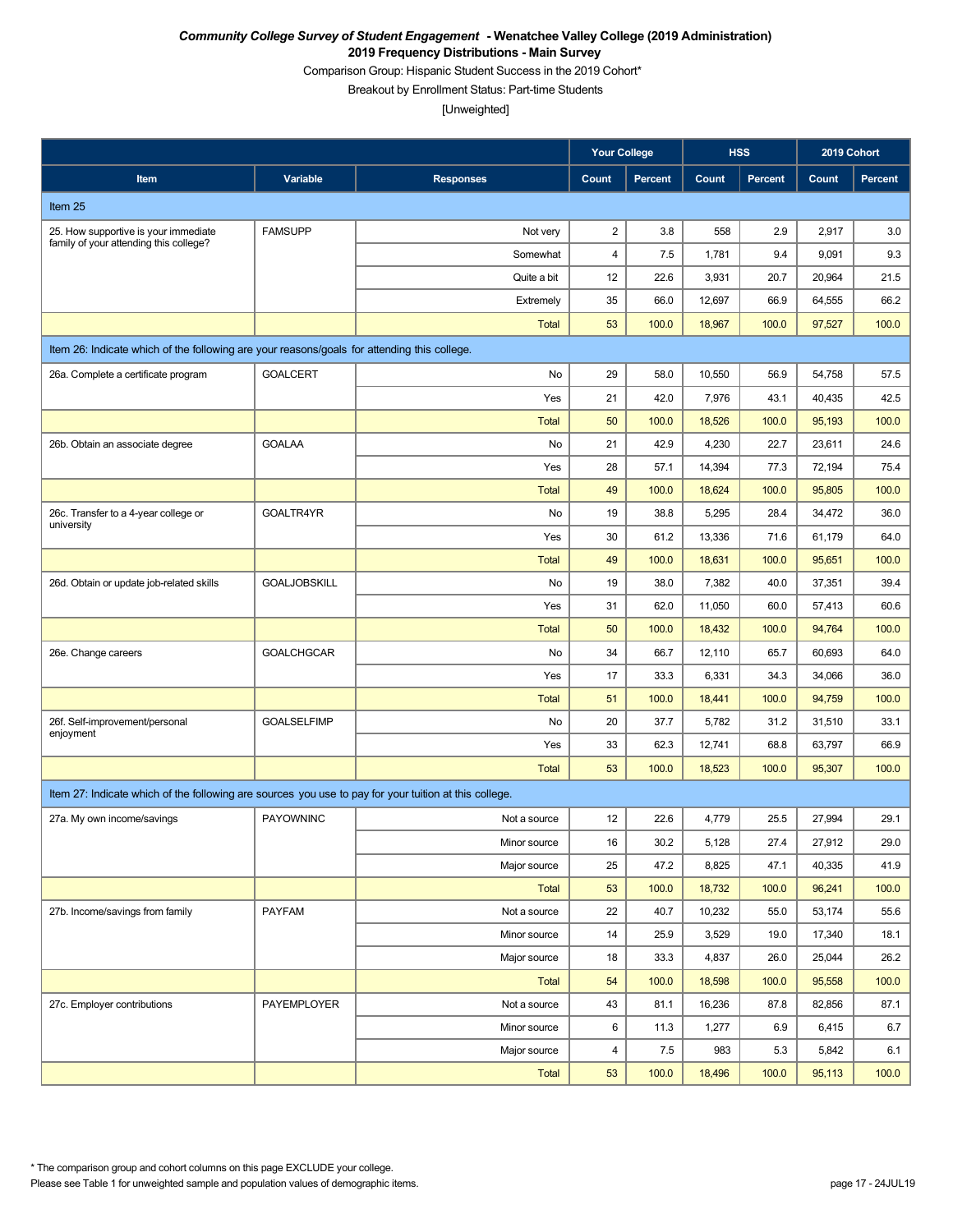***Community College Survey of Student Engagement* - Wenatchee Valley College (2019 Administration)**

**2019 Frequency Distributions - Main Survey**

Comparison Group: Hispanic Student Success in the 2019 Cohort*

Breakout by Enrollment Status: Part-time Students

[Unweighted]

| Item | Variable | Responses | Your College Count | Your College Percent | HSS Count | HSS Percent | 2019 Cohort Count | 2019 Cohort Percent |
|---|---|---|---|---|---|---|---|---|
| **Item 25** | | | | | | | | |
| 25. How supportive is your immediate family of your attending this college? | FAMSUPP | Not very | 2 | 3.8 | 558 | 2.9 | 2,917 | 3.0 |
| | | Somewhat | 4 | 7.5 | 1,781 | 9.4 | 9,091 | 9.3 |
| | | Quite a bit | 12 | 22.6 | 3,931 | 20.7 | 20,964 | 21.5 |
| | | Extremely | 35 | 66.0 | 12,697 | 66.9 | 64,555 | 66.2 |
| | | Total | 53 | 100.0 | 18,967 | 100.0 | 97,527 | 100.0 |
| **Item 26: Indicate which of the following are your reasons/goals for attending this college.** | | | | | | | | |
| 26a. Complete a certificate program | GOALCERT | No | 29 | 58.0 | 10,550 | 56.9 | 54,758 | 57.5 |
| | | Yes | 21 | 42.0 | 7,976 | 43.1 | 40,435 | 42.5 |
| | | Total | 50 | 100.0 | 18,526 | 100.0 | 95,193 | 100.0 |
| 26b. Obtain an associate degree | GOALAA | No | 21 | 42.9 | 4,230 | 22.7 | 23,611 | 24.6 |
| | | Yes | 28 | 57.1 | 14,394 | 77.3 | 72,194 | 75.4 |
| | | Total | 49 | 100.0 | 18,624 | 100.0 | 95,805 | 100.0 |
| 26c. Transfer to a 4-year college or university | GOALTR4YR | No | 19 | 38.8 | 5,295 | 28.4 | 34,472 | 36.0 |
| | | Yes | 30 | 61.2 | 13,336 | 71.6 | 61,179 | 64.0 |
| | | Total | 49 | 100.0 | 18,631 | 100.0 | 95,651 | 100.0 |
| 26d. Obtain or update job-related skills | GOALJOBSKILL | No | 19 | 38.0 | 7,382 | 40.0 | 37,351 | 39.4 |
| | | Yes | 31 | 62.0 | 11,050 | 60.0 | 57,413 | 60.6 |
| | | Total | 50 | 100.0 | 18,432 | 100.0 | 94,764 | 100.0 |
| 26e. Change careers | GOALCHGCAR | No | 34 | 66.7 | 12,110 | 65.7 | 60,693 | 64.0 |
| | | Yes | 17 | 33.3 | 6,331 | 34.3 | 34,066 | 36.0 |
| | | Total | 51 | 100.0 | 18,441 | 100.0 | 94,759 | 100.0 |
| 26f. Self-improvement/personal enjoyment | GOALSELFIMP | No | 20 | 37.7 | 5,782 | 31.2 | 31,510 | 33.1 |
| | | Yes | 33 | 62.3 | 12,741 | 68.8 | 63,797 | 66.9 |
| | | Total | 53 | 100.0 | 18,523 | 100.0 | 95,307 | 100.0 |
| **Item 27: Indicate which of the following are sources you use to pay for your tuition at this college.** | | | | | | | | |
| 27a. My own income/savings | PAYOWNINC | Not a source | 12 | 22.6 | 4,779 | 25.5 | 27,994 | 29.1 |
| | | Minor source | 16 | 30.2 | 5,128 | 27.4 | 27,912 | 29.0 |
| | | Major source | 25 | 47.2 | 8,825 | 47.1 | 40,335 | 41.9 |
| | | Total | 53 | 100.0 | 18,732 | 100.0 | 96,241 | 100.0 |
| 27b. Income/savings from family | PAYFAM | Not a source | 22 | 40.7 | 10,232 | 55.0 | 53,174 | 55.6 |
| | | Minor source | 14 | 25.9 | 3,529 | 19.0 | 17,340 | 18.1 |
| | | Major source | 18 | 33.3 | 4,837 | 26.0 | 25,044 | 26.2 |
| | | Total | 54 | 100.0 | 18,598 | 100.0 | 95,558 | 100.0 |
| 27c. Employer contributions | PAYEMPLOYER | Not a source | 43 | 81.1 | 16,236 | 87.8 | 82,856 | 87.1 |
| | | Minor source | 6 | 11.3 | 1,277 | 6.9 | 6,415 | 6.7 |
| | | Major source | 4 | 7.5 | 983 | 5.3 | 5,842 | 6.1 |
| | | Total | 53 | 100.0 | 18,496 | 100.0 | 95,113 | 100.0 |

\* The comparison group and cohort columns on this page EXCLUDE your college.

Please see Table 1 for unweighted sample and population values of demographic items.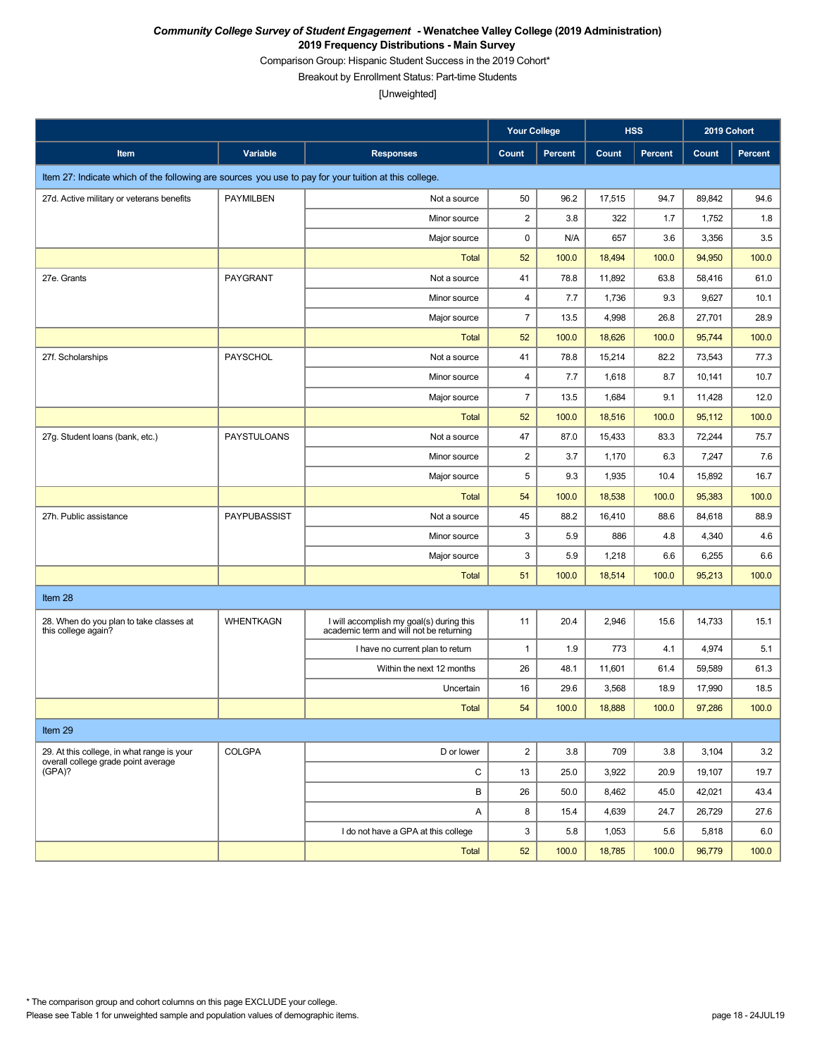***Community College Survey of Student Engagement* - Wenatchee Valley College (2019 Administration)**

**2019 Frequency Distributions - Main Survey**

Comparison Group: Hispanic Student Success in the 2019 Cohort*

Breakout by Enrollment Status: Part-time Students

[Unweighted]

| | | | Your College | | HSS | | 2019 Cohort | |
|---|---|---|---|---|---|---|---|---|
| Item | Variable | Responses | Count | Percent | Count | Percent | Count | Percent |
| Item 27: Indicate which of the following are sources you use to pay for your tuition at this college. | | | | | | | | |
| 27d. Active military or veterans benefits | PAYMILBEN | Not a source | 50 | 96.2 | 17,515 | 94.7 | 89,842 | 94.6 |
| | | Minor source | 2 | 3.8 | 322 | 1.7 | 1,752 | 1.8 |
| | | Major source | 0 | N/A | 657 | 3.6 | 3,356 | 3.5 |
| | | Total | 52 | 100.0 | 18,494 | 100.0 | 94,950 | 100.0 |
| 27e. Grants | PAYGRANT | Not a source | 41 | 78.8 | 11,892 | 63.8 | 58,416 | 61.0 |
| | | Minor source | 4 | 7.7 | 1,736 | 9.3 | 9,627 | 10.1 |
| | | Major source | 7 | 13.5 | 4,998 | 26.8 | 27,701 | 28.9 |
| | | Total | 52 | 100.0 | 18,626 | 100.0 | 95,744 | 100.0 |
| 27f. Scholarships | PAYSCHOL | Not a source | 41 | 78.8 | 15,214 | 82.2 | 73,543 | 77.3 |
| | | Minor source | 4 | 7.7 | 1,618 | 8.7 | 10,141 | 10.7 |
| | | Major source | 7 | 13.5 | 1,684 | 9.1 | 11,428 | 12.0 |
| | | Total | 52 | 100.0 | 18,516 | 100.0 | 95,112 | 100.0 |
| 27g. Student loans (bank, etc.) | PAYSTULOANS | Not a source | 47 | 87.0 | 15,433 | 83.3 | 72,244 | 75.7 |
| | | Minor source | 2 | 3.7 | 1,170 | 6.3 | 7,247 | 7.6 |
| | | Major source | 5 | 9.3 | 1,935 | 10.4 | 15,892 | 16.7 |
| | | Total | 54 | 100.0 | 18,538 | 100.0 | 95,383 | 100.0 |
| 27h. Public assistance | PAYPUBASSIST | Not a source | 45 | 88.2 | 16,410 | 88.6 | 84,618 | 88.9 |
| | | Minor source | 3 | 5.9 | 886 | 4.8 | 4,340 | 4.6 |
| | | Major source | 3 | 5.9 | 1,218 | 6.6 | 6,255 | 6.6 |
| | | Total | 51 | 100.0 | 18,514 | 100.0 | 95,213 | 100.0 |
| Item 28 | | | | | | | | |
| 28. When do you plan to take classes at this college again? | WHENTKAGN | I will accomplish my goal(s) during this academic term and will not be returning | 11 | 20.4 | 2,946 | 15.6 | 14,733 | 15.1 |
| | | I have no current plan to return | 1 | 1.9 | 773 | 4.1 | 4,974 | 5.1 |
| | | Within the next 12 months | 26 | 48.1 | 11,601 | 61.4 | 59,589 | 61.3 |
| | | Uncertain | 16 | 29.6 | 3,568 | 18.9 | 17,990 | 18.5 |
| | | Total | 54 | 100.0 | 18,888 | 100.0 | 97,286 | 100.0 |
| Item 29 | | | | | | | | |
| 29. At this college, in what range is your overall college grade point average (GPA)? | COLGPA | D or lower | 2 | 3.8 | 709 | 3.8 | 3,104 | 3.2 |
| | | C | 13 | 25.0 | 3,922 | 20.9 | 19,107 | 19.7 |
| | | B | 26 | 50.0 | 8,462 | 45.0 | 42,021 | 43.4 |
| | | A | 8 | 15.4 | 4,639 | 24.7 | 26,729 | 27.6 |
| | | I do not have a GPA at this college | 3 | 5.8 | 1,053 | 5.6 | 5,818 | 6.0 |
| | | Total | 52 | 100.0 | 18,785 | 100.0 | 96,779 | 100.0 |

* The comparison group and cohort columns on this page EXCLUDE your college.

Please see Table 1 for unweighted sample and population values of demographic items.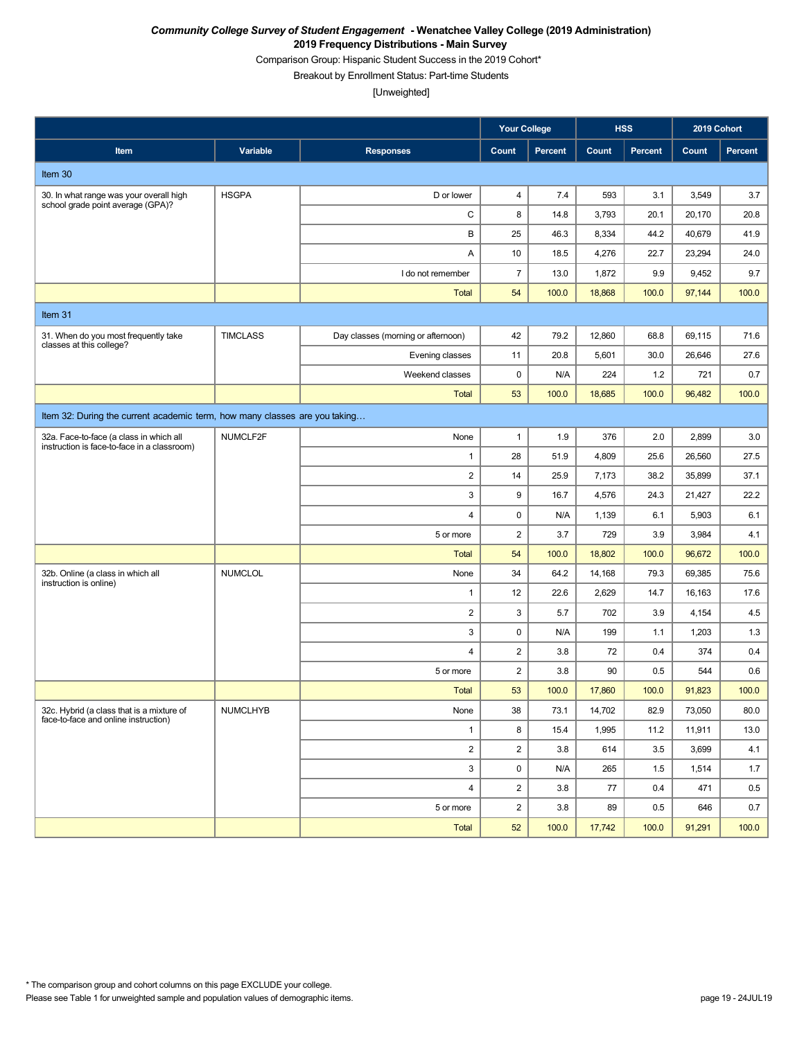***Community College Survey of Student Engagement* - Wenatchee Valley College (2019 Administration)**

**2019 Frequency Distributions - Main Survey**

Comparison Group: Hispanic Student Success in the 2019 Cohort*

Breakout by Enrollment Status: Part-time Students

[Unweighted]

| Item | Variable | Responses | Your College | | HSS | | 2019 Cohort | |
|---|---|---|---|---|---|---|---|---|
| | | | Count | Percent | Count | Percent | Count | Percent |
| **Item 30** | | | | | | | | |
| 30. In what range was your overall high school grade point average (GPA)? | HSGPA | D or lower | 4 | 7.4 | 593 | 3.1 | 3,549 | 3.7 |
| | | C | 8 | 14.8 | 3,793 | 20.1 | 20,170 | 20.8 |
| | | B | 25 | 46.3 | 8,334 | 44.2 | 40,679 | 41.9 |
| | | A | 10 | 18.5 | 4,276 | 22.7 | 23,294 | 24.0 |
| | | I do not remember | 7 | 13.0 | 1,872 | 9.9 | 9,452 | 9.7 |
| | | Total | 54 | 100.0 | 18,868 | 100.0 | 97,144 | 100.0 |
| **Item 31** | | | | | | | | |
| 31. When do you most frequently take classes at this college? | TIMCLASS | Day classes (morning or afternoon) | 42 | 79.2 | 12,860 | 68.8 | 69,115 | 71.6 |
| | | Evening classes | 11 | 20.8 | 5,601 | 30.0 | 26,646 | 27.6 |
| | | Weekend classes | 0 | N/A | 224 | 1.2 | 721 | 0.7 |
| | | Total | 53 | 100.0 | 18,685 | 100.0 | 96,482 | 100.0 |
| **Item 32: During the current academic term, how many classes are you taking…** | | | | | | | | |
| 32a. Face-to-face (a class in which all instruction is face-to-face in a classroom) | NUMCLF2F | None | 1 | 1.9 | 376 | 2.0 | 2,899 | 3.0 |
| | | 1 | 28 | 51.9 | 4,809 | 25.6 | 26,560 | 27.5 |
| | | 2 | 14 | 25.9 | 7,173 | 38.2 | 35,899 | 37.1 |
| | | 3 | 9 | 16.7 | 4,576 | 24.3 | 21,427 | 22.2 |
| | | 4 | 0 | N/A | 1,139 | 6.1 | 5,903 | 6.1 |
| | | 5 or more | 2 | 3.7 | 729 | 3.9 | 3,984 | 4.1 |
| | | Total | 54 | 100.0 | 18,802 | 100.0 | 96,672 | 100.0 |
| 32b. Online (a class in which all instruction is online) | NUMCLOL | None | 34 | 64.2 | 14,168 | 79.3 | 69,385 | 75.6 |
| | | 1 | 12 | 22.6 | 2,629 | 14.7 | 16,163 | 17.6 |
| | | 2 | 3 | 5.7 | 702 | 3.9 | 4,154 | 4.5 |
| | | 3 | 0 | N/A | 199 | 1.1 | 1,203 | 1.3 |
| | | 4 | 2 | 3.8 | 72 | 0.4 | 374 | 0.4 |
| | | 5 or more | 2 | 3.8 | 90 | 0.5 | 544 | 0.6 |
| | | Total | 53 | 100.0 | 17,860 | 100.0 | 91,823 | 100.0 |
| 32c. Hybrid (a class that is a mixture of face-to-face and online instruction) | NUMCLHYB | None | 38 | 73.1 | 14,702 | 82.9 | 73,050 | 80.0 |
| | | 1 | 8 | 15.4 | 1,995 | 11.2 | 11,911 | 13.0 |
| | | 2 | 2 | 3.8 | 614 | 3.5 | 3,699 | 4.1 |
| | | 3 | 0 | N/A | 265 | 1.5 | 1,514 | 1.7 |
| | | 4 | 2 | 3.8 | 77 | 0.4 | 471 | 0.5 |
| | | 5 or more | 2 | 3.8 | 89 | 0.5 | 646 | 0.7 |
| | | Total | 52 | 100.0 | 17,742 | 100.0 | 91,291 | 100.0 |

* The comparison group and cohort columns on this page EXCLUDE your college.

Please see Table 1 for unweighted sample and population values of demographic items.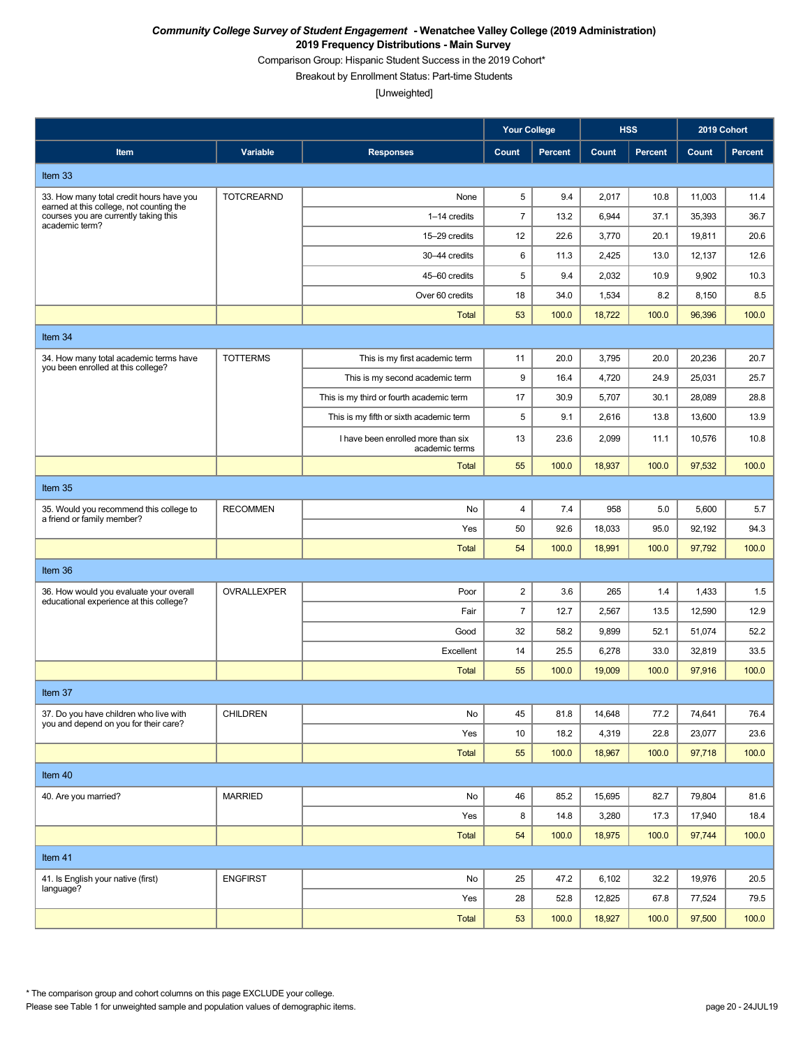***Community College Survey of Student Engagement* - Wenatchee Valley College (2019 Administration)**

**2019 Frequency Distributions - Main Survey**

Comparison Group: Hispanic Student Success in the 2019 Cohort*

Breakout by Enrollment Status: Part-time Students

[Unweighted]

| Item | Variable | Responses | Your College | | HSS | | 2019 Cohort | |
|---|---|---|---|---|---|---|---|---|
| | | | Count | Percent | Count | Percent | Count | Percent |
| **Item 33** | | | | | | | | |
| 33. How many total credit hours have you earned at this college, not counting the courses you are currently taking this academic term? | TOTCREARND | None | 5 | 9.4 | 2,017 | 10.8 | 11,003 | 11.4 |
| | | 1–14 credits | 7 | 13.2 | 6,944 | 37.1 | 35,393 | 36.7 |
| | | 15–29 credits | 12 | 22.6 | 3,770 | 20.1 | 19,811 | 20.6 |
| | | 30–44 credits | 6 | 11.3 | 2,425 | 13.0 | 12,137 | 12.6 |
| | | 45–60 credits | 5 | 9.4 | 2,032 | 10.9 | 9,902 | 10.3 |
| | | Over 60 credits | 18 | 34.0 | 1,534 | 8.2 | 8,150 | 8.5 |
| | | Total | 53 | 100.0 | 18,722 | 100.0 | 96,396 | 100.0 |
| **Item 34** | | | | | | | | |
| 34. How many total academic terms have you been enrolled at this college? | TOTTERMS | This is my first academic term | 11 | 20.0 | 3,795 | 20.0 | 20,236 | 20.7 |
| | | This is my second academic term | 9 | 16.4 | 4,720 | 24.9 | 25,031 | 25.7 |
| | | This is my third or fourth academic term | 17 | 30.9 | 5,707 | 30.1 | 28,089 | 28.8 |
| | | This is my fifth or sixth academic term | 5 | 9.1 | 2,616 | 13.8 | 13,600 | 13.9 |
| | | I have been enrolled more than six academic terms | 13 | 23.6 | 2,099 | 11.1 | 10,576 | 10.8 |
| | | Total | 55 | 100.0 | 18,937 | 100.0 | 97,532 | 100.0 |
| **Item 35** | | | | | | | | |
| 35. Would you recommend this college to a friend or family member? | RECOMMEN | No | 4 | 7.4 | 958 | 5.0 | 5,600 | 5.7 |
| | | Yes | 50 | 92.6 | 18,033 | 95.0 | 92,192 | 94.3 |
| | | Total | 54 | 100.0 | 18,991 | 100.0 | 97,792 | 100.0 |
| **Item 36** | | | | | | | | |
| 36. How would you evaluate your overall educational experience at this college? | OVRALLEXPER | Poor | 2 | 3.6 | 265 | 1.4 | 1,433 | 1.5 |
| | | Fair | 7 | 12.7 | 2,567 | 13.5 | 12,590 | 12.9 |
| | | Good | 32 | 58.2 | 9,899 | 52.1 | 51,074 | 52.2 |
| | | Excellent | 14 | 25.5 | 6,278 | 33.0 | 32,819 | 33.5 |
| | | Total | 55 | 100.0 | 19,009 | 100.0 | 97,916 | 100.0 |
| **Item 37** | | | | | | | | |
| 37. Do you have children who live with you and depend on you for their care? | CHILDREN | No | 45 | 81.8 | 14,648 | 77.2 | 74,641 | 76.4 |
| | | Yes | 10 | 18.2 | 4,319 | 22.8 | 23,077 | 23.6 |
| | | Total | 55 | 100.0 | 18,967 | 100.0 | 97,718 | 100.0 |
| **Item 40** | | | | | | | | |
| 40. Are you married? | MARRIED | No | 46 | 85.2 | 15,695 | 82.7 | 79,804 | 81.6 |
| | | Yes | 8 | 14.8 | 3,280 | 17.3 | 17,940 | 18.4 |
| | | Total | 54 | 100.0 | 18,975 | 100.0 | 97,744 | 100.0 |
| **Item 41** | | | | | | | | |
| 41. Is English your native (first) language? | ENGFIRST | No | 25 | 47.2 | 6,102 | 32.2 | 19,976 | 20.5 |
| | | Yes | 28 | 52.8 | 12,825 | 67.8 | 77,524 | 79.5 |
| | | Total | 53 | 100.0 | 18,927 | 100.0 | 97,500 | 100.0 |

* The comparison group and cohort columns on this page EXCLUDE your college.

Please see Table 1 for unweighted sample and population values of demographic items.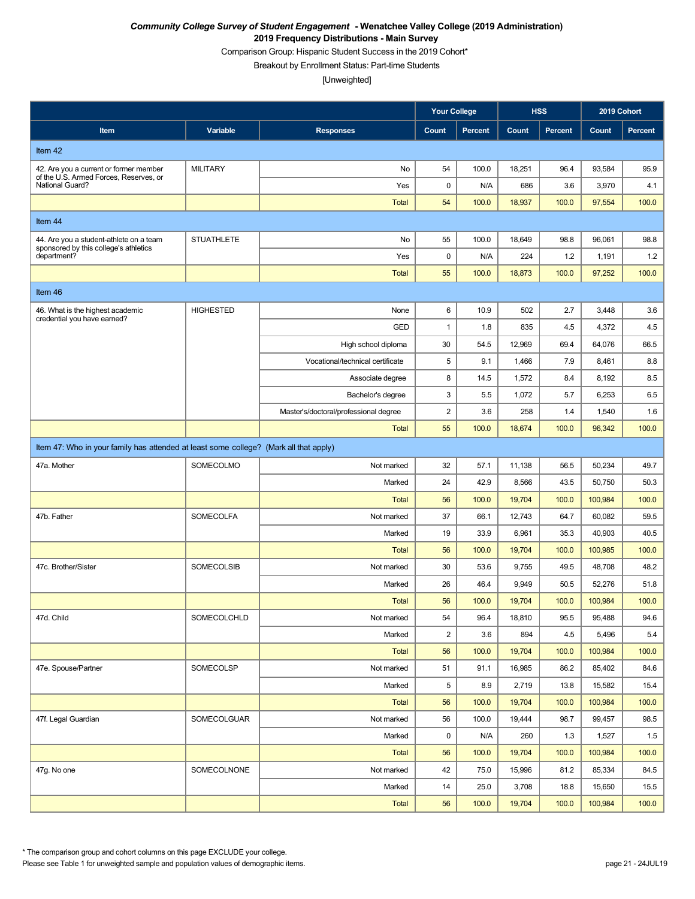*Community College Survey of Student Engagement* **- Wenatchee Valley College (2019 Administration)**
**2019 Frequency Distributions - Main Survey**
Comparison Group: Hispanic Student Success in the 2019 Cohort*
Breakout by Enrollment Status: Part-time Students
[Unweighted]

| | | | Your College | | HSS | | 2019 Cohort | |
|---|---|---|---|---|---|---|---|---|
| **Item** | **Variable** | **Responses** | **Count** | **Percent** | **Count** | **Percent** | **Count** | **Percent** |
| Item 42 | | | | | | | | |
| 42. Are you a current or former member of the U.S. Armed Forces, Reserves, or National Guard? | MILITARY | No | 54 | 100.0 | 18,251 | 96.4 | 93,584 | 95.9 |
| | | Yes | 0 | N/A | 686 | 3.6 | 3,970 | 4.1 |
| | | Total | 54 | 100.0 | 18,937 | 100.0 | 97,554 | 100.0 |
| Item 44 | | | | | | | | |
| 44. Are you a student-athlete on a team sponsored by this college's athletics department? | STUATHLETE | No | 55 | 100.0 | 18,649 | 98.8 | 96,061 | 98.8 |
| | | Yes | 0 | N/A | 224 | 1.2 | 1,191 | 1.2 |
| | | Total | 55 | 100.0 | 18,873 | 100.0 | 97,252 | 100.0 |
| Item 46 | | | | | | | | |
| 46. What is the highest academic credential you have earned? | HIGHESTED | None | 6 | 10.9 | 502 | 2.7 | 3,448 | 3.6 |
| | | GED | 1 | 1.8 | 835 | 4.5 | 4,372 | 4.5 |
| | | High school diploma | 30 | 54.5 | 12,969 | 69.4 | 64,076 | 66.5 |
| | | Vocational/technical certificate | 5 | 9.1 | 1,466 | 7.9 | 8,461 | 8.8 |
| | | Associate degree | 8 | 14.5 | 1,572 | 8.4 | 8,192 | 8.5 |
| | | Bachelor's degree | 3 | 5.5 | 1,072 | 5.7 | 6,253 | 6.5 |
| | | Master's/doctoral/professional degree | 2 | 3.6 | 258 | 1.4 | 1,540 | 1.6 |
| | | Total | 55 | 100.0 | 18,674 | 100.0 | 96,342 | 100.0 |
| Item 47: Who in your family has attended at least some college? (Mark all that apply) | | | | | | | | |
| 47a. Mother | SOMECOLMO | Not marked | 32 | 57.1 | 11,138 | 56.5 | 50,234 | 49.7 |
| | | Marked | 24 | 42.9 | 8,566 | 43.5 | 50,750 | 50.3 |
| | | Total | 56 | 100.0 | 19,704 | 100.0 | 100,984 | 100.0 |
| 47b. Father | SOMECOLFA | Not marked | 37 | 66.1 | 12,743 | 64.7 | 60,082 | 59.5 |
| | | Marked | 19 | 33.9 | 6,961 | 35.3 | 40,903 | 40.5 |
| | | Total | 56 | 100.0 | 19,704 | 100.0 | 100,985 | 100.0 |
| 47c. Brother/Sister | SOMECOLSIB | Not marked | 30 | 53.6 | 9,755 | 49.5 | 48,708 | 48.2 |
| | | Marked | 26 | 46.4 | 9,949 | 50.5 | 52,276 | 51.8 |
| | | Total | 56 | 100.0 | 19,704 | 100.0 | 100,984 | 100.0 |
| 47d. Child | SOMECOLCHLD | Not marked | 54 | 96.4 | 18,810 | 95.5 | 95,488 | 94.6 |
| | | Marked | 2 | 3.6 | 894 | 4.5 | 5,496 | 5.4 |
| | | Total | 56 | 100.0 | 19,704 | 100.0 | 100,984 | 100.0 |
| 47e. Spouse/Partner | SOMECOLSP | Not marked | 51 | 91.1 | 16,985 | 86.2 | 85,402 | 84.6 |
| | | Marked | 5 | 8.9 | 2,719 | 13.8 | 15,582 | 15.4 |
| | | Total | 56 | 100.0 | 19,704 | 100.0 | 100,984 | 100.0 |
| 47f. Legal Guardian | SOMECOLGUAR | Not marked | 56 | 100.0 | 19,444 | 98.7 | 99,457 | 98.5 |
| | | Marked | 0 | N/A | 260 | 1.3 | 1,527 | 1.5 |
| | | Total | 56 | 100.0 | 19,704 | 100.0 | 100,984 | 100.0 |
| 47g. No one | SOMECOLNONE | Not marked | 42 | 75.0 | 15,996 | 81.2 | 85,334 | 84.5 |
| | | Marked | 14 | 25.0 | 3,708 | 18.8 | 15,650 | 15.5 |
| | | Total | 56 | 100.0 | 19,704 | 100.0 | 100,984 | 100.0 |

* The comparison group and cohort columns on this page EXCLUDE your college.
Please see Table 1 for unweighted sample and population values of demographic items.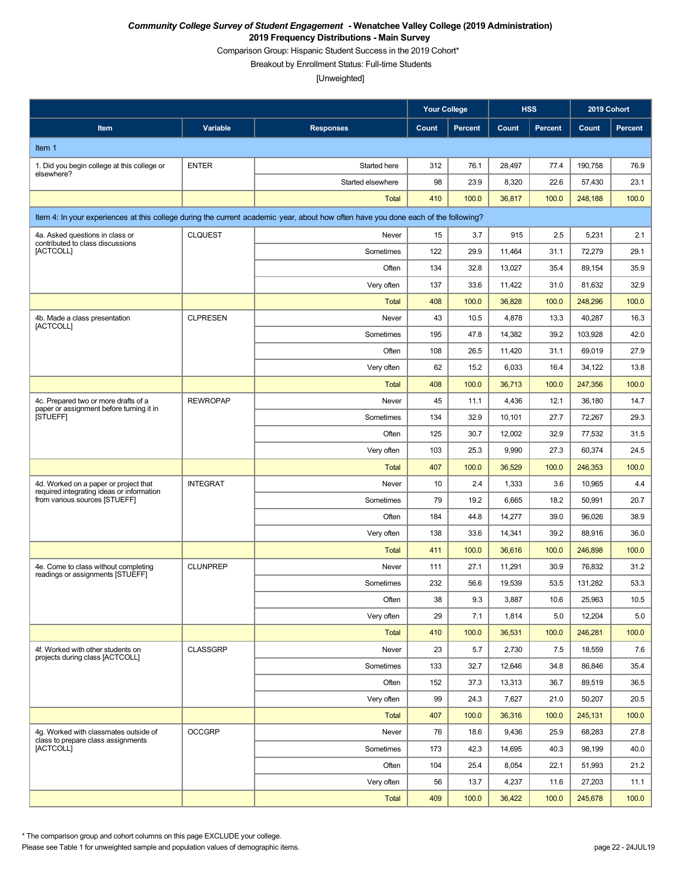***Community College Survey of Student Engagement* - Wenatchee Valley College (2019 Administration)**

**2019 Frequency Distributions - Main Survey**

Comparison Group: Hispanic Student Success in the 2019 Cohort*

Breakout by Enrollment Status: Full-time Students

[Unweighted]

| Item | Variable | Responses | Your College | | HSS | | 2019 Cohort | |
|---|---|---|---|---|---|---|---|---|
| | | | Count | Percent | Count | Percent | Count | Percent |
| **Item 1** | | | | | | | | |
| 1. Did you begin college at this college or elsewhere? | ENTER | Started here | 312 | 76.1 | 28,497 | 77.4 | 190,758 | 76.9 |
| | | Started elsewhere | 98 | 23.9 | 8,320 | 22.6 | 57,430 | 23.1 |
| | | Total | 410 | 100.0 | 36,817 | 100.0 | 248,188 | 100.0 |
| **Item 4: In your experiences at this college during the current academic year, about how often have you done each of the following?** | | | | | | | | |
| 4a. Asked questions in class or contributed to class discussions [ACTCOLL] | CLQUEST | Never | 15 | 3.7 | 915 | 2.5 | 5,231 | 2.1 |
| | | Sometimes | 122 | 29.9 | 11,464 | 31.1 | 72,279 | 29.1 |
| | | Often | 134 | 32.8 | 13,027 | 35.4 | 89,154 | 35.9 |
| | | Very often | 137 | 33.6 | 11,422 | 31.0 | 81,632 | 32.9 |
| | | Total | 408 | 100.0 | 36,828 | 100.0 | 248,296 | 100.0 |
| 4b. Made a class presentation [ACTCOLL] | CLPRESEN | Never | 43 | 10.5 | 4,878 | 13.3 | 40,287 | 16.3 |
| | | Sometimes | 195 | 47.8 | 14,382 | 39.2 | 103,928 | 42.0 |
| | | Often | 108 | 26.5 | 11,420 | 31.1 | 69,019 | 27.9 |
| | | Very often | 62 | 15.2 | 6,033 | 16.4 | 34,122 | 13.8 |
| | | Total | 408 | 100.0 | 36,713 | 100.0 | 247,356 | 100.0 |
| 4c. Prepared two or more drafts of a paper or assignment before turning it in [STUEFF] | REWROPAP | Never | 45 | 11.1 | 4,436 | 12.1 | 36,180 | 14.7 |
| | | Sometimes | 134 | 32.9 | 10,101 | 27.7 | 72,267 | 29.3 |
| | | Often | 125 | 30.7 | 12,002 | 32.9 | 77,532 | 31.5 |
| | | Very often | 103 | 25.3 | 9,990 | 27.3 | 60,374 | 24.5 |
| | | Total | 407 | 100.0 | 36,529 | 100.0 | 246,353 | 100.0 |
| 4d. Worked on a paper or project that required integrating ideas or information from various sources [STUEFF] | INTEGRAT | Never | 10 | 2.4 | 1,333 | 3.6 | 10,965 | 4.4 |
| | | Sometimes | 79 | 19.2 | 6,665 | 18.2 | 50,991 | 20.7 |
| | | Often | 184 | 44.8 | 14,277 | 39.0 | 96,026 | 38.9 |
| | | Very often | 138 | 33.6 | 14,341 | 39.2 | 88,916 | 36.0 |
| | | Total | 411 | 100.0 | 36,616 | 100.0 | 246,898 | 100.0 |
| 4e. Come to class without completing readings or assignments [STUEFF] | CLUNPREP | Never | 111 | 27.1 | 11,291 | 30.9 | 76,832 | 31.2 |
| | | Sometimes | 232 | 56.6 | 19,539 | 53.5 | 131,282 | 53.3 |
| | | Often | 38 | 9.3 | 3,887 | 10.6 | 25,963 | 10.5 |
| | | Very often | 29 | 7.1 | 1,814 | 5.0 | 12,204 | 5.0 |
| | | Total | 410 | 100.0 | 36,531 | 100.0 | 246,281 | 100.0 |
| 4f. Worked with other students on projects during class [ACTCOLL] | CLASSGRP | Never | 23 | 5.7 | 2,730 | 7.5 | 18,559 | 7.6 |
| | | Sometimes | 133 | 32.7 | 12,646 | 34.8 | 86,846 | 35.4 |
| | | Often | 152 | 37.3 | 13,313 | 36.7 | 89,519 | 36.5 |
| | | Very often | 99 | 24.3 | 7,627 | 21.0 | 50,207 | 20.5 |
| | | Total | 407 | 100.0 | 36,316 | 100.0 | 245,131 | 100.0 |
| 4g. Worked with classmates outside of class to prepare class assignments [ACTCOLL] | OCCGRP | Never | 76 | 18.6 | 9,436 | 25.9 | 68,283 | 27.8 |
| | | Sometimes | 173 | 42.3 | 14,695 | 40.3 | 98,199 | 40.0 |
| | | Often | 104 | 25.4 | 8,054 | 22.1 | 51,993 | 21.2 |
| | | Very often | 56 | 13.7 | 4,237 | 11.6 | 27,203 | 11.1 |
| | | Total | 409 | 100.0 | 36,422 | 100.0 | 245,678 | 100.0 |

* The comparison group and cohort columns on this page EXCLUDE your college.

Please see Table 1 for unweighted sample and population values of demographic items.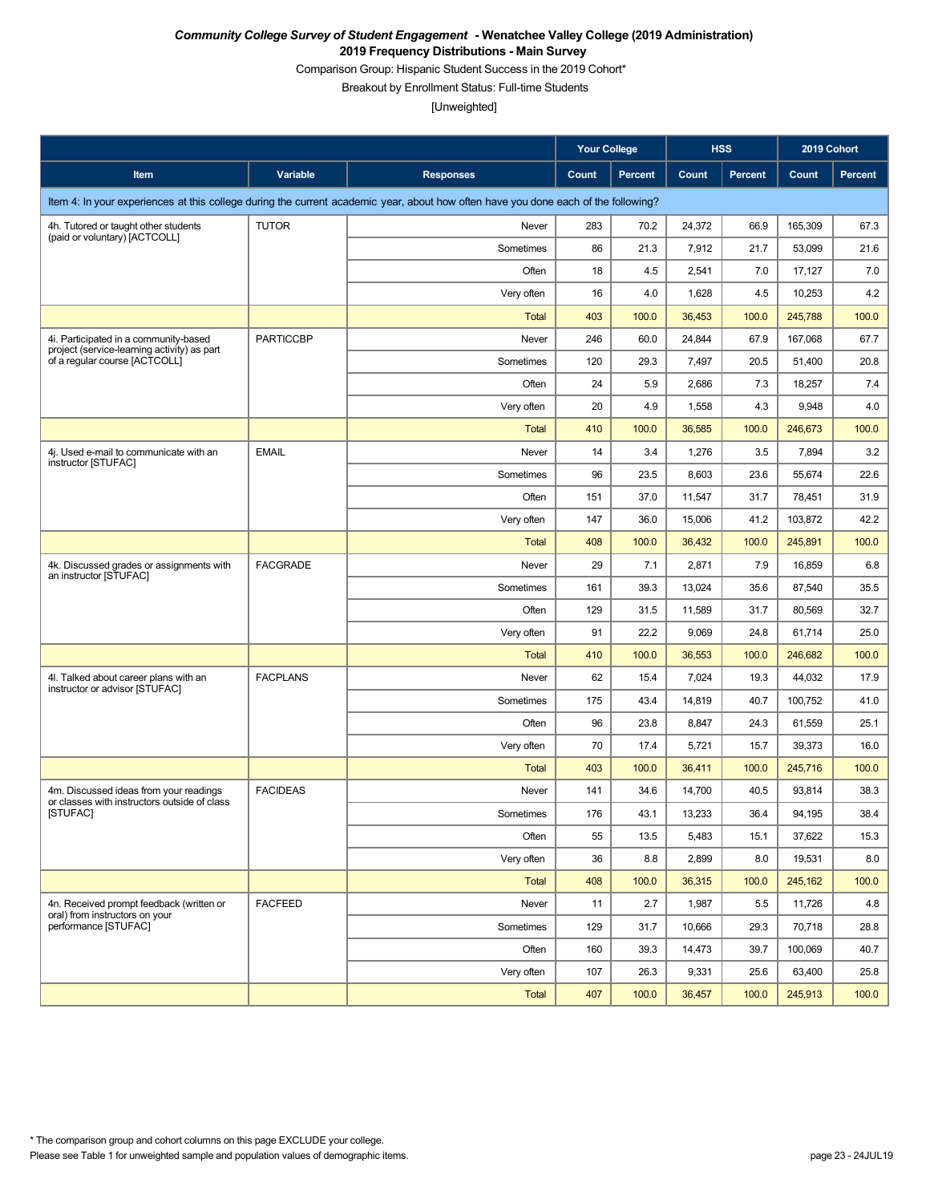***Community College Survey of Student Engagement*** **- Wenatchee Valley College (2019 Administration)**

**2019 Frequency Distributions - Main Survey**

Comparison Group: Hispanic Student Success in the 2019 Cohort*

Breakout by Enrollment Status: Full-time Students

[Unweighted]

| | | | Your College | | HSS | | 2019 Cohort | |
|---|---|---|---|---|---|---|---|---|
| **Item** | **Variable** | **Responses** | **Count** | **Percent** | **Count** | **Percent** | **Count** | **Percent** |
| Item 4: In your experiences at this college during the current academic year, about how often have you done each of the following? | | | | | | | | |
| 4h. Tutored or taught other students (paid or voluntary) [ACTCOLL] | TUTOR | Never | 283 | 70.2 | 24,372 | 66.9 | 165,309 | 67.3 |
| | | Sometimes | 86 | 21.3 | 7,912 | 21.7 | 53,099 | 21.6 |
| | | Often | 18 | 4.5 | 2,541 | 7.0 | 17,127 | 7.0 |
| | | Very often | 16 | 4.0 | 1,628 | 4.5 | 10,253 | 4.2 |
| | | Total | 403 | 100.0 | 36,453 | 100.0 | 245,788 | 100.0 |
| 4i. Participated in a community-based project (service-learning activity) as part of a regular course [ACTCOLL] | PARTICCBP | Never | 246 | 60.0 | 24,844 | 67.9 | 167,068 | 67.7 |
| | | Sometimes | 120 | 29.3 | 7,497 | 20.5 | 51,400 | 20.8 |
| | | Often | 24 | 5.9 | 2,686 | 7.3 | 18,257 | 7.4 |
| | | Very often | 20 | 4.9 | 1,558 | 4.3 | 9,948 | 4.0 |
| | | Total | 410 | 100.0 | 36,585 | 100.0 | 246,673 | 100.0 |
| 4j. Used e-mail to communicate with an instructor [STUFAC] | EMAIL | Never | 14 | 3.4 | 1,276 | 3.5 | 7,894 | 3.2 |
| | | Sometimes | 96 | 23.5 | 8,603 | 23.6 | 55,674 | 22.6 |
| | | Often | 151 | 37.0 | 11,547 | 31.7 | 78,451 | 31.9 |
| | | Very often | 147 | 36.0 | 15,006 | 41.2 | 103,872 | 42.2 |
| | | Total | 408 | 100.0 | 36,432 | 100.0 | 245,891 | 100.0 |
| 4k. Discussed grades or assignments with an instructor [STUFAC] | FACGRADE | Never | 29 | 7.1 | 2,871 | 7.9 | 16,859 | 6.8 |
| | | Sometimes | 161 | 39.3 | 13,024 | 35.6 | 87,540 | 35.5 |
| | | Often | 129 | 31.5 | 11,589 | 31.7 | 80,569 | 32.7 |
| | | Very often | 91 | 22.2 | 9,069 | 24.8 | 61,714 | 25.0 |
| | | Total | 410 | 100.0 | 36,553 | 100.0 | 246,682 | 100.0 |
| 4l. Talked about career plans with an instructor or advisor [STUFAC] | FACPLANS | Never | 62 | 15.4 | 7,024 | 19.3 | 44,032 | 17.9 |
| | | Sometimes | 175 | 43.4 | 14,819 | 40.7 | 100,752 | 41.0 |
| | | Often | 96 | 23.8 | 8,847 | 24.3 | 61,559 | 25.1 |
| | | Very often | 70 | 17.4 | 5,721 | 15.7 | 39,373 | 16.0 |
| | | Total | 403 | 100.0 | 36,411 | 100.0 | 245,716 | 100.0 |
| 4m. Discussed ideas from your readings or classes with instructors outside of class [STUFAC] | FACIDEAS | Never | 141 | 34.6 | 14,700 | 40.5 | 93,814 | 38.3 |
| | | Sometimes | 176 | 43.1 | 13,233 | 36.4 | 94,195 | 38.4 |
| | | Often | 55 | 13.5 | 5,483 | 15.1 | 37,622 | 15.3 |
| | | Very often | 36 | 8.8 | 2,899 | 8.0 | 19,531 | 8.0 |
| | | Total | 408 | 100.0 | 36,315 | 100.0 | 245,162 | 100.0 |
| 4n. Received prompt feedback (written or oral) from instructors on your performance [STUFAC] | FACFEED | Never | 11 | 2.7 | 1,987 | 5.5 | 11,726 | 4.8 |
| | | Sometimes | 129 | 31.7 | 10,666 | 29.3 | 70,718 | 28.8 |
| | | Often | 160 | 39.3 | 14,473 | 39.7 | 100,069 | 40.7 |
| | | Very often | 107 | 26.3 | 9,331 | 25.6 | 63,400 | 25.8 |
| | | Total | 407 | 100.0 | 36,457 | 100.0 | 245,913 | 100.0 |

\* The comparison group and cohort columns on this page EXCLUDE your college.

Please see Table 1 for unweighted sample and population values of demographic items.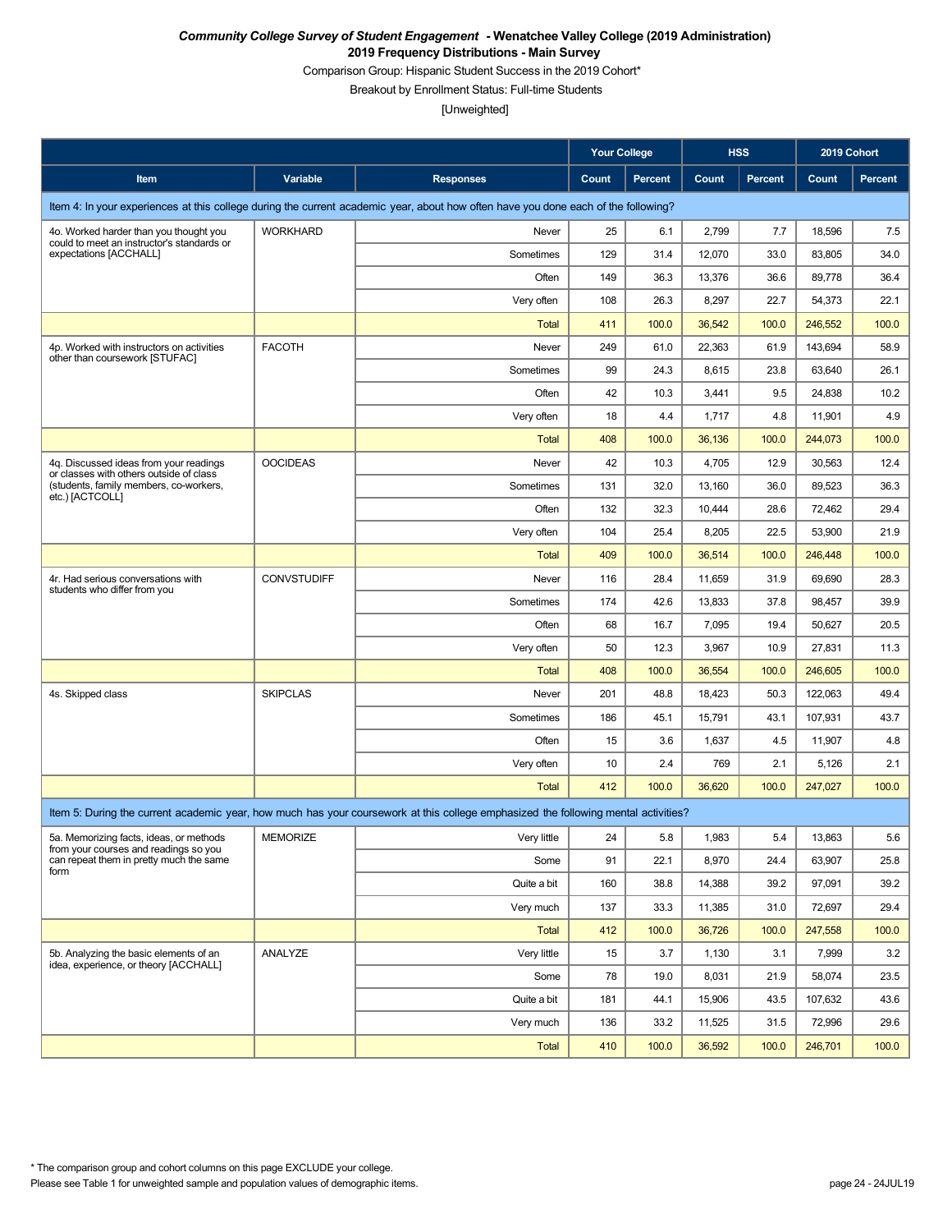***Community College Survey of Student Engagement* - Wenatchee Valley College (2019 Administration)**
**2019 Frequency Distributions - Main Survey**
Comparison Group: Hispanic Student Success in the 2019 Cohort*
Breakout by Enrollment Status: Full-time Students
[Unweighted]

| | | | Your College | | HSS | | 2019 Cohort | |
|---|---|---|---|---|---|---|---|---|
| **Item** | **Variable** | **Responses** | **Count** | **Percent** | **Count** | **Percent** | **Count** | **Percent** |
| Item 4: In your experiences at this college during the current academic year, about how often have you done each of the following? | | | | | | | | |
| 4o. Worked harder than you thought you could to meet an instructor's standards or expectations [ACCHALL] | WORKHARD | Never | 25 | 6.1 | 2,799 | 7.7 | 18,596 | 7.5 |
| | | Sometimes | 129 | 31.4 | 12,070 | 33.0 | 83,805 | 34.0 |
| | | Often | 149 | 36.3 | 13,376 | 36.6 | 89,778 | 36.4 |
| | | Very often | 108 | 26.3 | 8,297 | 22.7 | 54,373 | 22.1 |
| | | Total | 411 | 100.0 | 36,542 | 100.0 | 246,552 | 100.0 |
| 4p. Worked with instructors on activities other than coursework [STUFAC] | FACOTH | Never | 249 | 61.0 | 22,363 | 61.9 | 143,694 | 58.9 |
| | | Sometimes | 99 | 24.3 | 8,615 | 23.8 | 63,640 | 26.1 |
| | | Often | 42 | 10.3 | 3,441 | 9.5 | 24,838 | 10.2 |
| | | Very often | 18 | 4.4 | 1,717 | 4.8 | 11,901 | 4.9 |
| | | Total | 408 | 100.0 | 36,136 | 100.0 | 244,073 | 100.0 |
| 4q. Discussed ideas from your readings or classes with others outside of class (students, family members, co-workers, etc.) [ACTCOLL] | OOCIDEAS | Never | 42 | 10.3 | 4,705 | 12.9 | 30,563 | 12.4 |
| | | Sometimes | 131 | 32.0 | 13,160 | 36.0 | 89,523 | 36.3 |
| | | Often | 132 | 32.3 | 10,444 | 28.6 | 72,462 | 29.4 |
| | | Very often | 104 | 25.4 | 8,205 | 22.5 | 53,900 | 21.9 |
| | | Total | 409 | 100.0 | 36,514 | 100.0 | 246,448 | 100.0 |
| 4r. Had serious conversations with students who differ from you | CONVSTUDIFF | Never | 116 | 28.4 | 11,659 | 31.9 | 69,690 | 28.3 |
| | | Sometimes | 174 | 42.6 | 13,833 | 37.8 | 98,457 | 39.9 |
| | | Often | 68 | 16.7 | 7,095 | 19.4 | 50,627 | 20.5 |
| | | Very often | 50 | 12.3 | 3,967 | 10.9 | 27,831 | 11.3 |
| | | Total | 408 | 100.0 | 36,554 | 100.0 | 246,605 | 100.0 |
| 4s. Skipped class | SKIPCLAS | Never | 201 | 48.8 | 18,423 | 50.3 | 122,063 | 49.4 |
| | | Sometimes | 186 | 45.1 | 15,791 | 43.1 | 107,931 | 43.7 |
| | | Often | 15 | 3.6 | 1,637 | 4.5 | 11,907 | 4.8 |
| | | Very often | 10 | 2.4 | 769 | 2.1 | 5,126 | 2.1 |
| | | Total | 412 | 100.0 | 36,620 | 100.0 | 247,027 | 100.0 |
| Item 5: During the current academic year, how much has your coursework at this college emphasized the following mental activities? | | | | | | | | |
| 5a. Memorizing facts, ideas, or methods from your courses and readings so you can repeat them in pretty much the same form | MEMORIZE | Very little | 24 | 5.8 | 1,983 | 5.4 | 13,863 | 5.6 |
| | | Some | 91 | 22.1 | 8,970 | 24.4 | 63,907 | 25.8 |
| | | Quite a bit | 160 | 38.8 | 14,388 | 39.2 | 97,091 | 39.2 |
| | | Very much | 137 | 33.3 | 11,385 | 31.0 | 72,697 | 29.4 |
| | | Total | 412 | 100.0 | 36,726 | 100.0 | 247,558 | 100.0 |
| 5b. Analyzing the basic elements of an idea, experience, or theory [ACCHALL] | ANALYZE | Very little | 15 | 3.7 | 1,130 | 3.1 | 7,999 | 3.2 |
| | | Some | 78 | 19.0 | 8,031 | 21.9 | 58,074 | 23.5 |
| | | Quite a bit | 181 | 44.1 | 15,906 | 43.5 | 107,632 | 43.6 |
| | | Very much | 136 | 33.2 | 11,525 | 31.5 | 72,996 | 29.6 |
| | | Total | 410 | 100.0 | 36,592 | 100.0 | 246,701 | 100.0 |

* The comparison group and cohort columns on this page EXCLUDE your college.
Please see Table 1 for unweighted sample and population values of demographic items.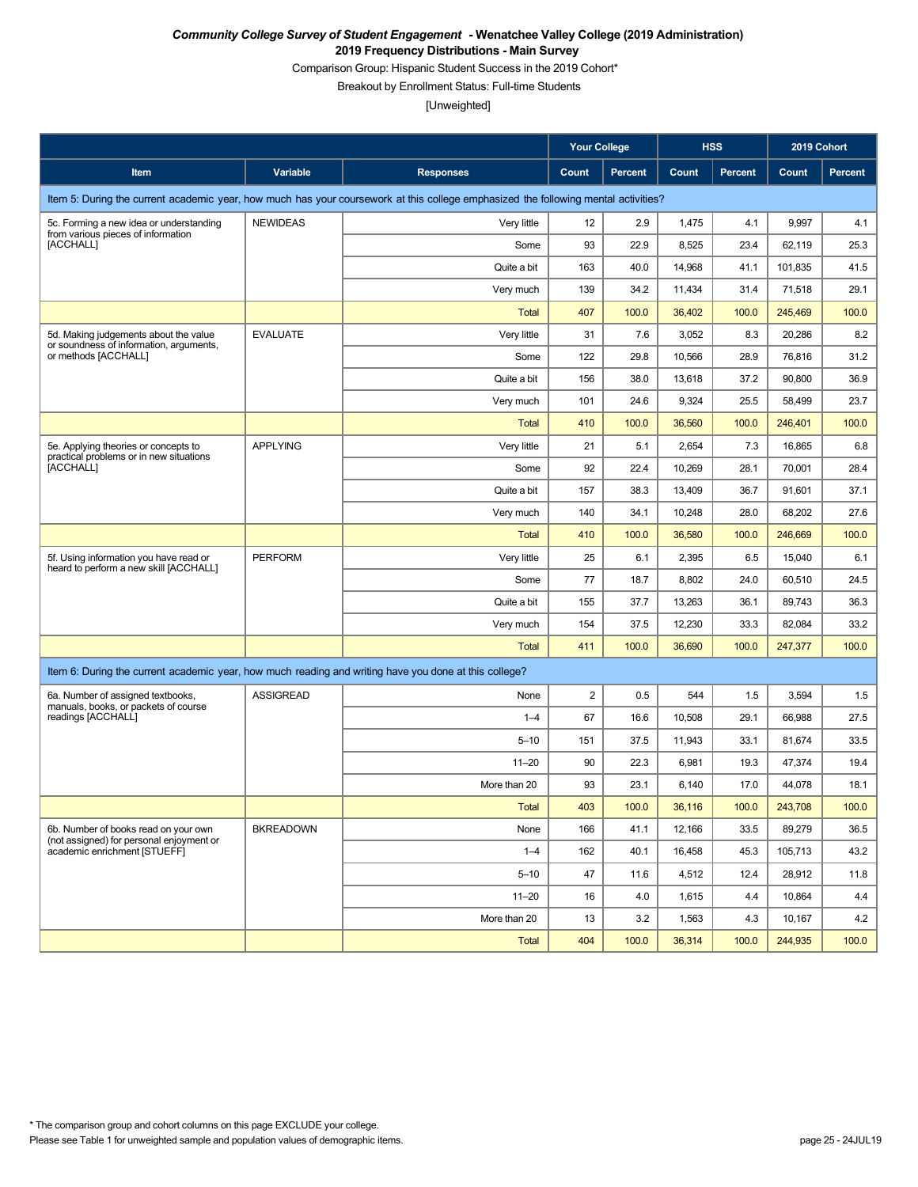***Community College Survey of Student Engagement* - Wenatchee Valley College (2019 Administration)**

**2019 Frequency Distributions - Main Survey**

Comparison Group: Hispanic Student Success in the 2019 Cohort*

Breakout by Enrollment Status: Full-time Students

[Unweighted]

| | | | Your College | | HSS | | 2019 Cohort | |
|---|---|---|---|---|---|---|---|---|
| **Item** | **Variable** | **Responses** | **Count** | **Percent** | **Count** | **Percent** | **Count** | **Percent** |
| Item 5: During the current academic year, how much has your coursework at this college emphasized the following mental activities? | | | | | | | | |
| 5c. Forming a new idea or understanding from various pieces of information [ACCHALL] | NEWIDEAS | Very little | 12 | 2.9 | 1,475 | 4.1 | 9,997 | 4.1 |
| | | Some | 93 | 22.9 | 8,525 | 23.4 | 62,119 | 25.3 |
| | | Quite a bit | 163 | 40.0 | 14,968 | 41.1 | 101,835 | 41.5 |
| | | Very much | 139 | 34.2 | 11,434 | 31.4 | 71,518 | 29.1 |
| | | Total | 407 | 100.0 | 36,402 | 100.0 | 245,469 | 100.0 |
| 5d. Making judgements about the value or soundness of information, arguments, or methods [ACCHALL] | EVALUATE | Very little | 31 | 7.6 | 3,052 | 8.3 | 20,286 | 8.2 |
| | | Some | 122 | 29.8 | 10,566 | 28.9 | 76,816 | 31.2 |
| | | Quite a bit | 156 | 38.0 | 13,618 | 37.2 | 90,800 | 36.9 |
| | | Very much | 101 | 24.6 | 9,324 | 25.5 | 58,499 | 23.7 |
| | | Total | 410 | 100.0 | 36,560 | 100.0 | 246,401 | 100.0 |
| 5e. Applying theories or concepts to practical problems or in new situations [ACCHALL] | APPLYING | Very little | 21 | 5.1 | 2,654 | 7.3 | 16,865 | 6.8 |
| | | Some | 92 | 22.4 | 10,269 | 28.1 | 70,001 | 28.4 |
| | | Quite a bit | 157 | 38.3 | 13,409 | 36.7 | 91,601 | 37.1 |
| | | Very much | 140 | 34.1 | 10,248 | 28.0 | 68,202 | 27.6 |
| | | Total | 410 | 100.0 | 36,580 | 100.0 | 246,669 | 100.0 |
| 5f. Using information you have read or heard to perform a new skill [ACCHALL] | PERFORM | Very little | 25 | 6.1 | 2,395 | 6.5 | 15,040 | 6.1 |
| | | Some | 77 | 18.7 | 8,802 | 24.0 | 60,510 | 24.5 |
| | | Quite a bit | 155 | 37.7 | 13,263 | 36.1 | 89,743 | 36.3 |
| | | Very much | 154 | 37.5 | 12,230 | 33.3 | 82,084 | 33.2 |
| | | Total | 411 | 100.0 | 36,690 | 100.0 | 247,377 | 100.0 |
| Item 6: During the current academic year, how much reading and writing have you done at this college? | | | | | | | | |
| 6a. Number of assigned textbooks, manuals, books, or packets of course readings [ACCHALL] | ASSIGREAD | None | 2 | 0.5 | 544 | 1.5 | 3,594 | 1.5 |
| | | 1–4 | 67 | 16.6 | 10,508 | 29.1 | 66,988 | 27.5 |
| | | 5–10 | 151 | 37.5 | 11,943 | 33.1 | 81,674 | 33.5 |
| | | 11–20 | 90 | 22.3 | 6,981 | 19.3 | 47,374 | 19.4 |
| | | More than 20 | 93 | 23.1 | 6,140 | 17.0 | 44,078 | 18.1 |
| | | Total | 403 | 100.0 | 36,116 | 100.0 | 243,708 | 100.0 |
| 6b. Number of books read on your own (not assigned) for personal enjoyment or academic enrichment [STUEFF] | BKREADOWN | None | 166 | 41.1 | 12,166 | 33.5 | 89,279 | 36.5 |
| | | 1–4 | 162 | 40.1 | 16,458 | 45.3 | 105,713 | 43.2 |
| | | 5–10 | 47 | 11.6 | 4,512 | 12.4 | 28,912 | 11.8 |
| | | 11–20 | 16 | 4.0 | 1,615 | 4.4 | 10,864 | 4.4 |
| | | More than 20 | 13 | 3.2 | 1,563 | 4.3 | 10,167 | 4.2 |
| | | Total | 404 | 100.0 | 36,314 | 100.0 | 244,935 | 100.0 |

\* The comparison group and cohort columns on this page EXCLUDE your college.

Please see Table 1 for unweighted sample and population values of demographic items.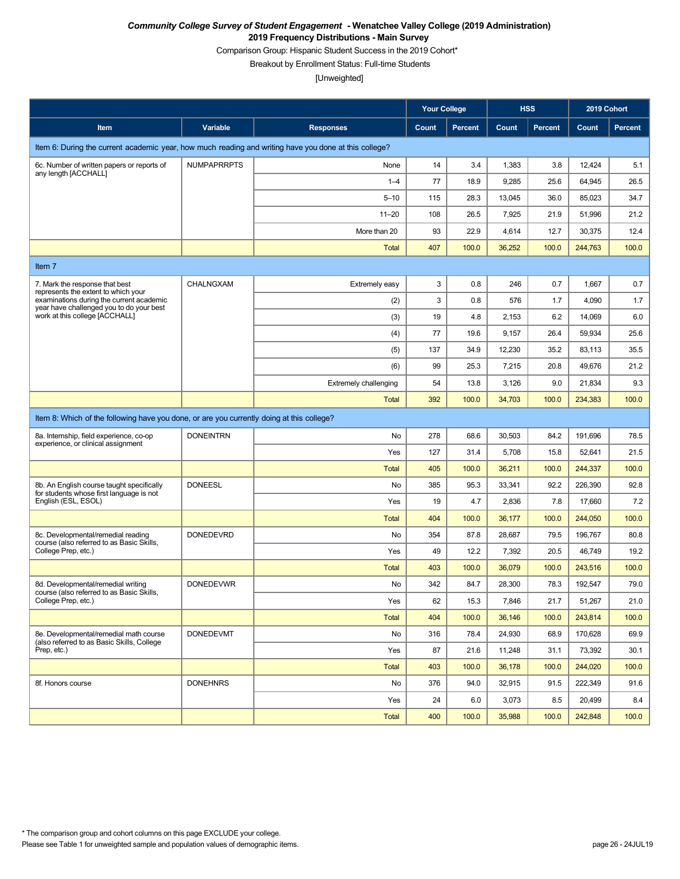***Community College Survey of Student Engagement* - Wenatchee Valley College (2019 Administration)**

**2019 Frequency Distributions - Main Survey**

Comparison Group: Hispanic Student Success in the 2019 Cohort*

Breakout by Enrollment Status: Full-time Students

[Unweighted]

| Item | Variable | Responses | Your College Count | Your College Percent | HSS Count | HSS Percent | 2019 Cohort Count | 2019 Cohort Percent |
|---|---|---|---|---|---|---|---|---|
| **Item 6: During the current academic year, how much reading and writing have you done at this college?** | | | | | | | | |
| 6c. Number of written papers or reports of any length [ACCHALL] | NUMPAPRRPTS | None | 14 | 3.4 | 1,383 | 3.8 | 12,424 | 5.1 |
| | | 1–4 | 77 | 18.9 | 9,285 | 25.6 | 64,945 | 26.5 |
| | | 5–10 | 115 | 28.3 | 13,045 | 36.0 | 85,023 | 34.7 |
| | | 11–20 | 108 | 26.5 | 7,925 | 21.9 | 51,996 | 21.2 |
| | | More than 20 | 93 | 22.9 | 4,614 | 12.7 | 30,375 | 12.4 |
| | | Total | 407 | 100.0 | 36,252 | 100.0 | 244,763 | 100.0 |
| **Item 7** | | | | | | | | |
| 7. Mark the response that best represents the extent to which your examinations during the current academic year have challenged you to do your best work at this college [ACCHALL] | CHALNGXAM | Extremely easy | 3 | 0.8 | 246 | 0.7 | 1,667 | 0.7 |
| | | (2) | 3 | 0.8 | 576 | 1.7 | 4,090 | 1.7 |
| | | (3) | 19 | 4.8 | 2,153 | 6.2 | 14,069 | 6.0 |
| | | (4) | 77 | 19.6 | 9,157 | 26.4 | 59,934 | 25.6 |
| | | (5) | 137 | 34.9 | 12,230 | 35.2 | 83,113 | 35.5 |
| | | (6) | 99 | 25.3 | 7,215 | 20.8 | 49,676 | 21.2 |
| | | Extremely challenging | 54 | 13.8 | 3,126 | 9.0 | 21,834 | 9.3 |
| | | Total | 392 | 100.0 | 34,703 | 100.0 | 234,383 | 100.0 |
| **Item 8: Which of the following have you done, or are you currently doing at this college?** | | | | | | | | |
| 8a. Internship, field experience, co-op experience, or clinical assignment | DONEINTRN | No | 278 | 68.6 | 30,503 | 84.2 | 191,696 | 78.5 |
| | | Yes | 127 | 31.4 | 5,708 | 15.8 | 52,641 | 21.5 |
| | | Total | 405 | 100.0 | 36,211 | 100.0 | 244,337 | 100.0 |
| 8b. An English course taught specifically for students whose first language is not English (ESL, ESOL) | DONEESL | No | 385 | 95.3 | 33,341 | 92.2 | 226,390 | 92.8 |
| | | Yes | 19 | 4.7 | 2,836 | 7.8 | 17,660 | 7.2 |
| | | Total | 404 | 100.0 | 36,177 | 100.0 | 244,050 | 100.0 |
| 8c. Developmental/remedial reading course (also referred to as Basic Skills, College Prep, etc.) | DONEDEVRD | No | 354 | 87.8 | 28,687 | 79.5 | 196,767 | 80.8 |
| | | Yes | 49 | 12.2 | 7,392 | 20.5 | 46,749 | 19.2 |
| | | Total | 403 | 100.0 | 36,079 | 100.0 | 243,516 | 100.0 |
| 8d. Developmental/remedial writing course (also referred to as Basic Skills, College Prep, etc.) | DONEDEVWR | No | 342 | 84.7 | 28,300 | 78.3 | 192,547 | 79.0 |
| | | Yes | 62 | 15.3 | 7,846 | 21.7 | 51,267 | 21.0 |
| | | Total | 404 | 100.0 | 36,146 | 100.0 | 243,814 | 100.0 |
| 8e. Developmental/remedial math course (also referred to as Basic Skills, College Prep, etc.) | DONEDEVMT | No | 316 | 78.4 | 24,930 | 68.9 | 170,628 | 69.9 |
| | | Yes | 87 | 21.6 | 11,248 | 31.1 | 73,392 | 30.1 |
| | | Total | 403 | 100.0 | 36,178 | 100.0 | 244,020 | 100.0 |
| 8f. Honors course | DONEHNRS | No | 376 | 94.0 | 32,915 | 91.5 | 222,349 | 91.6 |
| | | Yes | 24 | 6.0 | 3,073 | 8.5 | 20,499 | 8.4 |
| | | Total | 400 | 100.0 | 35,988 | 100.0 | 242,848 | 100.0 |

\* The comparison group and cohort columns on this page EXCLUDE your college.

Please see Table 1 for unweighted sample and population values of demographic items.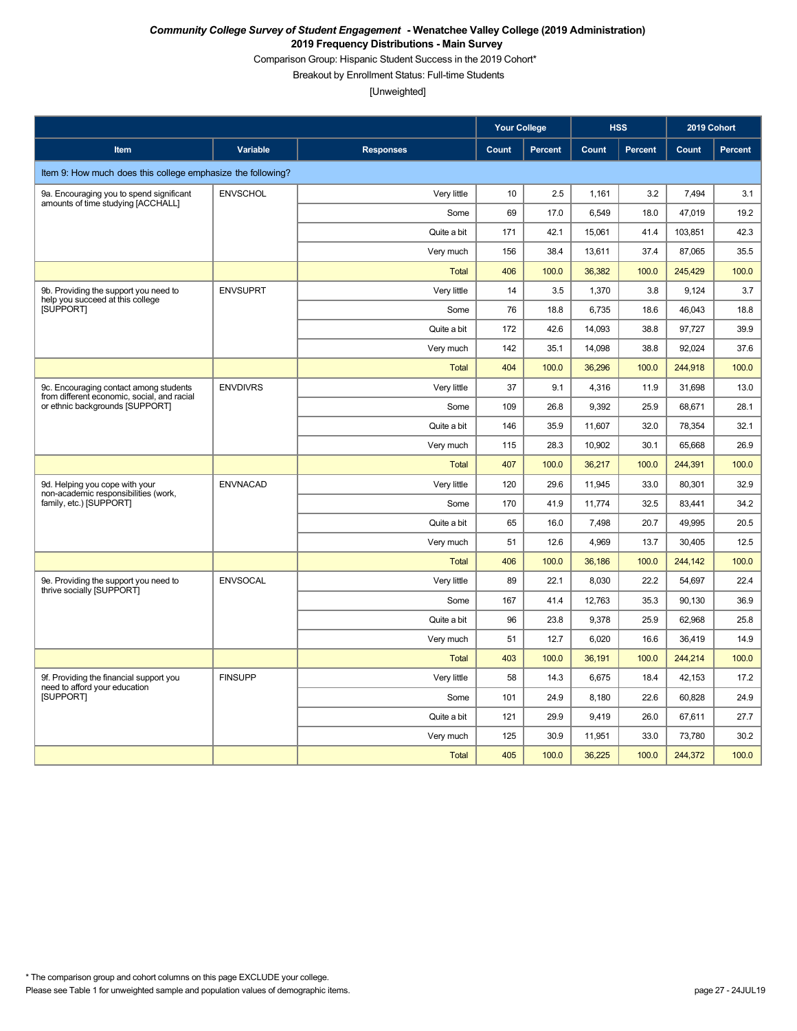***Community College Survey of Student Engagement* - Wenatchee Valley College (2019 Administration)**
**2019 Frequency Distributions - Main Survey**
Comparison Group: Hispanic Student Success in the 2019 Cohort*
Breakout by Enrollment Status: Full-time Students
[Unweighted]

| | | | Your College | | HSS | | 2019 Cohort | |
|---|---|---|---|---|---|---|---|---|
| Item | Variable | Responses | Count | Percent | Count | Percent | Count | Percent |
| Item 9: How much does this college emphasize the following? | | | | | | | | |
| 9a. Encouraging you to spend significant amounts of time studying [ACCHALL] | ENVSCHOL | Very little | 10 | 2.5 | 1,161 | 3.2 | 7,494 | 3.1 |
| | | Some | 69 | 17.0 | 6,549 | 18.0 | 47,019 | 19.2 |
| | | Quite a bit | 171 | 42.1 | 15,061 | 41.4 | 103,851 | 42.3 |
| | | Very much | 156 | 38.4 | 13,611 | 37.4 | 87,065 | 35.5 |
| | | Total | 406 | 100.0 | 36,382 | 100.0 | 245,429 | 100.0 |
| 9b. Providing the support you need to help you succeed at this college [SUPPORT] | ENVSUPRT | Very little | 14 | 3.5 | 1,370 | 3.8 | 9,124 | 3.7 |
| | | Some | 76 | 18.8 | 6,735 | 18.6 | 46,043 | 18.8 |
| | | Quite a bit | 172 | 42.6 | 14,093 | 38.8 | 97,727 | 39.9 |
| | | Very much | 142 | 35.1 | 14,098 | 38.8 | 92,024 | 37.6 |
| | | Total | 404 | 100.0 | 36,296 | 100.0 | 244,918 | 100.0 |
| 9c. Encouraging contact among students from different economic, social, and racial or ethnic backgrounds [SUPPORT] | ENVDIVRS | Very little | 37 | 9.1 | 4,316 | 11.9 | 31,698 | 13.0 |
| | | Some | 109 | 26.8 | 9,392 | 25.9 | 68,671 | 28.1 |
| | | Quite a bit | 146 | 35.9 | 11,607 | 32.0 | 78,354 | 32.1 |
| | | Very much | 115 | 28.3 | 10,902 | 30.1 | 65,668 | 26.9 |
| | | Total | 407 | 100.0 | 36,217 | 100.0 | 244,391 | 100.0 |
| 9d. Helping you cope with your non-academic responsibilities (work, family, etc.) [SUPPORT] | ENVNACAD | Very little | 120 | 29.6 | 11,945 | 33.0 | 80,301 | 32.9 |
| | | Some | 170 | 41.9 | 11,774 | 32.5 | 83,441 | 34.2 |
| | | Quite a bit | 65 | 16.0 | 7,498 | 20.7 | 49,995 | 20.5 |
| | | Very much | 51 | 12.6 | 4,969 | 13.7 | 30,405 | 12.5 |
| | | Total | 406 | 100.0 | 36,186 | 100.0 | 244,142 | 100.0 |
| 9e. Providing the support you need to thrive socially [SUPPORT] | ENVSOCAL | Very little | 89 | 22.1 | 8,030 | 22.2 | 54,697 | 22.4 |
| | | Some | 167 | 41.4 | 12,763 | 35.3 | 90,130 | 36.9 |
| | | Quite a bit | 96 | 23.8 | 9,378 | 25.9 | 62,968 | 25.8 |
| | | Very much | 51 | 12.7 | 6,020 | 16.6 | 36,419 | 14.9 |
| | | Total | 403 | 100.0 | 36,191 | 100.0 | 244,214 | 100.0 |
| 9f. Providing the financial support you need to afford your education [SUPPORT] | FINSUPP | Very little | 58 | 14.3 | 6,675 | 18.4 | 42,153 | 17.2 |
| | | Some | 101 | 24.9 | 8,180 | 22.6 | 60,828 | 24.9 |
| | | Quite a bit | 121 | 29.9 | 9,419 | 26.0 | 67,611 | 27.7 |
| | | Very much | 125 | 30.9 | 11,951 | 33.0 | 73,780 | 30.2 |
| | | Total | 405 | 100.0 | 36,225 | 100.0 | 244,372 | 100.0 |

* The comparison group and cohort columns on this page EXCLUDE your college.
Please see Table 1 for unweighted sample and population values of demographic items.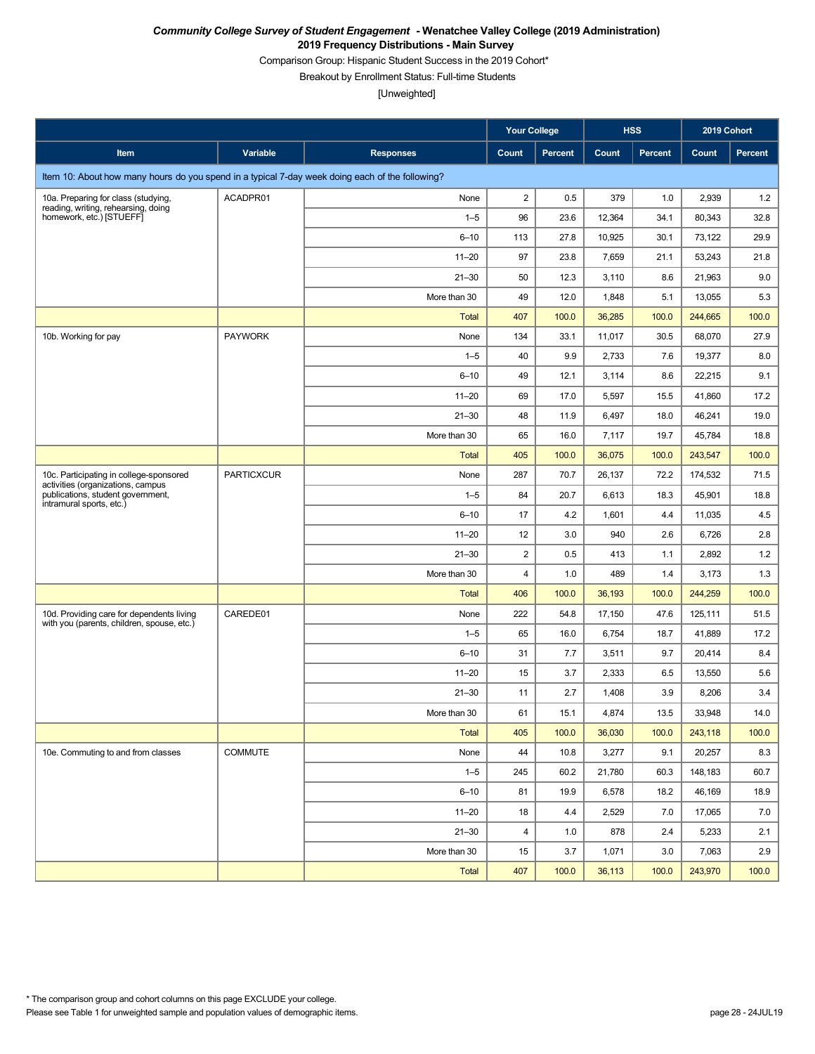***Community College Survey of Student Engagement* - Wenatchee Valley College (2019 Administration)**

**2019 Frequency Distributions - Main Survey**

Comparison Group: Hispanic Student Success in the 2019 Cohort*

Breakout by Enrollment Status: Full-time Students

[Unweighted]

| | | | Your College | | HSS | | 2019 Cohort | |
|---|---|---|---|---|---|---|---|---|
| **Item** | **Variable** | **Responses** | **Count** | **Percent** | **Count** | **Percent** | **Count** | **Percent** |
| Item 10: About how many hours do you spend in a typical 7-day week doing each of the following? | | | | | | | | |
| 10a. Preparing for class (studying, reading, writing, rehearsing, doing homework, etc.) [STUEFF] | ACADPR01 | None | 2 | 0.5 | 379 | 1.0 | 2,939 | 1.2 |
| | | 1–5 | 96 | 23.6 | 12,364 | 34.1 | 80,343 | 32.8 |
| | | 6–10 | 113 | 27.8 | 10,925 | 30.1 | 73,122 | 29.9 |
| | | 11–20 | 97 | 23.8 | 7,659 | 21.1 | 53,243 | 21.8 |
| | | 21–30 | 50 | 12.3 | 3,110 | 8.6 | 21,963 | 9.0 |
| | | More than 30 | 49 | 12.0 | 1,848 | 5.1 | 13,055 | 5.3 |
| | | Total | 407 | 100.0 | 36,285 | 100.0 | 244,665 | 100.0 |
| 10b. Working for pay | PAYWORK | None | 134 | 33.1 | 11,017 | 30.5 | 68,070 | 27.9 |
| | | 1–5 | 40 | 9.9 | 2,733 | 7.6 | 19,377 | 8.0 |
| | | 6–10 | 49 | 12.1 | 3,114 | 8.6 | 22,215 | 9.1 |
| | | 11–20 | 69 | 17.0 | 5,597 | 15.5 | 41,860 | 17.2 |
| | | 21–30 | 48 | 11.9 | 6,497 | 18.0 | 46,241 | 19.0 |
| | | More than 30 | 65 | 16.0 | 7,117 | 19.7 | 45,784 | 18.8 |
| | | Total | 405 | 100.0 | 36,075 | 100.0 | 243,547 | 100.0 |
| 10c. Participating in college-sponsored activities (organizations, campus publications, student government, intramural sports, etc.) | PARTICXCUR | None | 287 | 70.7 | 26,137 | 72.2 | 174,532 | 71.5 |
| | | 1–5 | 84 | 20.7 | 6,613 | 18.3 | 45,901 | 18.8 |
| | | 6–10 | 17 | 4.2 | 1,601 | 4.4 | 11,035 | 4.5 |
| | | 11–20 | 12 | 3.0 | 940 | 2.6 | 6,726 | 2.8 |
| | | 21–30 | 2 | 0.5 | 413 | 1.1 | 2,892 | 1.2 |
| | | More than 30 | 4 | 1.0 | 489 | 1.4 | 3,173 | 1.3 |
| | | Total | 406 | 100.0 | 36,193 | 100.0 | 244,259 | 100.0 |
| 10d. Providing care for dependents living with you (parents, children, spouse, etc.) | CAREDE01 | None | 222 | 54.8 | 17,150 | 47.6 | 125,111 | 51.5 |
| | | 1–5 | 65 | 16.0 | 6,754 | 18.7 | 41,889 | 17.2 |
| | | 6–10 | 31 | 7.7 | 3,511 | 9.7 | 20,414 | 8.4 |
| | | 11–20 | 15 | 3.7 | 2,333 | 6.5 | 13,550 | 5.6 |
| | | 21–30 | 11 | 2.7 | 1,408 | 3.9 | 8,206 | 3.4 |
| | | More than 30 | 61 | 15.1 | 4,874 | 13.5 | 33,948 | 14.0 |
| | | Total | 405 | 100.0 | 36,030 | 100.0 | 243,118 | 100.0 |
| 10e. Commuting to and from classes | COMMUTE | None | 44 | 10.8 | 3,277 | 9.1 | 20,257 | 8.3 |
| | | 1–5 | 245 | 60.2 | 21,780 | 60.3 | 148,183 | 60.7 |
| | | 6–10 | 81 | 19.9 | 6,578 | 18.2 | 46,169 | 18.9 |
| | | 11–20 | 18 | 4.4 | 2,529 | 7.0 | 17,065 | 7.0 |
| | | 21–30 | 4 | 1.0 | 878 | 2.4 | 5,233 | 2.1 |
| | | More than 30 | 15 | 3.7 | 1,071 | 3.0 | 7,063 | 2.9 |
| | | Total | 407 | 100.0 | 36,113 | 100.0 | 243,970 | 100.0 |

* The comparison group and cohort columns on this page EXCLUDE your college.

Please see Table 1 for unweighted sample and population values of demographic items.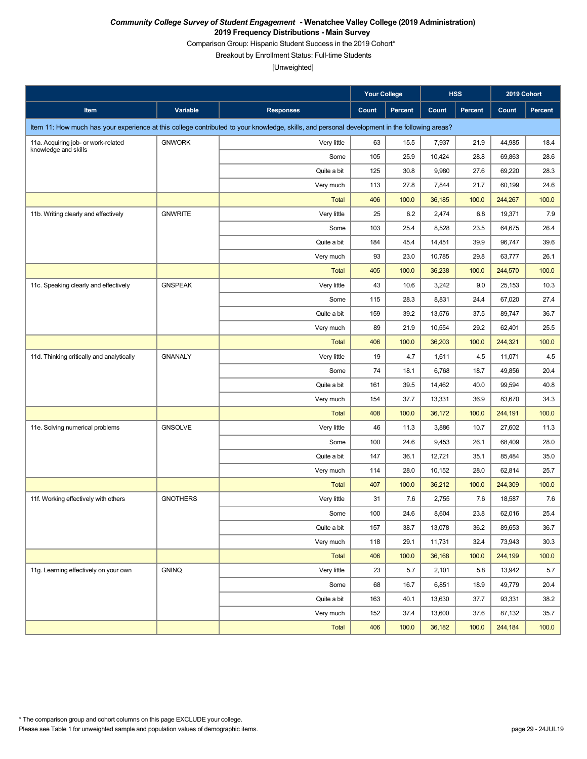*Community College Survey of Student Engagement* **- Wenatchee Valley College (2019 Administration)**

**2019 Frequency Distributions - Main Survey**

Comparison Group: Hispanic Student Success in the 2019 Cohort*

Breakout by Enrollment Status: Full-time Students

[Unweighted]

| | | | Your College | | HSS | | 2019 Cohort | |
|---|---|---|---|---|---|---|---|---|
| **Item** | **Variable** | **Responses** | **Count** | **Percent** | **Count** | **Percent** | **Count** | **Percent** |
| Item 11: How much has your experience at this college contributed to your knowledge, skills, and personal development in the following areas? | | | | | | | | |
| 11a. Acquiring job- or work-related knowledge and skills | GNWORK | Very little | 63 | 15.5 | 7,937 | 21.9 | 44,985 | 18.4 |
| | | Some | 105 | 25.9 | 10,424 | 28.8 | 69,863 | 28.6 |
| | | Quite a bit | 125 | 30.8 | 9,980 | 27.6 | 69,220 | 28.3 |
| | | Very much | 113 | 27.8 | 7,844 | 21.7 | 60,199 | 24.6 |
| | | Total | 406 | 100.0 | 36,185 | 100.0 | 244,267 | 100.0 |
| 11b. Writing clearly and effectively | GNWRITE | Very little | 25 | 6.2 | 2,474 | 6.8 | 19,371 | 7.9 |
| | | Some | 103 | 25.4 | 8,528 | 23.5 | 64,675 | 26.4 |
| | | Quite a bit | 184 | 45.4 | 14,451 | 39.9 | 96,747 | 39.6 |
| | | Very much | 93 | 23.0 | 10,785 | 29.8 | 63,777 | 26.1 |
| | | Total | 405 | 100.0 | 36,238 | 100.0 | 244,570 | 100.0 |
| 11c. Speaking clearly and effectively | GNSPEAK | Very little | 43 | 10.6 | 3,242 | 9.0 | 25,153 | 10.3 |
| | | Some | 115 | 28.3 | 8,831 | 24.4 | 67,020 | 27.4 |
| | | Quite a bit | 159 | 39.2 | 13,576 | 37.5 | 89,747 | 36.7 |
| | | Very much | 89 | 21.9 | 10,554 | 29.2 | 62,401 | 25.5 |
| | | Total | 406 | 100.0 | 36,203 | 100.0 | 244,321 | 100.0 |
| 11d. Thinking critically and analytically | GNANALY | Very little | 19 | 4.7 | 1,611 | 4.5 | 11,071 | 4.5 |
| | | Some | 74 | 18.1 | 6,768 | 18.7 | 49,856 | 20.4 |
| | | Quite a bit | 161 | 39.5 | 14,462 | 40.0 | 99,594 | 40.8 |
| | | Very much | 154 | 37.7 | 13,331 | 36.9 | 83,670 | 34.3 |
| | | Total | 408 | 100.0 | 36,172 | 100.0 | 244,191 | 100.0 |
| 11e. Solving numerical problems | GNSOLVE | Very little | 46 | 11.3 | 3,886 | 10.7 | 27,602 | 11.3 |
| | | Some | 100 | 24.6 | 9,453 | 26.1 | 68,409 | 28.0 |
| | | Quite a bit | 147 | 36.1 | 12,721 | 35.1 | 85,484 | 35.0 |
| | | Very much | 114 | 28.0 | 10,152 | 28.0 | 62,814 | 25.7 |
| | | Total | 407 | 100.0 | 36,212 | 100.0 | 244,309 | 100.0 |
| 11f. Working effectively with others | GNOTHERS | Very little | 31 | 7.6 | 2,755 | 7.6 | 18,587 | 7.6 |
| | | Some | 100 | 24.6 | 8,604 | 23.8 | 62,016 | 25.4 |
| | | Quite a bit | 157 | 38.7 | 13,078 | 36.2 | 89,653 | 36.7 |
| | | Very much | 118 | 29.1 | 11,731 | 32.4 | 73,943 | 30.3 |
| | | Total | 406 | 100.0 | 36,168 | 100.0 | 244,199 | 100.0 |
| 11g. Learning effectively on your own | GNINQ | Very little | 23 | 5.7 | 2,101 | 5.8 | 13,942 | 5.7 |
| | | Some | 68 | 16.7 | 6,851 | 18.9 | 49,779 | 20.4 |
| | | Quite a bit | 163 | 40.1 | 13,630 | 37.7 | 93,331 | 38.2 |
| | | Very much | 152 | 37.4 | 13,600 | 37.6 | 87,132 | 35.7 |
| | | Total | 406 | 100.0 | 36,182 | 100.0 | 244,184 | 100.0 |

* The comparison group and cohort columns on this page EXCLUDE your college.

Please see Table 1 for unweighted sample and population values of demographic items.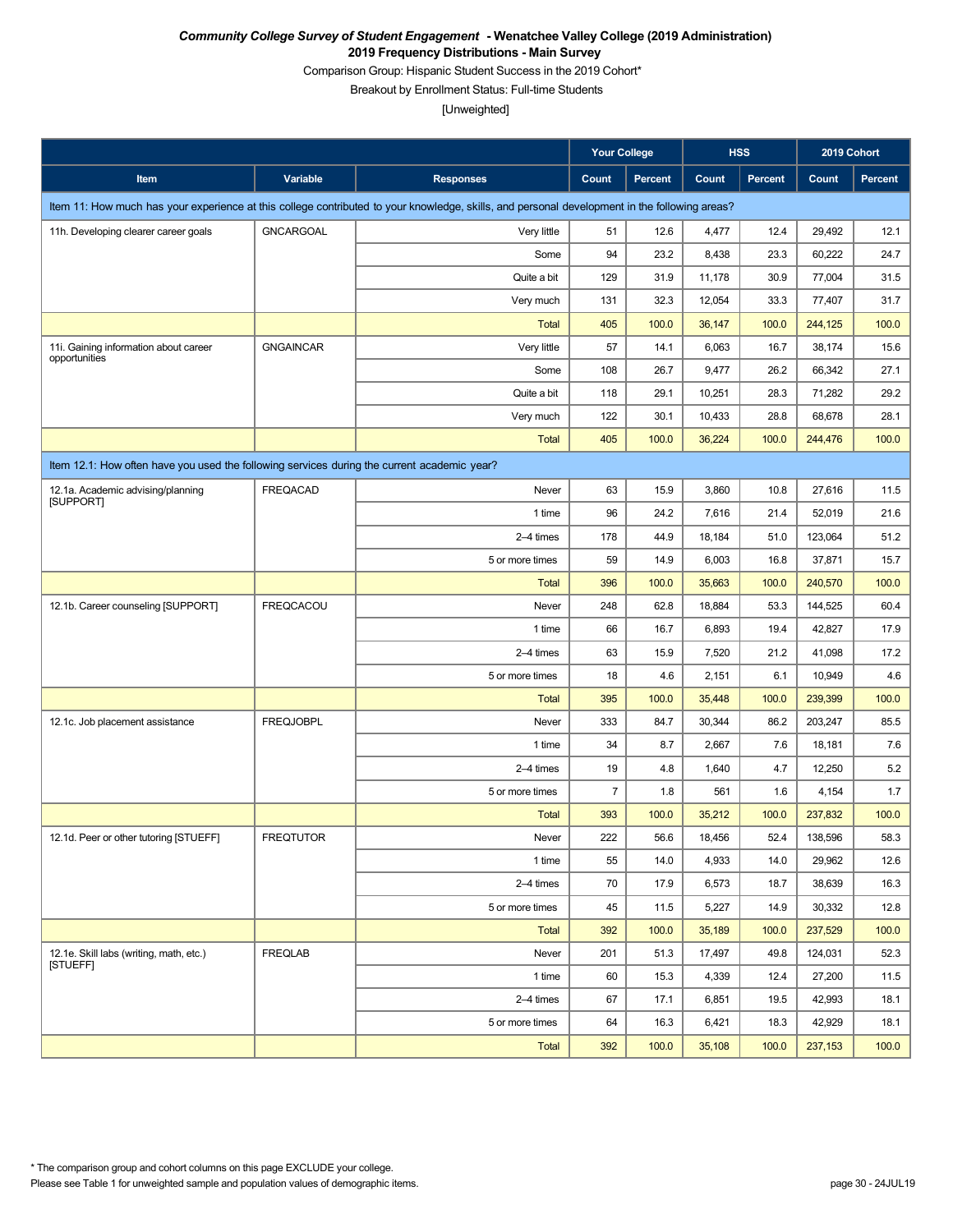***Community College Survey of Student Engagement* - Wenatchee Valley College (2019 Administration)**

**2019 Frequency Distributions - Main Survey**

Comparison Group: Hispanic Student Success in the 2019 Cohort*

Breakout by Enrollment Status: Full-time Students

[Unweighted]

| | | | Your College | | HSS | | 2019 Cohort | |
|---|---|---|---|---|---|---|---|---|
| **Item** | **Variable** | **Responses** | **Count** | **Percent** | **Count** | **Percent** | **Count** | **Percent** |
| Item 11: How much has your experience at this college contributed to your knowledge, skills, and personal development in the following areas? | | | | | | | | |
| 11h. Developing clearer career goals | GNCARGOAL | Very little | 51 | 12.6 | 4,477 | 12.4 | 29,492 | 12.1 |
| | | Some | 94 | 23.2 | 8,438 | 23.3 | 60,222 | 24.7 |
| | | Quite a bit | 129 | 31.9 | 11,178 | 30.9 | 77,004 | 31.5 |
| | | Very much | 131 | 32.3 | 12,054 | 33.3 | 77,407 | 31.7 |
| | | Total | 405 | 100.0 | 36,147 | 100.0 | 244,125 | 100.0 |
| 11i. Gaining information about career opportunities | GNGAINCAR | Very little | 57 | 14.1 | 6,063 | 16.7 | 38,174 | 15.6 |
| | | Some | 108 | 26.7 | 9,477 | 26.2 | 66,342 | 27.1 |
| | | Quite a bit | 118 | 29.1 | 10,251 | 28.3 | 71,282 | 29.2 |
| | | Very much | 122 | 30.1 | 10,433 | 28.8 | 68,678 | 28.1 |
| | | Total | 405 | 100.0 | 36,224 | 100.0 | 244,476 | 100.0 |
| Item 12.1: How often have you used the following services during the current academic year? | | | | | | | | |
| 12.1a. Academic advising/planning [SUPPORT] | FREQACAD | Never | 63 | 15.9 | 3,860 | 10.8 | 27,616 | 11.5 |
| | | 1 time | 96 | 24.2 | 7,616 | 21.4 | 52,019 | 21.6 |
| | | 2–4 times | 178 | 44.9 | 18,184 | 51.0 | 123,064 | 51.2 |
| | | 5 or more times | 59 | 14.9 | 6,003 | 16.8 | 37,871 | 15.7 |
| | | Total | 396 | 100.0 | 35,663 | 100.0 | 240,570 | 100.0 |
| 12.1b. Career counseling [SUPPORT] | FREQCACOU | Never | 248 | 62.8 | 18,884 | 53.3 | 144,525 | 60.4 |
| | | 1 time | 66 | 16.7 | 6,893 | 19.4 | 42,827 | 17.9 |
| | | 2–4 times | 63 | 15.9 | 7,520 | 21.2 | 41,098 | 17.2 |
| | | 5 or more times | 18 | 4.6 | 2,151 | 6.1 | 10,949 | 4.6 |
| | | Total | 395 | 100.0 | 35,448 | 100.0 | 239,399 | 100.0 |
| 12.1c. Job placement assistance | FREQJOBPL | Never | 333 | 84.7 | 30,344 | 86.2 | 203,247 | 85.5 |
| | | 1 time | 34 | 8.7 | 2,667 | 7.6 | 18,181 | 7.6 |
| | | 2–4 times | 19 | 4.8 | 1,640 | 4.7 | 12,250 | 5.2 |
| | | 5 or more times | 7 | 1.8 | 561 | 1.6 | 4,154 | 1.7 |
| | | Total | 393 | 100.0 | 35,212 | 100.0 | 237,832 | 100.0 |
| 12.1d. Peer or other tutoring [STUEFF] | FREQTUTOR | Never | 222 | 56.6 | 18,456 | 52.4 | 138,596 | 58.3 |
| | | 1 time | 55 | 14.0 | 4,933 | 14.0 | 29,962 | 12.6 |
| | | 2–4 times | 70 | 17.9 | 6,573 | 18.7 | 38,639 | 16.3 |
| | | 5 or more times | 45 | 11.5 | 5,227 | 14.9 | 30,332 | 12.8 |
| | | Total | 392 | 100.0 | 35,189 | 100.0 | 237,529 | 100.0 |
| 12.1e. Skill labs (writing, math, etc.) [STUEFF] | FREQLAB | Never | 201 | 51.3 | 17,497 | 49.8 | 124,031 | 52.3 |
| | | 1 time | 60 | 15.3 | 4,339 | 12.4 | 27,200 | 11.5 |
| | | 2–4 times | 67 | 17.1 | 6,851 | 19.5 | 42,993 | 18.1 |
| | | 5 or more times | 64 | 16.3 | 6,421 | 18.3 | 42,929 | 18.1 |
| | | Total | 392 | 100.0 | 35,108 | 100.0 | 237,153 | 100.0 |

* The comparison group and cohort columns on this page EXCLUDE your college.

Please see Table 1 for unweighted sample and population values of demographic items.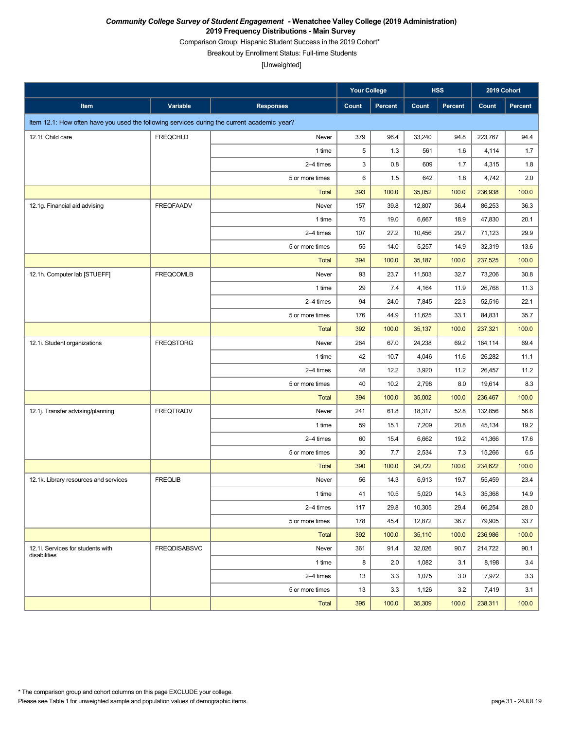***Community College Survey of Student Engagement*** **- Wenatchee Valley College (2019 Administration)**

**2019 Frequency Distributions - Main Survey**

Comparison Group: Hispanic Student Success in the 2019 Cohort*

Breakout by Enrollment Status: Full-time Students

[Unweighted]

| Item | Variable | Responses | Your College | | HSS | | 2019 Cohort | |
|---|---|---|---|---|---|---|---|---|
| | | | Count | Percent | Count | Percent | Count | Percent |
| Item 12.1: How often have you used the following services during the current academic year? | | | | | | | | |
| 12.1f. Child care | FREQCHLD | Never | 379 | 96.4 | 33,240 | 94.8 | 223,767 | 94.4 |
| | | 1 time | 5 | 1.3 | 561 | 1.6 | 4,114 | 1.7 |
| | | 2–4 times | 3 | 0.8 | 609 | 1.7 | 4,315 | 1.8 |
| | | 5 or more times | 6 | 1.5 | 642 | 1.8 | 4,742 | 2.0 |
| | | Total | 393 | 100.0 | 35,052 | 100.0 | 236,938 | 100.0 |
| 12.1g. Financial aid advising | FREQFAADV | Never | 157 | 39.8 | 12,807 | 36.4 | 86,253 | 36.3 |
| | | 1 time | 75 | 19.0 | 6,667 | 18.9 | 47,830 | 20.1 |
| | | 2–4 times | 107 | 27.2 | 10,456 | 29.7 | 71,123 | 29.9 |
| | | 5 or more times | 55 | 14.0 | 5,257 | 14.9 | 32,319 | 13.6 |
| | | Total | 394 | 100.0 | 35,187 | 100.0 | 237,525 | 100.0 |
| 12.1h. Computer lab [STUEFF] | FREQCOMLB | Never | 93 | 23.7 | 11,503 | 32.7 | 73,206 | 30.8 |
| | | 1 time | 29 | 7.4 | 4,164 | 11.9 | 26,768 | 11.3 |
| | | 2–4 times | 94 | 24.0 | 7,845 | 22.3 | 52,516 | 22.1 |
| | | 5 or more times | 176 | 44.9 | 11,625 | 33.1 | 84,831 | 35.7 |
| | | Total | 392 | 100.0 | 35,137 | 100.0 | 237,321 | 100.0 |
| 12.1i. Student organizations | FREQSTORG | Never | 264 | 67.0 | 24,238 | 69.2 | 164,114 | 69.4 |
| | | 1 time | 42 | 10.7 | 4,046 | 11.6 | 26,282 | 11.1 |
| | | 2–4 times | 48 | 12.2 | 3,920 | 11.2 | 26,457 | 11.2 |
| | | 5 or more times | 40 | 10.2 | 2,798 | 8.0 | 19,614 | 8.3 |
| | | Total | 394 | 100.0 | 35,002 | 100.0 | 236,467 | 100.0 |
| 12.1j. Transfer advising/planning | FREQTRADV | Never | 241 | 61.8 | 18,317 | 52.8 | 132,856 | 56.6 |
| | | 1 time | 59 | 15.1 | 7,209 | 20.8 | 45,134 | 19.2 |
| | | 2–4 times | 60 | 15.4 | 6,662 | 19.2 | 41,366 | 17.6 |
| | | 5 or more times | 30 | 7.7 | 2,534 | 7.3 | 15,266 | 6.5 |
| | | Total | 390 | 100.0 | 34,722 | 100.0 | 234,622 | 100.0 |
| 12.1k. Library resources and services | FREQLIB | Never | 56 | 14.3 | 6,913 | 19.7 | 55,459 | 23.4 |
| | | 1 time | 41 | 10.5 | 5,020 | 14.3 | 35,368 | 14.9 |
| | | 2–4 times | 117 | 29.8 | 10,305 | 29.4 | 66,254 | 28.0 |
| | | 5 or more times | 178 | 45.4 | 12,872 | 36.7 | 79,905 | 33.7 |
| | | Total | 392 | 100.0 | 35,110 | 100.0 | 236,986 | 100.0 |
| 12.1l. Services for students with disabilities | FREQDISABSVC | Never | 361 | 91.4 | 32,026 | 90.7 | 214,722 | 90.1 |
| | | 1 time | 8 | 2.0 | 1,082 | 3.1 | 8,198 | 3.4 |
| | | 2–4 times | 13 | 3.3 | 1,075 | 3.0 | 7,972 | 3.3 |
| | | 5 or more times | 13 | 3.3 | 1,126 | 3.2 | 7,419 | 3.1 |
| | | Total | 395 | 100.0 | 35,309 | 100.0 | 238,311 | 100.0 |

* The comparison group and cohort columns on this page EXCLUDE your college.

Please see Table 1 for unweighted sample and population values of demographic items.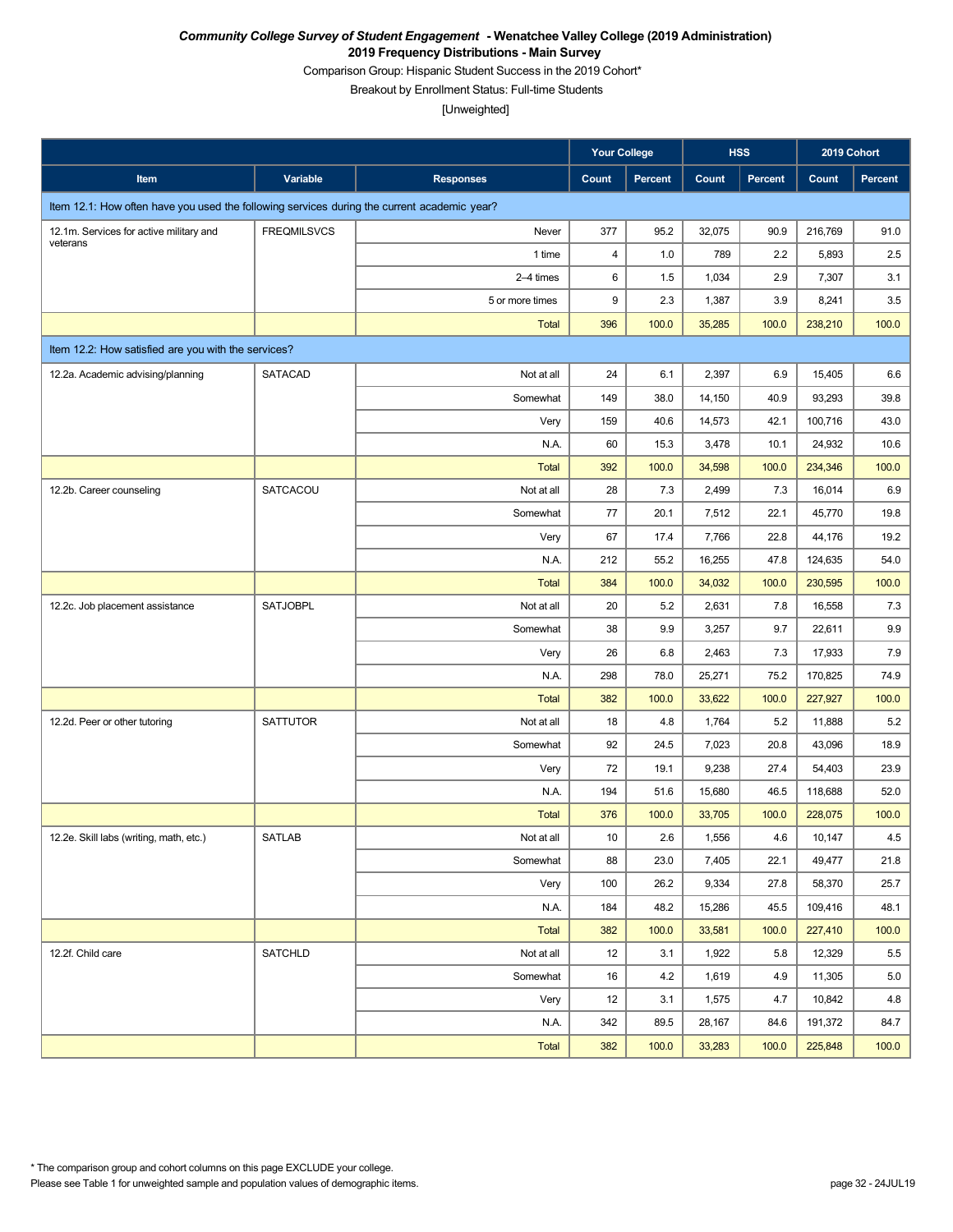***Community College Survey of Student Engagement* - Wenatchee Valley College (2019 Administration)**
**2019 Frequency Distributions - Main Survey**
Comparison Group: Hispanic Student Success in the 2019 Cohort*
Breakout by Enrollment Status: Full-time Students
[Unweighted]

| | | | Your College | | HSS | | 2019 Cohort | |
|---|---|---|---|---|---|---|---|---|
| **Item** | **Variable** | **Responses** | **Count** | **Percent** | **Count** | **Percent** | **Count** | **Percent** |
| Item 12.1: How often have you used the following services during the current academic year? | | | | | | | | |
| 12.1m. Services for active military and veterans | FREQMILSVCS | Never | 377 | 95.2 | 32,075 | 90.9 | 216,769 | 91.0 |
| | | 1 time | 4 | 1.0 | 789 | 2.2 | 5,893 | 2.5 |
| | | 2–4 times | 6 | 1.5 | 1,034 | 2.9 | 7,307 | 3.1 |
| | | 5 or more times | 9 | 2.3 | 1,387 | 3.9 | 8,241 | 3.5 |
| | | Total | 396 | 100.0 | 35,285 | 100.0 | 238,210 | 100.0 |
| Item 12.2: How satisfied are you with the services? | | | | | | | | |
| 12.2a. Academic advising/planning | SATACAD | Not at all | 24 | 6.1 | 2,397 | 6.9 | 15,405 | 6.6 |
| | | Somewhat | 149 | 38.0 | 14,150 | 40.9 | 93,293 | 39.8 |
| | | Very | 159 | 40.6 | 14,573 | 42.1 | 100,716 | 43.0 |
| | | N.A. | 60 | 15.3 | 3,478 | 10.1 | 24,932 | 10.6 |
| | | Total | 392 | 100.0 | 34,598 | 100.0 | 234,346 | 100.0 |
| 12.2b. Career counseling | SATCACOU | Not at all | 28 | 7.3 | 2,499 | 7.3 | 16,014 | 6.9 |
| | | Somewhat | 77 | 20.1 | 7,512 | 22.1 | 45,770 | 19.8 |
| | | Very | 67 | 17.4 | 7,766 | 22.8 | 44,176 | 19.2 |
| | | N.A. | 212 | 55.2 | 16,255 | 47.8 | 124,635 | 54.0 |
| | | Total | 384 | 100.0 | 34,032 | 100.0 | 230,595 | 100.0 |
| 12.2c. Job placement assistance | SATJOBPL | Not at all | 20 | 5.2 | 2,631 | 7.8 | 16,558 | 7.3 |
| | | Somewhat | 38 | 9.9 | 3,257 | 9.7 | 22,611 | 9.9 |
| | | Very | 26 | 6.8 | 2,463 | 7.3 | 17,933 | 7.9 |
| | | N.A. | 298 | 78.0 | 25,271 | 75.2 | 170,825 | 74.9 |
| | | Total | 382 | 100.0 | 33,622 | 100.0 | 227,927 | 100.0 |
| 12.2d. Peer or other tutoring | SATTUTOR | Not at all | 18 | 4.8 | 1,764 | 5.2 | 11,888 | 5.2 |
| | | Somewhat | 92 | 24.5 | 7,023 | 20.8 | 43,096 | 18.9 |
| | | Very | 72 | 19.1 | 9,238 | 27.4 | 54,403 | 23.9 |
| | | N.A. | 194 | 51.6 | 15,680 | 46.5 | 118,688 | 52.0 |
| | | Total | 376 | 100.0 | 33,705 | 100.0 | 228,075 | 100.0 |
| 12.2e. Skill labs (writing, math, etc.) | SATLAB | Not at all | 10 | 2.6 | 1,556 | 4.6 | 10,147 | 4.5 |
| | | Somewhat | 88 | 23.0 | 7,405 | 22.1 | 49,477 | 21.8 |
| | | Very | 100 | 26.2 | 9,334 | 27.8 | 58,370 | 25.7 |
| | | N.A. | 184 | 48.2 | 15,286 | 45.5 | 109,416 | 48.1 |
| | | Total | 382 | 100.0 | 33,581 | 100.0 | 227,410 | 100.0 |
| 12.2f. Child care | SATCHLD | Not at all | 12 | 3.1 | 1,922 | 5.8 | 12,329 | 5.5 |
| | | Somewhat | 16 | 4.2 | 1,619 | 4.9 | 11,305 | 5.0 |
| | | Very | 12 | 3.1 | 1,575 | 4.7 | 10,842 | 4.8 |
| | | N.A. | 342 | 89.5 | 28,167 | 84.6 | 191,372 | 84.7 |
| | | Total | 382 | 100.0 | 33,283 | 100.0 | 225,848 | 100.0 |

* The comparison group and cohort columns on this page EXCLUDE your college.
Please see Table 1 for unweighted sample and population values of demographic items.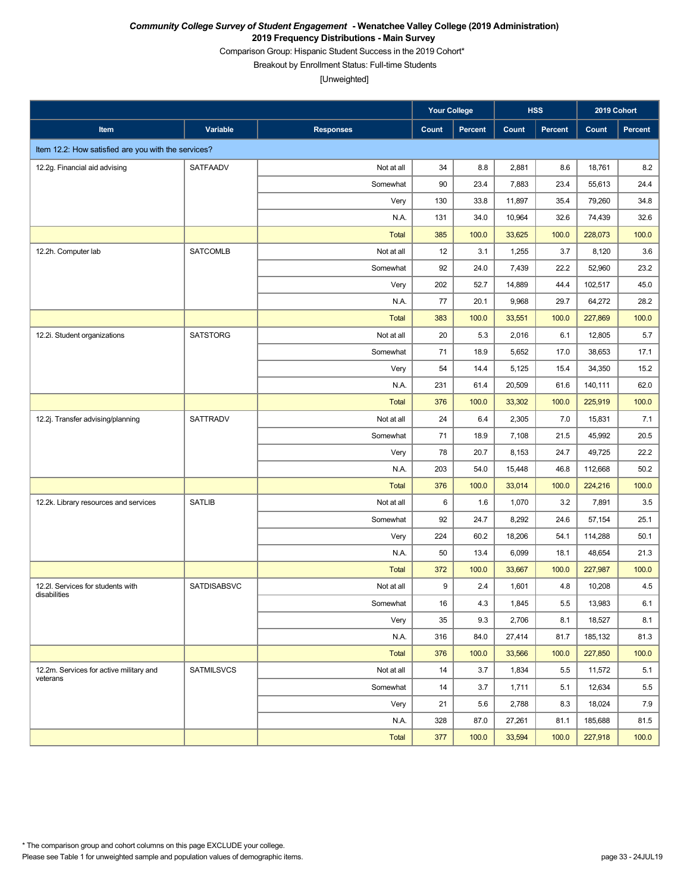***Community College Survey of Student Engagement* - Wenatchee Valley College (2019 Administration)**
**2019 Frequency Distributions - Main Survey**
Comparison Group: Hispanic Student Success in the 2019 Cohort*
Breakout by Enrollment Status: Full-time Students
[Unweighted]

| | | | Your College | | HSS | | 2019 Cohort | |
|---|---|---|---|---|---|---|---|---|
| **Item** | **Variable** | **Responses** | **Count** | **Percent** | **Count** | **Percent** | **Count** | **Percent** |
| Item 12.2: How satisfied are you with the services? | | | | | | | | |
| 12.2g. Financial aid advising | SATFAADV | Not at all | 34 | 8.8 | 2,881 | 8.6 | 18,761 | 8.2 |
| | | Somewhat | 90 | 23.4 | 7,883 | 23.4 | 55,613 | 24.4 |
| | | Very | 130 | 33.8 | 11,897 | 35.4 | 79,260 | 34.8 |
| | | N.A. | 131 | 34.0 | 10,964 | 32.6 | 74,439 | 32.6 |
| | | Total | 385 | 100.0 | 33,625 | 100.0 | 228,073 | 100.0 |
| 12.2h. Computer lab | SATCOMLB | Not at all | 12 | 3.1 | 1,255 | 3.7 | 8,120 | 3.6 |
| | | Somewhat | 92 | 24.0 | 7,439 | 22.2 | 52,960 | 23.2 |
| | | Very | 202 | 52.7 | 14,889 | 44.4 | 102,517 | 45.0 |
| | | N.A. | 77 | 20.1 | 9,968 | 29.7 | 64,272 | 28.2 |
| | | Total | 383 | 100.0 | 33,551 | 100.0 | 227,869 | 100.0 |
| 12.2i. Student organizations | SATSTORG | Not at all | 20 | 5.3 | 2,016 | 6.1 | 12,805 | 5.7 |
| | | Somewhat | 71 | 18.9 | 5,652 | 17.0 | 38,653 | 17.1 |
| | | Very | 54 | 14.4 | 5,125 | 15.4 | 34,350 | 15.2 |
| | | N.A. | 231 | 61.4 | 20,509 | 61.6 | 140,111 | 62.0 |
| | | Total | 376 | 100.0 | 33,302 | 100.0 | 225,919 | 100.0 |
| 12.2j. Transfer advising/planning | SATTRADV | Not at all | 24 | 6.4 | 2,305 | 7.0 | 15,831 | 7.1 |
| | | Somewhat | 71 | 18.9 | 7,108 | 21.5 | 45,992 | 20.5 |
| | | Very | 78 | 20.7 | 8,153 | 24.7 | 49,725 | 22.2 |
| | | N.A. | 203 | 54.0 | 15,448 | 46.8 | 112,668 | 50.2 |
| | | Total | 376 | 100.0 | 33,014 | 100.0 | 224,216 | 100.0 |
| 12.2k. Library resources and services | SATLIB | Not at all | 6 | 1.6 | 1,070 | 3.2 | 7,891 | 3.5 |
| | | Somewhat | 92 | 24.7 | 8,292 | 24.6 | 57,154 | 25.1 |
| | | Very | 224 | 60.2 | 18,206 | 54.1 | 114,288 | 50.1 |
| | | N.A. | 50 | 13.4 | 6,099 | 18.1 | 48,654 | 21.3 |
| | | Total | 372 | 100.0 | 33,667 | 100.0 | 227,987 | 100.0 |
| 12.2l. Services for students with disabilities | SATDISABSVC | Not at all | 9 | 2.4 | 1,601 | 4.8 | 10,208 | 4.5 |
| | | Somewhat | 16 | 4.3 | 1,845 | 5.5 | 13,983 | 6.1 |
| | | Very | 35 | 9.3 | 2,706 | 8.1 | 18,527 | 8.1 |
| | | N.A. | 316 | 84.0 | 27,414 | 81.7 | 185,132 | 81.3 |
| | | Total | 376 | 100.0 | 33,566 | 100.0 | 227,850 | 100.0 |
| 12.2m. Services for active military and veterans | SATMILSVCS | Not at all | 14 | 3.7 | 1,834 | 5.5 | 11,572 | 5.1 |
| | | Somewhat | 14 | 3.7 | 1,711 | 5.1 | 12,634 | 5.5 |
| | | Very | 21 | 5.6 | 2,788 | 8.3 | 18,024 | 7.9 |
| | | N.A. | 328 | 87.0 | 27,261 | 81.1 | 185,688 | 81.5 |
| | | Total | 377 | 100.0 | 33,594 | 100.0 | 227,918 | 100.0 |

* The comparison group and cohort columns on this page EXCLUDE your college.
Please see Table 1 for unweighted sample and population values of demographic items.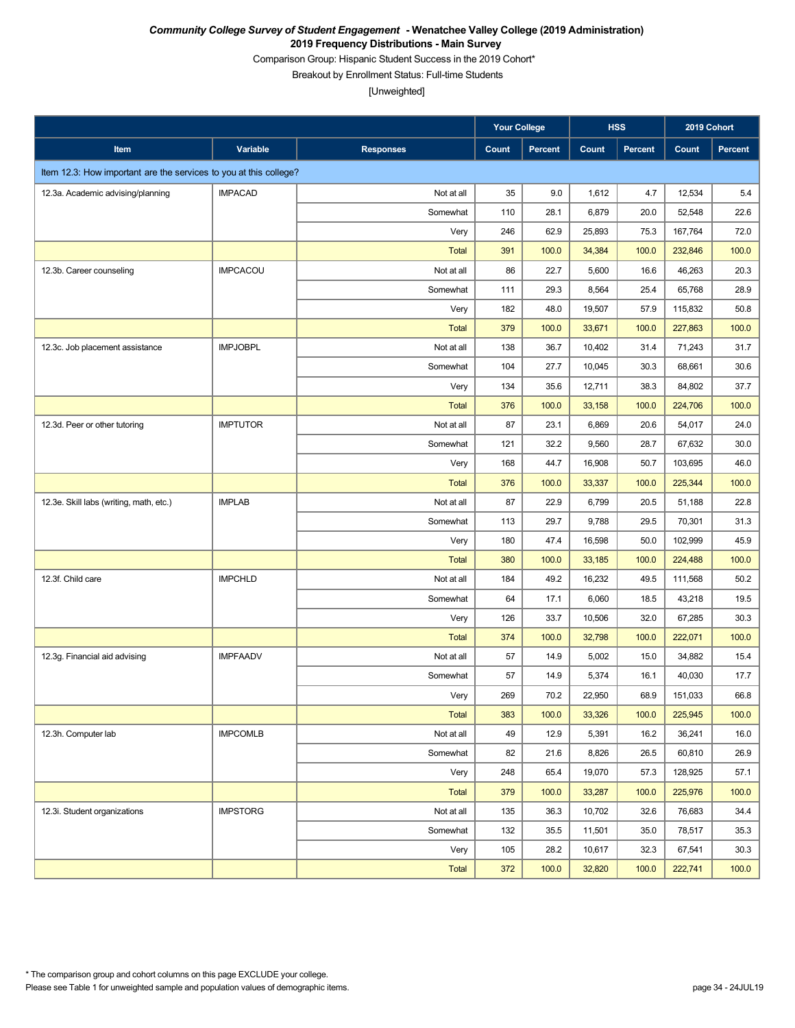***Community College Survey of Student Engagement*** **- Wenatchee Valley College (2019 Administration)**

**2019 Frequency Distributions - Main Survey**

Comparison Group: Hispanic Student Success in the 2019 Cohort*

Breakout by Enrollment Status: Full-time Students

[Unweighted]

| | | | Your College | | HSS | | 2019 Cohort | |
|---|---|---|---|---|---|---|---|---|
| **Item** | **Variable** | **Responses** | **Count** | **Percent** | **Count** | **Percent** | **Count** | **Percent** |
| Item 12.3: How important are the services to you at this college? | | | | | | | | |
| 12.3a. Academic advising/planning | IMPACAD | Not at all | 35 | 9.0 | 1,612 | 4.7 | 12,534 | 5.4 |
| | | Somewhat | 110 | 28.1 | 6,879 | 20.0 | 52,548 | 22.6 |
| | | Very | 246 | 62.9 | 25,893 | 75.3 | 167,764 | 72.0 |
| | | Total | 391 | 100.0 | 34,384 | 100.0 | 232,846 | 100.0 |
| 12.3b. Career counseling | IMPCACOU | Not at all | 86 | 22.7 | 5,600 | 16.6 | 46,263 | 20.3 |
| | | Somewhat | 111 | 29.3 | 8,564 | 25.4 | 65,768 | 28.9 |
| | | Very | 182 | 48.0 | 19,507 | 57.9 | 115,832 | 50.8 |
| | | Total | 379 | 100.0 | 33,671 | 100.0 | 227,863 | 100.0 |
| 12.3c. Job placement assistance | IMPJOBPL | Not at all | 138 | 36.7 | 10,402 | 31.4 | 71,243 | 31.7 |
| | | Somewhat | 104 | 27.7 | 10,045 | 30.3 | 68,661 | 30.6 |
| | | Very | 134 | 35.6 | 12,711 | 38.3 | 84,802 | 37.7 |
| | | Total | 376 | 100.0 | 33,158 | 100.0 | 224,706 | 100.0 |
| 12.3d. Peer or other tutoring | IMPTUTOR | Not at all | 87 | 23.1 | 6,869 | 20.6 | 54,017 | 24.0 |
| | | Somewhat | 121 | 32.2 | 9,560 | 28.7 | 67,632 | 30.0 |
| | | Very | 168 | 44.7 | 16,908 | 50.7 | 103,695 | 46.0 |
| | | Total | 376 | 100.0 | 33,337 | 100.0 | 225,344 | 100.0 |
| 12.3e. Skill labs (writing, math, etc.) | IMPLAB | Not at all | 87 | 22.9 | 6,799 | 20.5 | 51,188 | 22.8 |
| | | Somewhat | 113 | 29.7 | 9,788 | 29.5 | 70,301 | 31.3 |
| | | Very | 180 | 47.4 | 16,598 | 50.0 | 102,999 | 45.9 |
| | | Total | 380 | 100.0 | 33,185 | 100.0 | 224,488 | 100.0 |
| 12.3f. Child care | IMPCHLD | Not at all | 184 | 49.2 | 16,232 | 49.5 | 111,568 | 50.2 |
| | | Somewhat | 64 | 17.1 | 6,060 | 18.5 | 43,218 | 19.5 |
| | | Very | 126 | 33.7 | 10,506 | 32.0 | 67,285 | 30.3 |
| | | Total | 374 | 100.0 | 32,798 | 100.0 | 222,071 | 100.0 |
| 12.3g. Financial aid advising | IMPFAADV | Not at all | 57 | 14.9 | 5,002 | 15.0 | 34,882 | 15.4 |
| | | Somewhat | 57 | 14.9 | 5,374 | 16.1 | 40,030 | 17.7 |
| | | Very | 269 | 70.2 | 22,950 | 68.9 | 151,033 | 66.8 |
| | | Total | 383 | 100.0 | 33,326 | 100.0 | 225,945 | 100.0 |
| 12.3h. Computer lab | IMPCOMLB | Not at all | 49 | 12.9 | 5,391 | 16.2 | 36,241 | 16.0 |
| | | Somewhat | 82 | 21.6 | 8,826 | 26.5 | 60,810 | 26.9 |
| | | Very | 248 | 65.4 | 19,070 | 57.3 | 128,925 | 57.1 |
| | | Total | 379 | 100.0 | 33,287 | 100.0 | 225,976 | 100.0 |
| 12.3i. Student organizations | IMPSTORG | Not at all | 135 | 36.3 | 10,702 | 32.6 | 76,683 | 34.4 |
| | | Somewhat | 132 | 35.5 | 11,501 | 35.0 | 78,517 | 35.3 |
| | | Very | 105 | 28.2 | 10,617 | 32.3 | 67,541 | 30.3 |
| | | Total | 372 | 100.0 | 32,820 | 100.0 | 222,741 | 100.0 |

* The comparison group and cohort columns on this page EXCLUDE your college.

Please see Table 1 for unweighted sample and population values of demographic items.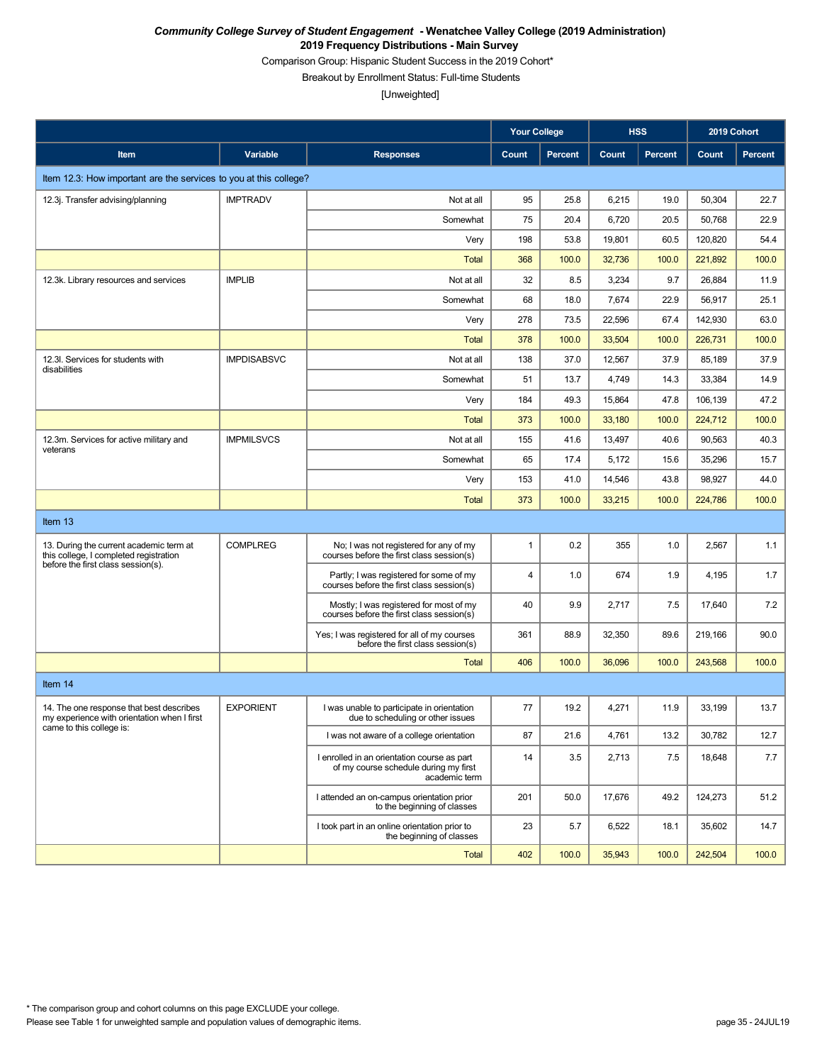***Community College Survey of Student Engagement* - Wenatchee Valley College (2019 Administration)**
**2019 Frequency Distributions - Main Survey**
Comparison Group: Hispanic Student Success in the 2019 Cohort*
Breakout by Enrollment Status: Full-time Students
[Unweighted]

| | | | Your College | | HSS | | 2019 Cohort | |
|---|---|---|---|---|---|---|---|---|
| **Item** | **Variable** | **Responses** | **Count** | **Percent** | **Count** | **Percent** | **Count** | **Percent** |
| Item 12.3: How important are the services to you at this college? | | | | | | | | |
| 12.3j. Transfer advising/planning | IMPTRADV | Not at all | 95 | 25.8 | 6,215 | 19.0 | 50,304 | 22.7 |
| | | Somewhat | 75 | 20.4 | 6,720 | 20.5 | 50,768 | 22.9 |
| | | Very | 198 | 53.8 | 19,801 | 60.5 | 120,820 | 54.4 |
| | | Total | 368 | 100.0 | 32,736 | 100.0 | 221,892 | 100.0 |
| 12.3k. Library resources and services | IMPLIB | Not at all | 32 | 8.5 | 3,234 | 9.7 | 26,884 | 11.9 |
| | | Somewhat | 68 | 18.0 | 7,674 | 22.9 | 56,917 | 25.1 |
| | | Very | 278 | 73.5 | 22,596 | 67.4 | 142,930 | 63.0 |
| | | Total | 378 | 100.0 | 33,504 | 100.0 | 226,731 | 100.0 |
| 12.3l. Services for students with disabilities | IMPDISABSVC | Not at all | 138 | 37.0 | 12,567 | 37.9 | 85,189 | 37.9 |
| | | Somewhat | 51 | 13.7 | 4,749 | 14.3 | 33,384 | 14.9 |
| | | Very | 184 | 49.3 | 15,864 | 47.8 | 106,139 | 47.2 |
| | | Total | 373 | 100.0 | 33,180 | 100.0 | 224,712 | 100.0 |
| 12.3m. Services for active military and veterans | IMPMILSVCS | Not at all | 155 | 41.6 | 13,497 | 40.6 | 90,563 | 40.3 |
| | | Somewhat | 65 | 17.4 | 5,172 | 15.6 | 35,296 | 15.7 |
| | | Very | 153 | 41.0 | 14,546 | 43.8 | 98,927 | 44.0 |
| | | Total | 373 | 100.0 | 33,215 | 100.0 | 224,786 | 100.0 |
| Item 13 | | | | | | | | |
| 13. During the current academic term at this college, I completed registration before the first class session(s). | COMPLREG | No; I was not registered for any of my courses before the first class session(s) | 1 | 0.2 | 355 | 1.0 | 2,567 | 1.1 |
| | | Partly; I was registered for some of my courses before the first class session(s) | 4 | 1.0 | 674 | 1.9 | 4,195 | 1.7 |
| | | Mostly; I was registered for most of my courses before the first class session(s) | 40 | 9.9 | 2,717 | 7.5 | 17,640 | 7.2 |
| | | Yes; I was registered for all of my courses before the first class session(s) | 361 | 88.9 | 32,350 | 89.6 | 219,166 | 90.0 |
| | | Total | 406 | 100.0 | 36,096 | 100.0 | 243,568 | 100.0 |
| Item 14 | | | | | | | | |
| 14. The one response that best describes my experience with orientation when I first came to this college is: | EXPORIENT | I was unable to participate in orientation due to scheduling or other issues | 77 | 19.2 | 4,271 | 11.9 | 33,199 | 13.7 |
| | | I was not aware of a college orientation | 87 | 21.6 | 4,761 | 13.2 | 30,782 | 12.7 |
| | | I enrolled in an orientation course as part of my course schedule during my first academic term | 14 | 3.5 | 2,713 | 7.5 | 18,648 | 7.7 |
| | | I attended an on-campus orientation prior to the beginning of classes | 201 | 50.0 | 17,676 | 49.2 | 124,273 | 51.2 |
| | | I took part in an online orientation prior to the beginning of classes | 23 | 5.7 | 6,522 | 18.1 | 35,602 | 14.7 |
| | | Total | 402 | 100.0 | 35,943 | 100.0 | 242,504 | 100.0 |

* The comparison group and cohort columns on this page EXCLUDE your college.
Please see Table 1 for unweighted sample and population values of demographic items.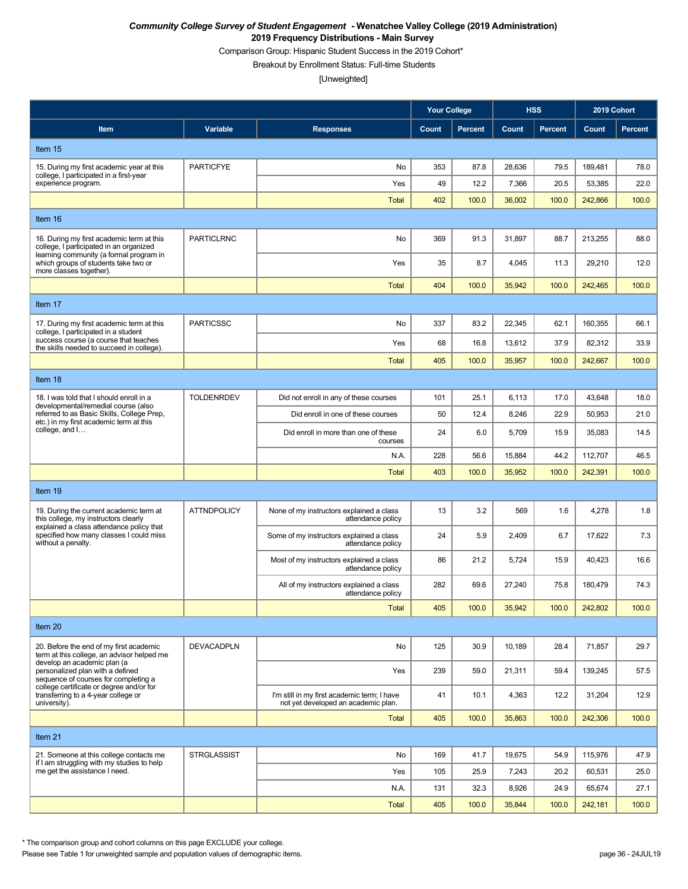***Community College Survey of Student Engagement* - Wenatchee Valley College (2019 Administration)**

**2019 Frequency Distributions - Main Survey**

Comparison Group: Hispanic Student Success in the 2019 Cohort*

Breakout by Enrollment Status: Full-time Students

[Unweighted]

| | | | Your College | | HSS | | 2019 Cohort | |
|---|---|---|---|---|---|---|---|---|
| **Item** | **Variable** | **Responses** | **Count** | **Percent** | **Count** | **Percent** | **Count** | **Percent** |
| Item 15 | | | | | | | | |
| 15. During my first academic year at this college, I participated in a first-year experience program. | PARTICFYE | No | 353 | 87.8 | 28,636 | 79.5 | 189,481 | 78.0 |
| | | Yes | 49 | 12.2 | 7,366 | 20.5 | 53,385 | 22.0 |
| | | Total | 402 | 100.0 | 36,002 | 100.0 | 242,866 | 100.0 |
| Item 16 | | | | | | | | |
| 16. During my first academic term at this college, I participated in an organized learning community (a formal program in which groups of students take two or more classes together). | PARTICLRNC | No | 369 | 91.3 | 31,897 | 88.7 | 213,255 | 88.0 |
| | | Yes | 35 | 8.7 | 4,045 | 11.3 | 29,210 | 12.0 |
| | | Total | 404 | 100.0 | 35,942 | 100.0 | 242,465 | 100.0 |
| Item 17 | | | | | | | | |
| 17. During my first academic term at this college, I participated in a student success course (a course that teaches the skills needed to succeed in college). | PARTICSSC | No | 337 | 83.2 | 22,345 | 62.1 | 160,355 | 66.1 |
| | | Yes | 68 | 16.8 | 13,612 | 37.9 | 82,312 | 33.9 |
| | | Total | 405 | 100.0 | 35,957 | 100.0 | 242,667 | 100.0 |
| Item 18 | | | | | | | | |
| 18. I was told that I should enroll in a developmental/remedial course (also referred to as Basic Skills, College Prep, etc.) in my first academic term at this college, and I… | TOLDENRDEV | Did not enroll in any of these courses | 101 | 25.1 | 6,113 | 17.0 | 43,648 | 18.0 |
| | | Did enroll in one of these courses | 50 | 12.4 | 8,246 | 22.9 | 50,953 | 21.0 |
| | | Did enroll in more than one of these courses | 24 | 6.0 | 5,709 | 15.9 | 35,083 | 14.5 |
| | | N.A. | 228 | 56.6 | 15,884 | 44.2 | 112,707 | 46.5 |
| | | Total | 403 | 100.0 | 35,952 | 100.0 | 242,391 | 100.0 |
| Item 19 | | | | | | | | |
| 19. During the current academic term at this college, my instructors clearly explained a class attendance policy that specified how many classes I could miss without a penalty. | ATTNDPOLICY | None of my instructors explained a class attendance policy | 13 | 3.2 | 569 | 1.6 | 4,278 | 1.8 |
| | | Some of my instructors explained a class attendance policy | 24 | 5.9 | 2,409 | 6.7 | 17,622 | 7.3 |
| | | Most of my instructors explained a class attendance policy | 86 | 21.2 | 5,724 | 15.9 | 40,423 | 16.6 |
| | | All of my instructors explained a class attendance policy | 282 | 69.6 | 27,240 | 75.8 | 180,479 | 74.3 |
| | | Total | 405 | 100.0 | 35,942 | 100.0 | 242,802 | 100.0 |
| Item 20 | | | | | | | | |
| 20. Before the end of my first academic term at this college, an advisor helped me develop an academic plan (a personalized plan with a defined sequence of courses for completing a college certificate or degree and/or for transferring to a 4-year college or university). | DEVACADPLN | No | 125 | 30.9 | 10,189 | 28.4 | 71,857 | 29.7 |
| | | Yes | 239 | 59.0 | 21,311 | 59.4 | 139,245 | 57.5 |
| | | I'm still in my first academic term; I have not yet developed an academic plan. | 41 | 10.1 | 4,363 | 12.2 | 31,204 | 12.9 |
| | | Total | 405 | 100.0 | 35,863 | 100.0 | 242,306 | 100.0 |
| Item 21 | | | | | | | | |
| 21. Someone at this college contacts me if I am struggling with my studies to help me get the assistance I need. | STRGLASSIST | No | 169 | 41.7 | 19,675 | 54.9 | 115,976 | 47.9 |
| | | Yes | 105 | 25.9 | 7,243 | 20.2 | 60,531 | 25.0 |
| | | N.A. | 131 | 32.3 | 8,926 | 24.9 | 65,674 | 27.1 |
| | | Total | 405 | 100.0 | 35,844 | 100.0 | 242,181 | 100.0 |

* The comparison group and cohort columns on this page EXCLUDE your college.

Please see Table 1 for unweighted sample and population values of demographic items.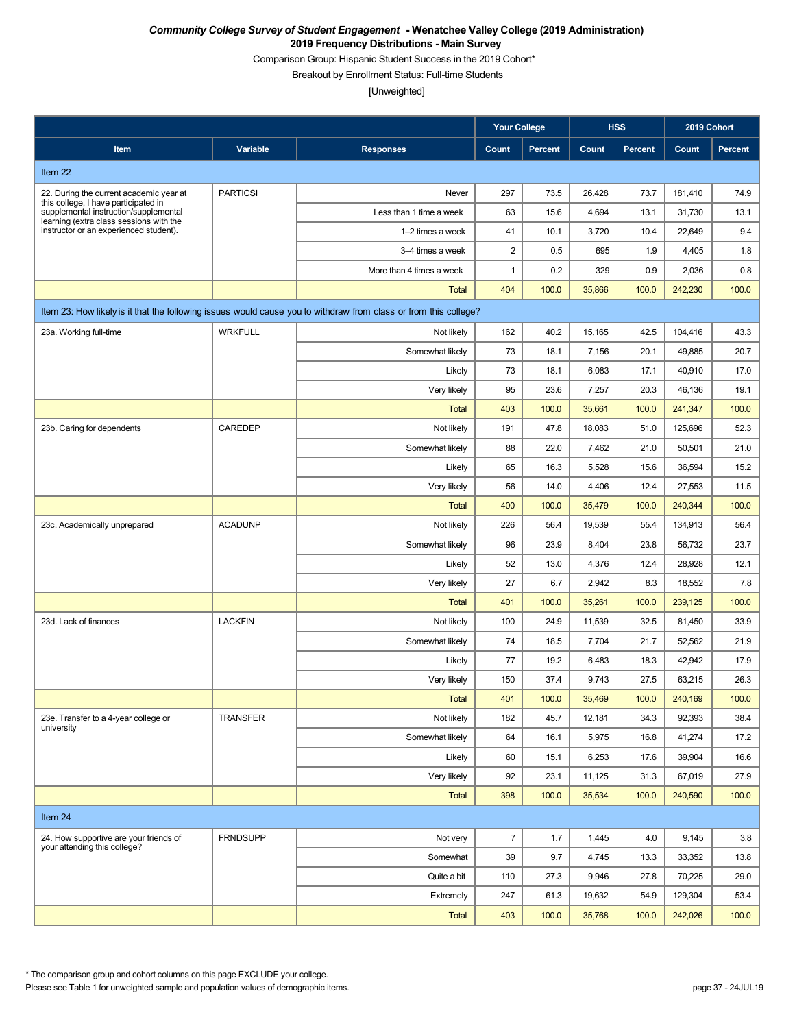***Community College Survey of Student Engagement* - Wenatchee Valley College (2019 Administration)**

**2019 Frequency Distributions - Main Survey**

Comparison Group: Hispanic Student Success in the 2019 Cohort*

Breakout by Enrollment Status: Full-time Students

[Unweighted]

| Item | Variable | Responses | Your College | | HSS | | 2019 Cohort | |
|---|---|---|---|---|---|---|---|---|
| | | | Count | Percent | Count | Percent | Count | Percent |
| **Item 22** | | | | | | | | |
| 22. During the current academic year at this college, I have participated in supplemental instruction/supplemental learning (extra class sessions with the instructor or an experienced student). | PARTICSI | Never | 297 | 73.5 | 26,428 | 73.7 | 181,410 | 74.9 |
| | | Less than 1 time a week | 63 | 15.6 | 4,694 | 13.1 | 31,730 | 13.1 |
| | | 1–2 times a week | 41 | 10.1 | 3,720 | 10.4 | 22,649 | 9.4 |
| | | 3–4 times a week | 2 | 0.5 | 695 | 1.9 | 4,405 | 1.8 |
| | | More than 4 times a week | 1 | 0.2 | 329 | 0.9 | 2,036 | 0.8 |
| | | Total | 404 | 100.0 | 35,866 | 100.0 | 242,230 | 100.0 |
| **Item 23: How likely is it that the following issues would cause you to withdraw from class or from this college?** | | | | | | | | |
| 23a. Working full-time | WRKFULL | Not likely | 162 | 40.2 | 15,165 | 42.5 | 104,416 | 43.3 |
| | | Somewhat likely | 73 | 18.1 | 7,156 | 20.1 | 49,885 | 20.7 |
| | | Likely | 73 | 18.1 | 6,083 | 17.1 | 40,910 | 17.0 |
| | | Very likely | 95 | 23.6 | 7,257 | 20.3 | 46,136 | 19.1 |
| | | Total | 403 | 100.0 | 35,661 | 100.0 | 241,347 | 100.0 |
| 23b. Caring for dependents | CAREDEP | Not likely | 191 | 47.8 | 18,083 | 51.0 | 125,696 | 52.3 |
| | | Somewhat likely | 88 | 22.0 | 7,462 | 21.0 | 50,501 | 21.0 |
| | | Likely | 65 | 16.3 | 5,528 | 15.6 | 36,594 | 15.2 |
| | | Very likely | 56 | 14.0 | 4,406 | 12.4 | 27,553 | 11.5 |
| | | Total | 400 | 100.0 | 35,479 | 100.0 | 240,344 | 100.0 |
| 23c. Academically unprepared | ACADUNP | Not likely | 226 | 56.4 | 19,539 | 55.4 | 134,913 | 56.4 |
| | | Somewhat likely | 96 | 23.9 | 8,404 | 23.8 | 56,732 | 23.7 |
| | | Likely | 52 | 13.0 | 4,376 | 12.4 | 28,928 | 12.1 |
| | | Very likely | 27 | 6.7 | 2,942 | 8.3 | 18,552 | 7.8 |
| | | Total | 401 | 100.0 | 35,261 | 100.0 | 239,125 | 100.0 |
| 23d. Lack of finances | LACKFIN | Not likely | 100 | 24.9 | 11,539 | 32.5 | 81,450 | 33.9 |
| | | Somewhat likely | 74 | 18.5 | 7,704 | 21.7 | 52,562 | 21.9 |
| | | Likely | 77 | 19.2 | 6,483 | 18.3 | 42,942 | 17.9 |
| | | Very likely | 150 | 37.4 | 9,743 | 27.5 | 63,215 | 26.3 |
| | | Total | 401 | 100.0 | 35,469 | 100.0 | 240,169 | 100.0 |
| 23e. Transfer to a 4-year college or university | TRANSFER | Not likely | 182 | 45.7 | 12,181 | 34.3 | 92,393 | 38.4 |
| | | Somewhat likely | 64 | 16.1 | 5,975 | 16.8 | 41,274 | 17.2 |
| | | Likely | 60 | 15.1 | 6,253 | 17.6 | 39,904 | 16.6 |
| | | Very likely | 92 | 23.1 | 11,125 | 31.3 | 67,019 | 27.9 |
| | | Total | 398 | 100.0 | 35,534 | 100.0 | 240,590 | 100.0 |
| **Item 24** | | | | | | | | |
| 24. How supportive are your friends of your attending this college? | FRNDSUPP | Not very | 7 | 1.7 | 1,445 | 4.0 | 9,145 | 3.8 |
| | | Somewhat | 39 | 9.7 | 4,745 | 13.3 | 33,352 | 13.8 |
| | | Quite a bit | 110 | 27.3 | 9,946 | 27.8 | 70,225 | 29.0 |
| | | Extremely | 247 | 61.3 | 19,632 | 54.9 | 129,304 | 53.4 |
| | | Total | 403 | 100.0 | 35,768 | 100.0 | 242,026 | 100.0 |

* The comparison group and cohort columns on this page EXCLUDE your college.

Please see Table 1 for unweighted sample and population values of demographic items.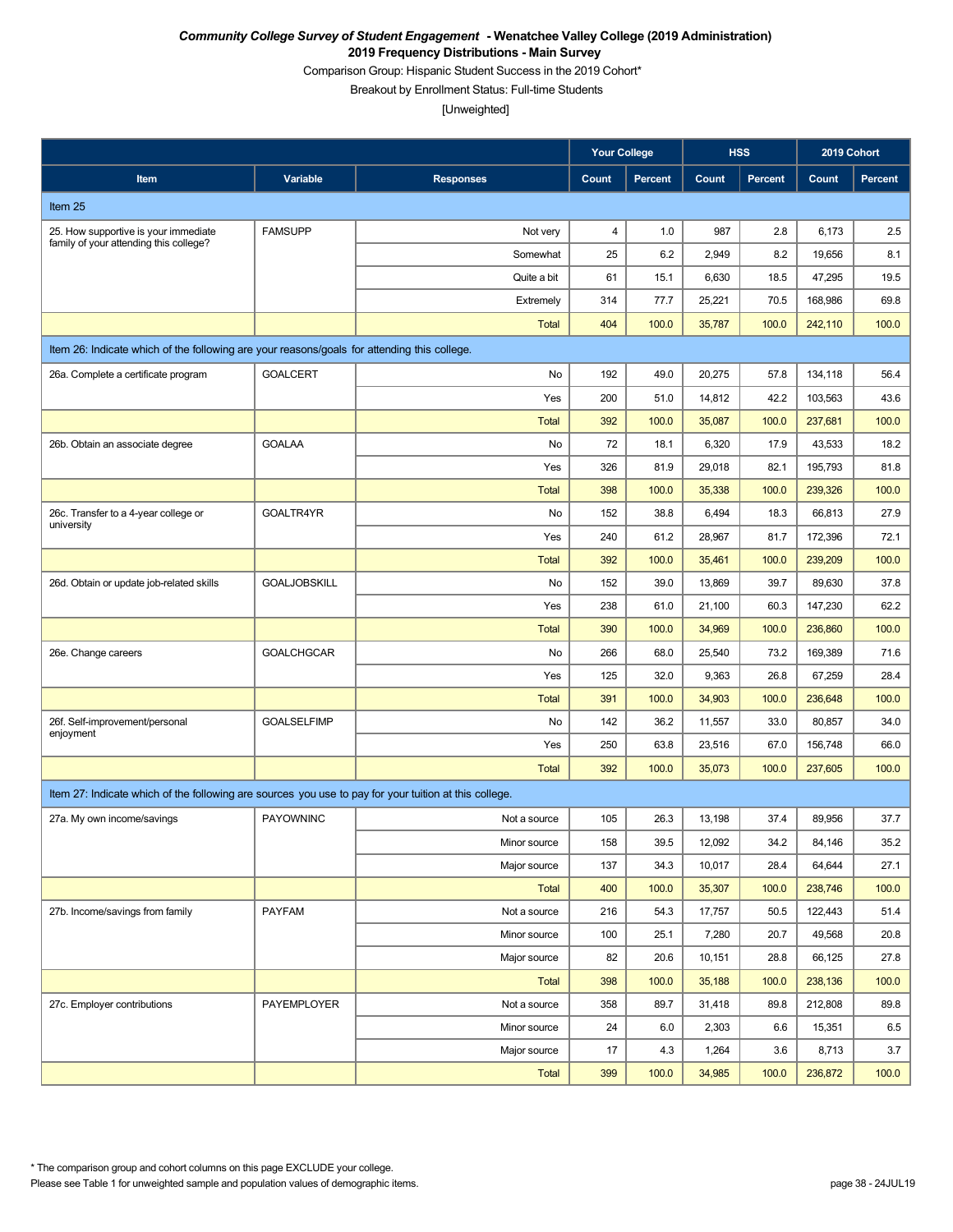*Community College Survey of Student Engagement* **- Wenatchee Valley College (2019 Administration)**

**2019 Frequency Distributions - Main Survey**

Comparison Group: Hispanic Student Success in the 2019 Cohort*

Breakout by Enrollment Status: Full-time Students

[Unweighted]

| | | | Your College | | HSS | | 2019 Cohort | |
|---|---|---|---|---|---|---|---|---|
| **Item** | **Variable** | **Responses** | **Count** | **Percent** | **Count** | **Percent** | **Count** | **Percent** |
| Item 25 | | | | | | | | |
| 25. How supportive is your immediate family of your attending this college? | FAMSUPP | Not very | 4 | 1.0 | 987 | 2.8 | 6,173 | 2.5 |
| | | Somewhat | 25 | 6.2 | 2,949 | 8.2 | 19,656 | 8.1 |
| | | Quite a bit | 61 | 15.1 | 6,630 | 18.5 | 47,295 | 19.5 |
| | | Extremely | 314 | 77.7 | 25,221 | 70.5 | 168,986 | 69.8 |
| | | Total | 404 | 100.0 | 35,787 | 100.0 | 242,110 | 100.0 |
| Item 26: Indicate which of the following are your reasons/goals for attending this college. | | | | | | | | |
| 26a. Complete a certificate program | GOALCERT | No | 192 | 49.0 | 20,275 | 57.8 | 134,118 | 56.4 |
| | | Yes | 200 | 51.0 | 14,812 | 42.2 | 103,563 | 43.6 |
| | | Total | 392 | 100.0 | 35,087 | 100.0 | 237,681 | 100.0 |
| 26b. Obtain an associate degree | GOALAA | No | 72 | 18.1 | 6,320 | 17.9 | 43,533 | 18.2 |
| | | Yes | 326 | 81.9 | 29,018 | 82.1 | 195,793 | 81.8 |
| | | Total | 398 | 100.0 | 35,338 | 100.0 | 239,326 | 100.0 |
| 26c. Transfer to a 4-year college or university | GOALTR4YR | No | 152 | 38.8 | 6,494 | 18.3 | 66,813 | 27.9 |
| | | Yes | 240 | 61.2 | 28,967 | 81.7 | 172,396 | 72.1 |
| | | Total | 392 | 100.0 | 35,461 | 100.0 | 239,209 | 100.0 |
| 26d. Obtain or update job-related skills | GOALJOBSKILL | No | 152 | 39.0 | 13,869 | 39.7 | 89,630 | 37.8 |
| | | Yes | 238 | 61.0 | 21,100 | 60.3 | 147,230 | 62.2 |
| | | Total | 390 | 100.0 | 34,969 | 100.0 | 236,860 | 100.0 |
| 26e. Change careers | GOALCHGCAR | No | 266 | 68.0 | 25,540 | 73.2 | 169,389 | 71.6 |
| | | Yes | 125 | 32.0 | 9,363 | 26.8 | 67,259 | 28.4 |
| | | Total | 391 | 100.0 | 34,903 | 100.0 | 236,648 | 100.0 |
| 26f. Self-improvement/personal enjoyment | GOALSELFIMP | No | 142 | 36.2 | 11,557 | 33.0 | 80,857 | 34.0 |
| | | Yes | 250 | 63.8 | 23,516 | 67.0 | 156,748 | 66.0 |
| | | Total | 392 | 100.0 | 35,073 | 100.0 | 237,605 | 100.0 |
| Item 27: Indicate which of the following are sources you use to pay for your tuition at this college. | | | | | | | | |
| 27a. My own income/savings | PAYOWNINC | Not a source | 105 | 26.3 | 13,198 | 37.4 | 89,956 | 37.7 |
| | | Minor source | 158 | 39.5 | 12,092 | 34.2 | 84,146 | 35.2 |
| | | Major source | 137 | 34.3 | 10,017 | 28.4 | 64,644 | 27.1 |
| | | Total | 400 | 100.0 | 35,307 | 100.0 | 238,746 | 100.0 |
| 27b. Income/savings from family | PAYFAM | Not a source | 216 | 54.3 | 17,757 | 50.5 | 122,443 | 51.4 |
| | | Minor source | 100 | 25.1 | 7,280 | 20.7 | 49,568 | 20.8 |
| | | Major source | 82 | 20.6 | 10,151 | 28.8 | 66,125 | 27.8 |
| | | Total | 398 | 100.0 | 35,188 | 100.0 | 238,136 | 100.0 |
| 27c. Employer contributions | PAYEMPLOYER | Not a source | 358 | 89.7 | 31,418 | 89.8 | 212,808 | 89.8 |
| | | Minor source | 24 | 6.0 | 2,303 | 6.6 | 15,351 | 6.5 |
| | | Major source | 17 | 4.3 | 1,264 | 3.6 | 8,713 | 3.7 |
| | | Total | 399 | 100.0 | 34,985 | 100.0 | 236,872 | 100.0 |

* The comparison group and cohort columns on this page EXCLUDE your college.

Please see Table 1 for unweighted sample and population values of demographic items.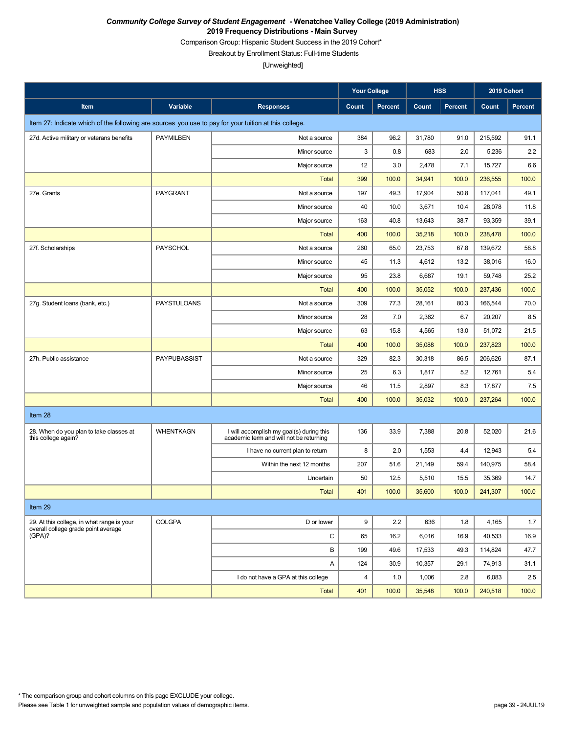***Community College Survey of Student Engagement* - Wenatchee Valley College (2019 Administration)**

**2019 Frequency Distributions - Main Survey**

Comparison Group: Hispanic Student Success in the 2019 Cohort*

Breakout by Enrollment Status: Full-time Students

[Unweighted]

| Item | Variable | Responses | Your College | | HSS | | 2019 Cohort | |
|---|---|---|---|---|---|---|---|---|
| | | | Count | Percent | Count | Percent | Count | Percent |
| Item 27: Indicate which of the following are sources you use to pay for your tuition at this college. | | | | | | | | |
| 27d. Active military or veterans benefits | PAYMILBEN | Not a source | 384 | 96.2 | 31,780 | 91.0 | 215,592 | 91.1 |
| | | Minor source | 3 | 0.8 | 683 | 2.0 | 5,236 | 2.2 |
| | | Major source | 12 | 3.0 | 2,478 | 7.1 | 15,727 | 6.6 |
| | | Total | 399 | 100.0 | 34,941 | 100.0 | 236,555 | 100.0 |
| 27e. Grants | PAYGRANT | Not a source | 197 | 49.3 | 17,904 | 50.8 | 117,041 | 49.1 |
| | | Minor source | 40 | 10.0 | 3,671 | 10.4 | 28,078 | 11.8 |
| | | Major source | 163 | 40.8 | 13,643 | 38.7 | 93,359 | 39.1 |
| | | Total | 400 | 100.0 | 35,218 | 100.0 | 238,478 | 100.0 |
| 27f. Scholarships | PAYSCHOL | Not a source | 260 | 65.0 | 23,753 | 67.8 | 139,672 | 58.8 |
| | | Minor source | 45 | 11.3 | 4,612 | 13.2 | 38,016 | 16.0 |
| | | Major source | 95 | 23.8 | 6,687 | 19.1 | 59,748 | 25.2 |
| | | Total | 400 | 100.0 | 35,052 | 100.0 | 237,436 | 100.0 |
| 27g. Student loans (bank, etc.) | PAYSTULOANS | Not a source | 309 | 77.3 | 28,161 | 80.3 | 166,544 | 70.0 |
| | | Minor source | 28 | 7.0 | 2,362 | 6.7 | 20,207 | 8.5 |
| | | Major source | 63 | 15.8 | 4,565 | 13.0 | 51,072 | 21.5 |
| | | Total | 400 | 100.0 | 35,088 | 100.0 | 237,823 | 100.0 |
| 27h. Public assistance | PAYPUBASSIST | Not a source | 329 | 82.3 | 30,318 | 86.5 | 206,626 | 87.1 |
| | | Minor source | 25 | 6.3 | 1,817 | 5.2 | 12,761 | 5.4 |
| | | Major source | 46 | 11.5 | 2,897 | 8.3 | 17,877 | 7.5 |
| | | Total | 400 | 100.0 | 35,032 | 100.0 | 237,264 | 100.0 |
| Item 28 | | | | | | | | |
| 28. When do you plan to take classes at this college again? | WHENTKAGN | I will accomplish my goal(s) during this academic term and will not be returning | 136 | 33.9 | 7,388 | 20.8 | 52,020 | 21.6 |
| | | I have no current plan to return | 8 | 2.0 | 1,553 | 4.4 | 12,943 | 5.4 |
| | | Within the next 12 months | 207 | 51.6 | 21,149 | 59.4 | 140,975 | 58.4 |
| | | Uncertain | 50 | 12.5 | 5,510 | 15.5 | 35,369 | 14.7 |
| | | Total | 401 | 100.0 | 35,600 | 100.0 | 241,307 | 100.0 |
| Item 29 | | | | | | | | |
| 29. At this college, in what range is your overall college grade point average (GPA)? | COLGPA | D or lower | 9 | 2.2 | 636 | 1.8 | 4,165 | 1.7 |
| | | C | 65 | 16.2 | 6,016 | 16.9 | 40,533 | 16.9 |
| | | B | 199 | 49.6 | 17,533 | 49.3 | 114,824 | 47.7 |
| | | A | 124 | 30.9 | 10,357 | 29.1 | 74,913 | 31.1 |
| | | I do not have a GPA at this college | 4 | 1.0 | 1,006 | 2.8 | 6,083 | 2.5 |
| | | Total | 401 | 100.0 | 35,548 | 100.0 | 240,518 | 100.0 |

* The comparison group and cohort columns on this page EXCLUDE your college.

Please see Table 1 for unweighted sample and population values of demographic items.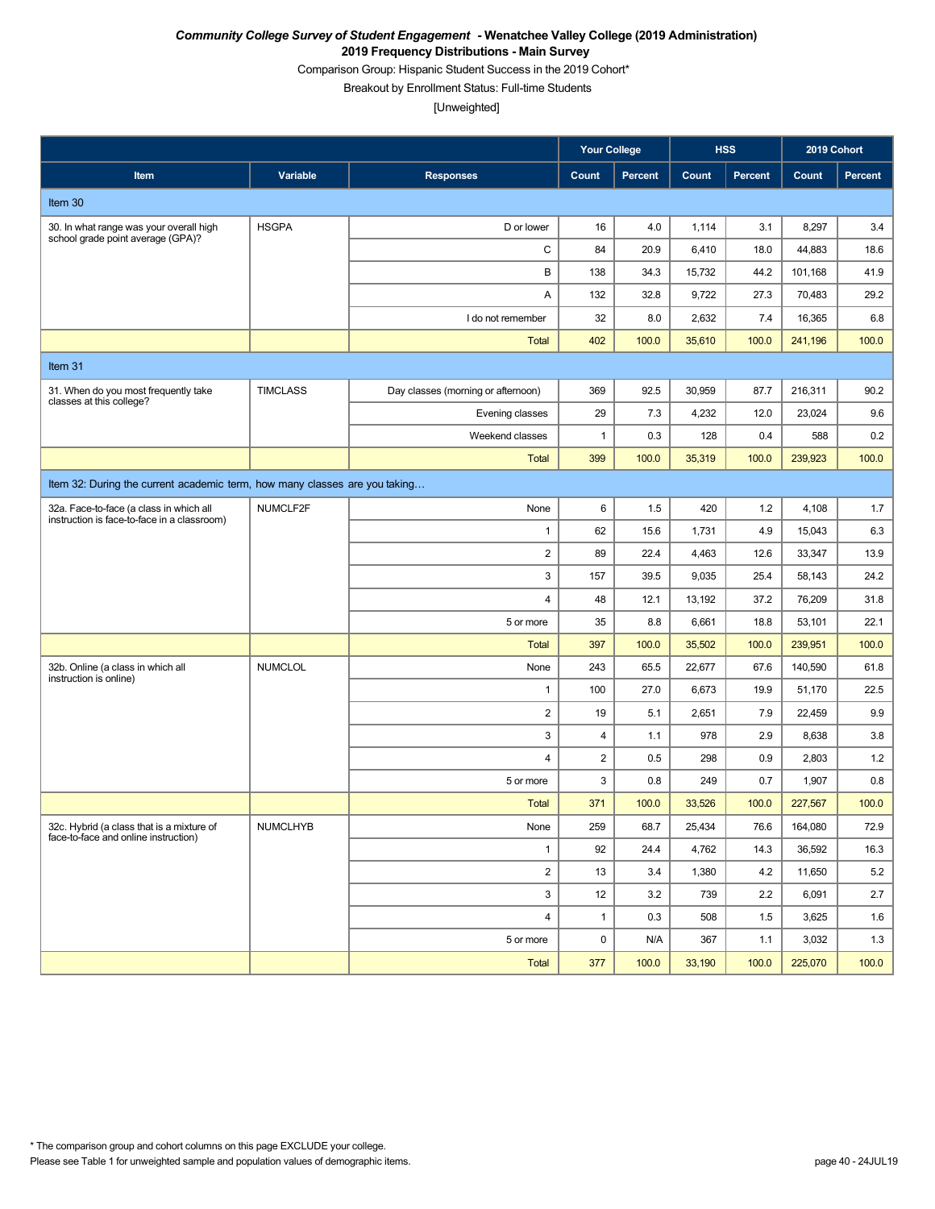***Community College Survey of Student Engagement* - Wenatchee Valley College (2019 Administration)**
**2019 Frequency Distributions - Main Survey**
Comparison Group: Hispanic Student Success in the 2019 Cohort*
Breakout by Enrollment Status: Full-time Students
[Unweighted]

| | | | Your College | | HSS | | 2019 Cohort | |
|---|---|---|---|---|---|---|---|---|
| **Item** | **Variable** | **Responses** | **Count** | **Percent** | **Count** | **Percent** | **Count** | **Percent** |
| Item 30 | | | | | | | | |
| 30. In what range was your overall high school grade point average (GPA)? | HSGPA | D or lower | 16 | 4.0 | 1,114 | 3.1 | 8,297 | 3.4 |
| | | C | 84 | 20.9 | 6,410 | 18.0 | 44,883 | 18.6 |
| | | B | 138 | 34.3 | 15,732 | 44.2 | 101,168 | 41.9 |
| | | A | 132 | 32.8 | 9,722 | 27.3 | 70,483 | 29.2 |
| | | I do not remember | 32 | 8.0 | 2,632 | 7.4 | 16,365 | 6.8 |
| | | Total | 402 | 100.0 | 35,610 | 100.0 | 241,196 | 100.0 |
| Item 31 | | | | | | | | |
| 31. When do you most frequently take classes at this college? | TIMCLASS | Day classes (morning or afternoon) | 369 | 92.5 | 30,959 | 87.7 | 216,311 | 90.2 |
| | | Evening classes | 29 | 7.3 | 4,232 | 12.0 | 23,024 | 9.6 |
| | | Weekend classes | 1 | 0.3 | 128 | 0.4 | 588 | 0.2 |
| | | Total | 399 | 100.0 | 35,319 | 100.0 | 239,923 | 100.0 |
| Item 32: During the current academic term, how many classes are you taking… | | | | | | | | |
| 32a. Face-to-face (a class in which all instruction is face-to-face in a classroom) | NUMCLF2F | None | 6 | 1.5 | 420 | 1.2 | 4,108 | 1.7 |
| | | 1 | 62 | 15.6 | 1,731 | 4.9 | 15,043 | 6.3 |
| | | 2 | 89 | 22.4 | 4,463 | 12.6 | 33,347 | 13.9 |
| | | 3 | 157 | 39.5 | 9,035 | 25.4 | 58,143 | 24.2 |
| | | 4 | 48 | 12.1 | 13,192 | 37.2 | 76,209 | 31.8 |
| | | 5 or more | 35 | 8.8 | 6,661 | 18.8 | 53,101 | 22.1 |
| | | Total | 397 | 100.0 | 35,502 | 100.0 | 239,951 | 100.0 |
| 32b. Online (a class in which all instruction is online) | NUMCLOL | None | 243 | 65.5 | 22,677 | 67.6 | 140,590 | 61.8 |
| | | 1 | 100 | 27.0 | 6,673 | 19.9 | 51,170 | 22.5 |
| | | 2 | 19 | 5.1 | 2,651 | 7.9 | 22,459 | 9.9 |
| | | 3 | 4 | 1.1 | 978 | 2.9 | 8,638 | 3.8 |
| | | 4 | 2 | 0.5 | 298 | 0.9 | 2,803 | 1.2 |
| | | 5 or more | 3 | 0.8 | 249 | 0.7 | 1,907 | 0.8 |
| | | Total | 371 | 100.0 | 33,526 | 100.0 | 227,567 | 100.0 |
| 32c. Hybrid (a class that is a mixture of face-to-face and online instruction) | NUMCLHYB | None | 259 | 68.7 | 25,434 | 76.6 | 164,080 | 72.9 |
| | | 1 | 92 | 24.4 | 4,762 | 14.3 | 36,592 | 16.3 |
| | | 2 | 13 | 3.4 | 1,380 | 4.2 | 11,650 | 5.2 |
| | | 3 | 12 | 3.2 | 739 | 2.2 | 6,091 | 2.7 |
| | | 4 | 1 | 0.3 | 508 | 1.5 | 3,625 | 1.6 |
| | | 5 or more | 0 | N/A | 367 | 1.1 | 3,032 | 1.3 |
| | | Total | 377 | 100.0 | 33,190 | 100.0 | 225,070 | 100.0 |

* The comparison group and cohort columns on this page EXCLUDE your college.
Please see Table 1 for unweighted sample and population values of demographic items.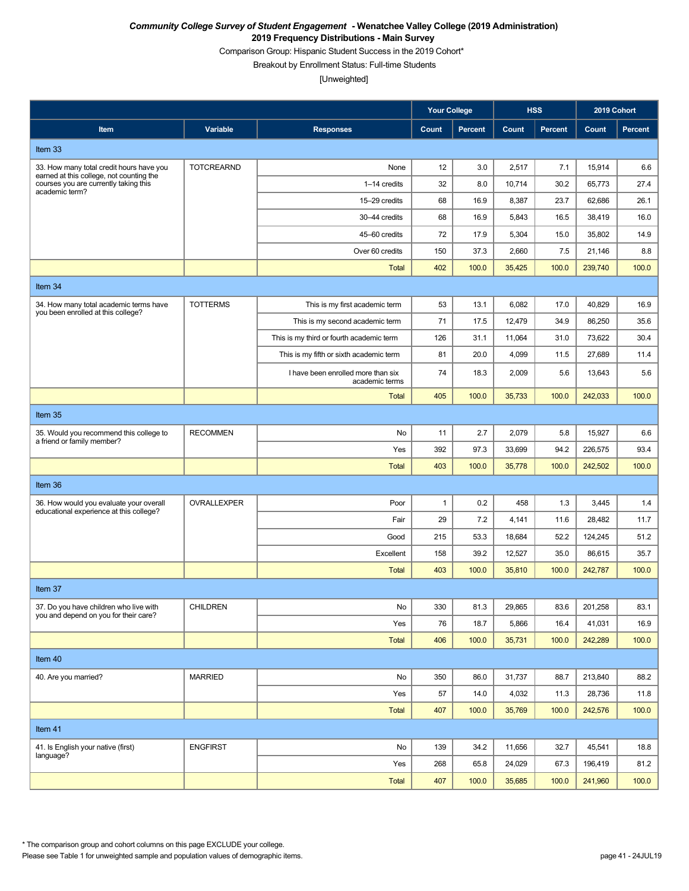***Community College Survey of Student Engagement* - Wenatchee Valley College (2019 Administration)**

**2019 Frequency Distributions - Main Survey**

Comparison Group: Hispanic Student Success in the 2019 Cohort*

Breakout by Enrollment Status: Full-time Students

[Unweighted]

| | | | Your College | | HSS | | 2019 Cohort | |
|---|---|---|---|---|---|---|---|---|
| **Item** | **Variable** | **Responses** | **Count** | **Percent** | **Count** | **Percent** | **Count** | **Percent** |
| Item 33 | | | | | | | | |
| 33. How many total credit hours have you earned at this college, not counting the courses you are currently taking this academic term? | TOTCREARND | None | 12 | 3.0 | 2,517 | 7.1 | 15,914 | 6.6 |
| | | 1–14 credits | 32 | 8.0 | 10,714 | 30.2 | 65,773 | 27.4 |
| | | 15–29 credits | 68 | 16.9 | 8,387 | 23.7 | 62,686 | 26.1 |
| | | 30–44 credits | 68 | 16.9 | 5,843 | 16.5 | 38,419 | 16.0 |
| | | 45–60 credits | 72 | 17.9 | 5,304 | 15.0 | 35,802 | 14.9 |
| | | Over 60 credits | 150 | 37.3 | 2,660 | 7.5 | 21,146 | 8.8 |
| | | Total | 402 | 100.0 | 35,425 | 100.0 | 239,740 | 100.0 |
| Item 34 | | | | | | | | |
| 34. How many total academic terms have you been enrolled at this college? | TOTTERMS | This is my first academic term | 53 | 13.1 | 6,082 | 17.0 | 40,829 | 16.9 |
| | | This is my second academic term | 71 | 17.5 | 12,479 | 34.9 | 86,250 | 35.6 |
| | | This is my third or fourth academic term | 126 | 31.1 | 11,064 | 31.0 | 73,622 | 30.4 |
| | | This is my fifth or sixth academic term | 81 | 20.0 | 4,099 | 11.5 | 27,689 | 11.4 |
| | | I have been enrolled more than six academic terms | 74 | 18.3 | 2,009 | 5.6 | 13,643 | 5.6 |
| | | Total | 405 | 100.0 | 35,733 | 100.0 | 242,033 | 100.0 |
| Item 35 | | | | | | | | |
| 35. Would you recommend this college to a friend or family member? | RECOMMEN | No | 11 | 2.7 | 2,079 | 5.8 | 15,927 | 6.6 |
| | | Yes | 392 | 97.3 | 33,699 | 94.2 | 226,575 | 93.4 |
| | | Total | 403 | 100.0 | 35,778 | 100.0 | 242,502 | 100.0 |
| Item 36 | | | | | | | | |
| 36. How would you evaluate your overall educational experience at this college? | OVRALLEXPER | Poor | 1 | 0.2 | 458 | 1.3 | 3,445 | 1.4 |
| | | Fair | 29 | 7.2 | 4,141 | 11.6 | 28,482 | 11.7 |
| | | Good | 215 | 53.3 | 18,684 | 52.2 | 124,245 | 51.2 |
| | | Excellent | 158 | 39.2 | 12,527 | 35.0 | 86,615 | 35.7 |
| | | Total | 403 | 100.0 | 35,810 | 100.0 | 242,787 | 100.0 |
| Item 37 | | | | | | | | |
| 37. Do you have children who live with you and depend on you for their care? | CHILDREN | No | 330 | 81.3 | 29,865 | 83.6 | 201,258 | 83.1 |
| | | Yes | 76 | 18.7 | 5,866 | 16.4 | 41,031 | 16.9 |
| | | Total | 406 | 100.0 | 35,731 | 100.0 | 242,289 | 100.0 |
| Item 40 | | | | | | | | |
| 40. Are you married? | MARRIED | No | 350 | 86.0 | 31,737 | 88.7 | 213,840 | 88.2 |
| | | Yes | 57 | 14.0 | 4,032 | 11.3 | 28,736 | 11.8 |
| | | Total | 407 | 100.0 | 35,769 | 100.0 | 242,576 | 100.0 |
| Item 41 | | | | | | | | |
| 41. Is English your native (first) language? | ENGFIRST | No | 139 | 34.2 | 11,656 | 32.7 | 45,541 | 18.8 |
| | | Yes | 268 | 65.8 | 24,029 | 67.3 | 196,419 | 81.2 |
| | | Total | 407 | 100.0 | 35,685 | 100.0 | 241,960 | 100.0 |

* The comparison group and cohort columns on this page EXCLUDE your college.

Please see Table 1 for unweighted sample and population values of demographic items.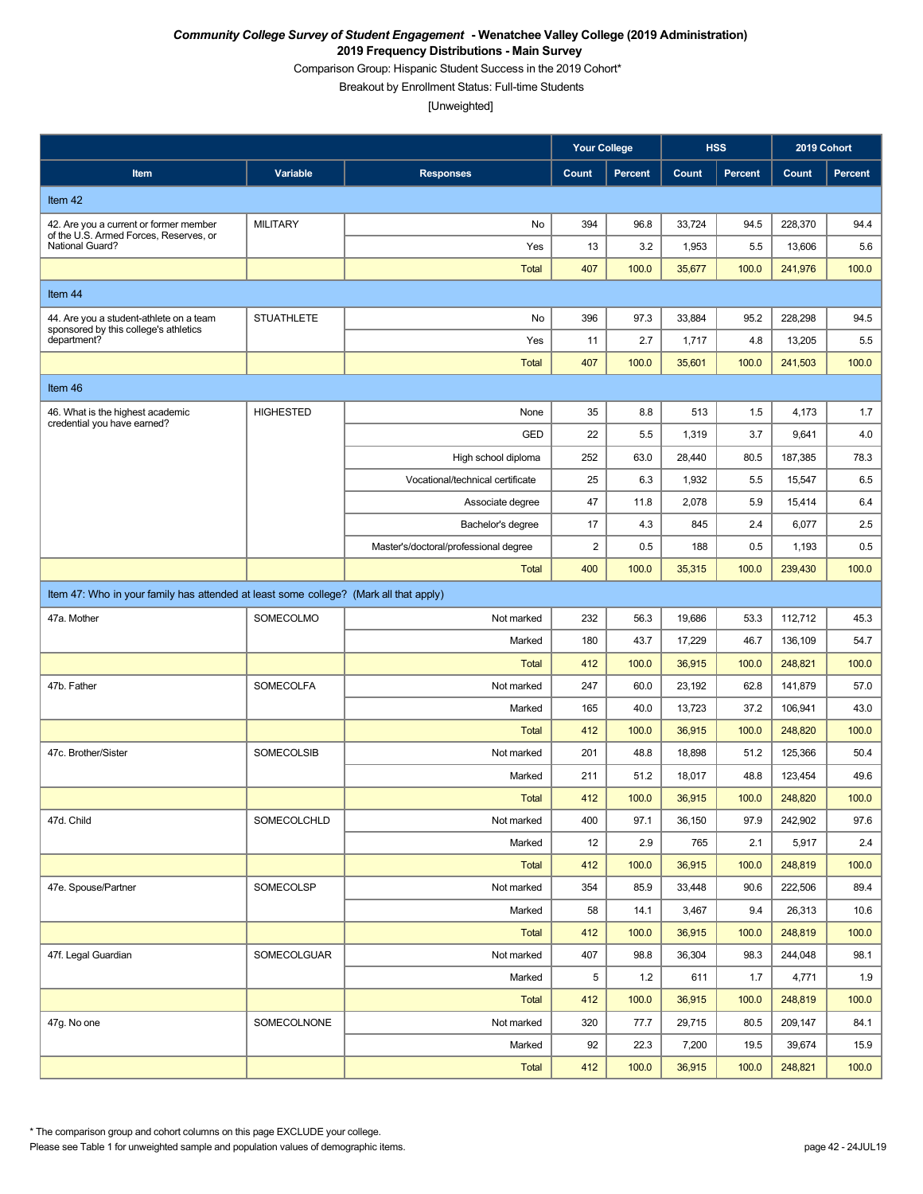***Community College Survey of Student Engagement* - Wenatchee Valley College (2019 Administration)**
**2019 Frequency Distributions - Main Survey**
Comparison Group: Hispanic Student Success in the 2019 Cohort*
Breakout by Enrollment Status: Full-time Students
[Unweighted]

| | | | Your College | | HSS | | 2019 Cohort | |
|---|---|---|---|---|---|---|---|---|
| **Item** | **Variable** | **Responses** | **Count** | **Percent** | **Count** | **Percent** | **Count** | **Percent** |
| Item 42 | | | | | | | | |
| 42. Are you a current or former member of the U.S. Armed Forces, Reserves, or National Guard? | MILITARY | No | 394 | 96.8 | 33,724 | 94.5 | 228,370 | 94.4 |
| | | Yes | 13 | 3.2 | 1,953 | 5.5 | 13,606 | 5.6 |
| | | Total | 407 | 100.0 | 35,677 | 100.0 | 241,976 | 100.0 |
| Item 44 | | | | | | | | |
| 44. Are you a student-athlete on a team sponsored by this college's athletics department? | STUATHLETE | No | 396 | 97.3 | 33,884 | 95.2 | 228,298 | 94.5 |
| | | Yes | 11 | 2.7 | 1,717 | 4.8 | 13,205 | 5.5 |
| | | Total | 407 | 100.0 | 35,601 | 100.0 | 241,503 | 100.0 |
| Item 46 | | | | | | | | |
| 46. What is the highest academic credential you have earned? | HIGHESTED | None | 35 | 8.8 | 513 | 1.5 | 4,173 | 1.7 |
| | | GED | 22 | 5.5 | 1,319 | 3.7 | 9,641 | 4.0 |
| | | High school diploma | 252 | 63.0 | 28,440 | 80.5 | 187,385 | 78.3 |
| | | Vocational/technical certificate | 25 | 6.3 | 1,932 | 5.5 | 15,547 | 6.5 |
| | | Associate degree | 47 | 11.8 | 2,078 | 5.9 | 15,414 | 6.4 |
| | | Bachelor's degree | 17 | 4.3 | 845 | 2.4 | 6,077 | 2.5 |
| | | Master's/doctoral/professional degree | 2 | 0.5 | 188 | 0.5 | 1,193 | 0.5 |
| | | Total | 400 | 100.0 | 35,315 | 100.0 | 239,430 | 100.0 |
| Item 47: Who in your family has attended at least some college? (Mark all that apply) | | | | | | | | |
| 47a. Mother | SOMECOLMO | Not marked | 232 | 56.3 | 19,686 | 53.3 | 112,712 | 45.3 |
| | | Marked | 180 | 43.7 | 17,229 | 46.7 | 136,109 | 54.7 |
| | | Total | 412 | 100.0 | 36,915 | 100.0 | 248,821 | 100.0 |
| 47b. Father | SOMECOLFA | Not marked | 247 | 60.0 | 23,192 | 62.8 | 141,879 | 57.0 |
| | | Marked | 165 | 40.0 | 13,723 | 37.2 | 106,941 | 43.0 |
| | | Total | 412 | 100.0 | 36,915 | 100.0 | 248,820 | 100.0 |
| 47c. Brother/Sister | SOMECOLSIB | Not marked | 201 | 48.8 | 18,898 | 51.2 | 125,366 | 50.4 |
| | | Marked | 211 | 51.2 | 18,017 | 48.8 | 123,454 | 49.6 |
| | | Total | 412 | 100.0 | 36,915 | 100.0 | 248,820 | 100.0 |
| 47d. Child | SOMECOLCHLD | Not marked | 400 | 97.1 | 36,150 | 97.9 | 242,902 | 97.6 |
| | | Marked | 12 | 2.9 | 765 | 2.1 | 5,917 | 2.4 |
| | | Total | 412 | 100.0 | 36,915 | 100.0 | 248,819 | 100.0 |
| 47e. Spouse/Partner | SOMECOLSP | Not marked | 354 | 85.9 | 33,448 | 90.6 | 222,506 | 89.4 |
| | | Marked | 58 | 14.1 | 3,467 | 9.4 | 26,313 | 10.6 |
| | | Total | 412 | 100.0 | 36,915 | 100.0 | 248,819 | 100.0 |
| 47f. Legal Guardian | SOMECOLGUAR | Not marked | 407 | 98.8 | 36,304 | 98.3 | 244,048 | 98.1 |
| | | Marked | 5 | 1.2 | 611 | 1.7 | 4,771 | 1.9 |
| | | Total | 412 | 100.0 | 36,915 | 100.0 | 248,819 | 100.0 |
| 47g. No one | SOMECOLNONE | Not marked | 320 | 77.7 | 29,715 | 80.5 | 209,147 | 84.1 |
| | | Marked | 92 | 22.3 | 7,200 | 19.5 | 39,674 | 15.9 |
| | | Total | 412 | 100.0 | 36,915 | 100.0 | 248,821 | 100.0 |

* The comparison group and cohort columns on this page EXCLUDE your college.
Please see Table 1 for unweighted sample and population values of demographic items.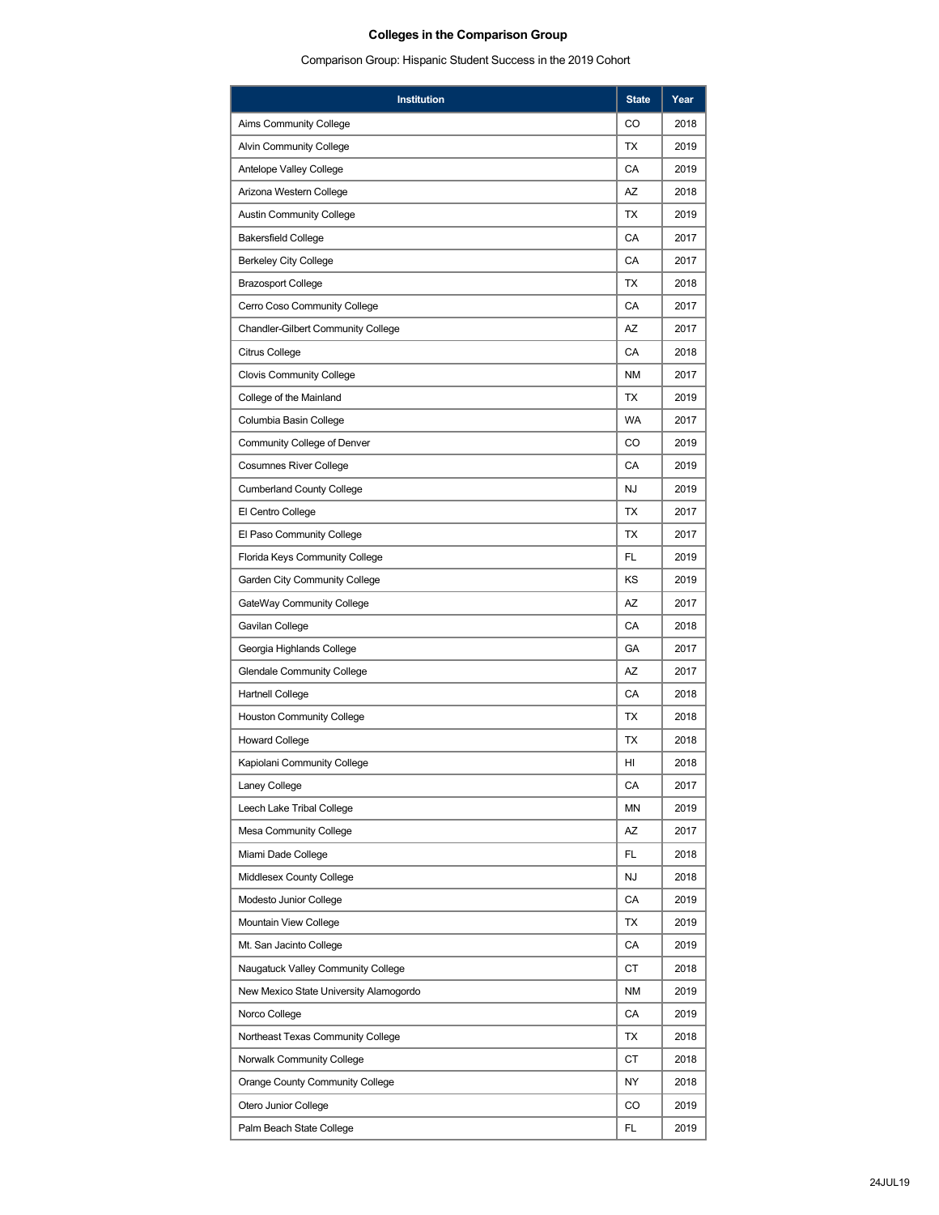# Colleges in the Comparison Group

Comparison Group: Hispanic Student Success in the 2019 Cohort

| Institution | State | Year |
|---|---|---|
| Aims Community College | CO | 2018 |
| Alvin Community College | TX | 2019 |
| Antelope Valley College | CA | 2019 |
| Arizona Western College | AZ | 2018 |
| Austin Community College | TX | 2019 |
| Bakersfield College | CA | 2017 |
| Berkeley City College | CA | 2017 |
| Brazosport College | TX | 2018 |
| Cerro Coso Community College | CA | 2017 |
| Chandler-Gilbert Community College | AZ | 2017 |
| Citrus College | CA | 2018 |
| Clovis Community College | NM | 2017 |
| College of the Mainland | TX | 2019 |
| Columbia Basin College | WA | 2017 |
| Community College of Denver | CO | 2019 |
| Cosumnes River College | CA | 2019 |
| Cumberland County College | NJ | 2019 |
| El Centro College | TX | 2017 |
| El Paso Community College | TX | 2017 |
| Florida Keys Community College | FL | 2019 |
| Garden City Community College | KS | 2019 |
| GateWay Community College | AZ | 2017 |
| Gavilan College | CA | 2018 |
| Georgia Highlands College | GA | 2017 |
| Glendale Community College | AZ | 2017 |
| Hartnell College | CA | 2018 |
| Houston Community College | TX | 2018 |
| Howard College | TX | 2018 |
| Kapiolani Community College | HI | 2018 |
| Laney College | CA | 2017 |
| Leech Lake Tribal College | MN | 2019 |
| Mesa Community College | AZ | 2017 |
| Miami Dade College | FL | 2018 |
| Middlesex County College | NJ | 2018 |
| Modesto Junior College | CA | 2019 |
| Mountain View College | TX | 2019 |
| Mt. San Jacinto College | CA | 2019 |
| Naugatuck Valley Community College | CT | 2018 |
| New Mexico State University Alamogordo | NM | 2019 |
| Norco College | CA | 2019 |
| Northeast Texas Community College | TX | 2018 |
| Norwalk Community College | CT | 2018 |
| Orange County Community College | NY | 2018 |
| Otero Junior College | CO | 2019 |
| Palm Beach State College | FL | 2019 |

24JUL19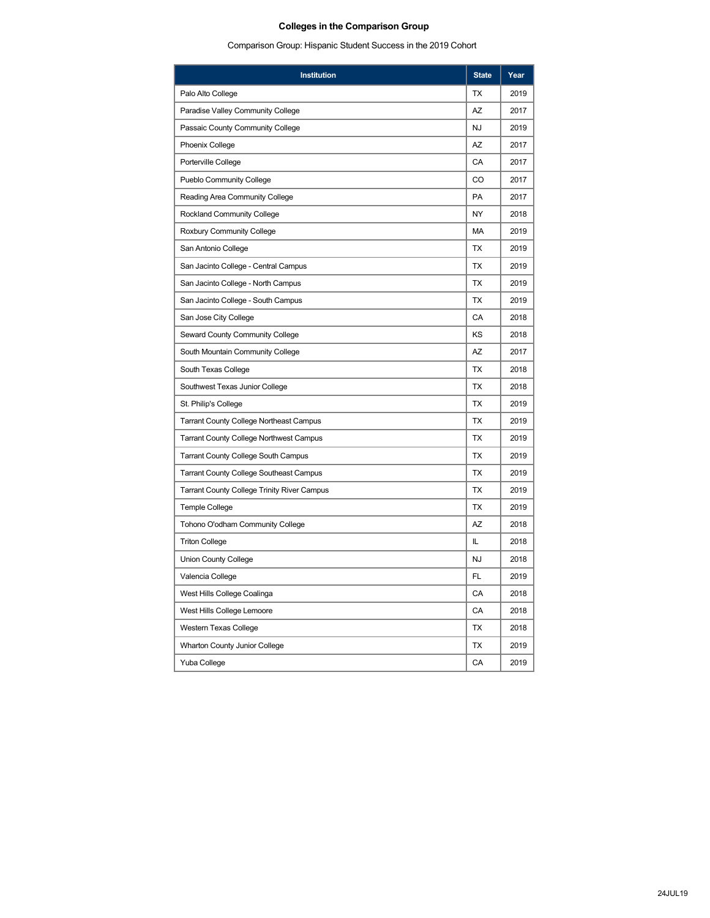**Colleges in the Comparison Group**

Comparison Group: Hispanic Student Success in the 2019 Cohort

| Institution | State | Year |
|---|---|---|
| Palo Alto College | TX | 2019 |
| Paradise Valley Community College | AZ | 2017 |
| Passaic County Community College | NJ | 2019 |
| Phoenix College | AZ | 2017 |
| Porterville College | CA | 2017 |
| Pueblo Community College | CO | 2017 |
| Reading Area Community College | PA | 2017 |
| Rockland Community College | NY | 2018 |
| Roxbury Community College | MA | 2019 |
| San Antonio College | TX | 2019 |
| San Jacinto College - Central Campus | TX | 2019 |
| San Jacinto College - North Campus | TX | 2019 |
| San Jacinto College - South Campus | TX | 2019 |
| San Jose City College | CA | 2018 |
| Seward County Community College | KS | 2018 |
| South Mountain Community College | AZ | 2017 |
| South Texas College | TX | 2018 |
| Southwest Texas Junior College | TX | 2018 |
| St. Philip's College | TX | 2019 |
| Tarrant County College Northeast Campus | TX | 2019 |
| Tarrant County College Northwest Campus | TX | 2019 |
| Tarrant County College South Campus | TX | 2019 |
| Tarrant County College Southeast Campus | TX | 2019 |
| Tarrant County College Trinity River Campus | TX | 2019 |
| Temple College | TX | 2019 |
| Tohono O'odham Community College | AZ | 2018 |
| Triton College | IL | 2018 |
| Union County College | NJ | 2018 |
| Valencia College | FL | 2019 |
| West Hills College Coalinga | CA | 2018 |
| West Hills College Lemoore | CA | 2018 |
| Western Texas College | TX | 2018 |
| Wharton County Junior College | TX | 2019 |
| Yuba College | CA | 2019 |

24JUL19